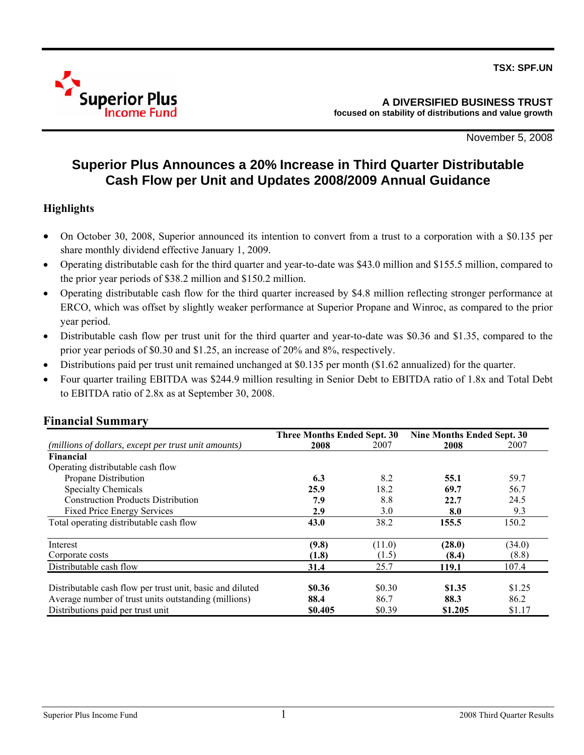TSX: SPF.UN

**A DIVERSIFIED BUSINESS TRUST**
**focused on stability of distributions and value growth**

November 5, 2008

# Superior Plus Announces a 20% Increase in Third Quarter Distributable Cash Flow per Unit and Updates 2008/2009 Annual Guidance

## Highlights

- On October 30, 2008, Superior announced its intention to convert from a trust to a corporation with a $0.135 per share monthly dividend effective January 1, 2009.
- Operating distributable cash for the third quarter and year-to-date was $43.0 million and $155.5 million, compared to the prior year periods of $38.2 million and $150.2 million.
- Operating distributable cash flow for the third quarter increased by $4.8 million reflecting stronger performance at ERCO, which was offset by slightly weaker performance at Superior Propane and Winroc, as compared to the prior year period.
- Distributable cash flow per trust unit for the third quarter and year-to-date was $0.36 and $1.35, compared to the prior year periods of $0.30 and $1.25, an increase of 20% and 8%, respectively.
- Distributions paid per trust unit remained unchanged at $0.135 per month ($1.62 annualized) for the quarter.
- Four quarter trailing EBITDA was $244.9 million resulting in Senior Debt to EBITDA ratio of 1.8x and Total Debt to EBITDA ratio of 2.8x as at September 30, 2008.

## Financial Summary

| *(millions of dollars, except per trust unit amounts)* | Three Months Ended Sept. 30 | | Nine Months Ended Sept. 30 | |
|---|---|---|---|---|
| | **2008** | 2007 | **2008** | 2007 |
| **Financial** | | | | |
| Operating distributable cash flow | | | | |
| Propane Distribution | **6.3** | 8.2 | **55.1** | 59.7 |
| Specialty Chemicals | **25.9** | 18.2 | **69.7** | 56.7 |
| Construction Products Distribution | **7.9** | 8.8 | **22.7** | 24.5 |
| Fixed Price Energy Services | **2.9** | 3.0 | **8.0** | 9.3 |
| Total operating distributable cash flow | **43.0** | 38.2 | **155.5** | 150.2 |
| Interest | **(9.8)** | (11.0) | **(28.0)** | (34.0) |
| Corporate costs | **(1.8)** | (1.5) | **(8.4)** | (8.8) |
| Distributable cash flow | **31.4** | 25.7 | **119.1** | 107.4 |
| Distributable cash flow per trust unit, basic and diluted | **$0.36** | $0.30 | **$1.35** | $1.25 |
| Average number of trust units outstanding (millions) | **88.4** | 86.7 | **88.3** | 86.2 |
| Distributions paid per trust unit | **$0.405** | $0.39 | **$1.205** | $1.17 |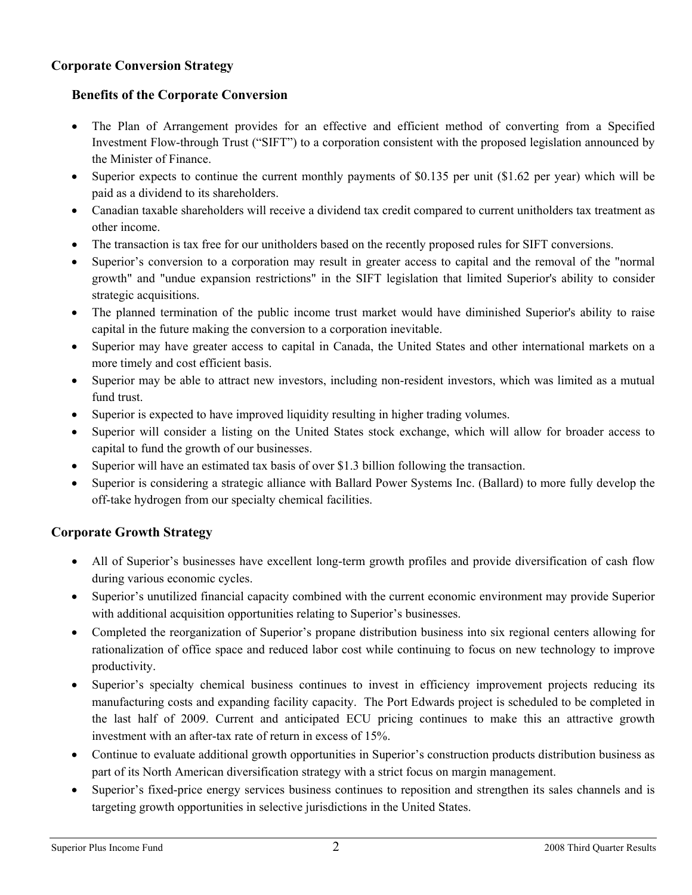## Corporate Conversion Strategy

### Benefits of the Corporate Conversion

- The Plan of Arrangement provides for an effective and efficient method of converting from a Specified Investment Flow-through Trust ("SIFT") to a corporation consistent with the proposed legislation announced by the Minister of Finance.
- Superior expects to continue the current monthly payments of $0.135 per unit ($1.62 per year) which will be paid as a dividend to its shareholders.
- Canadian taxable shareholders will receive a dividend tax credit compared to current unitholders tax treatment as other income.
- The transaction is tax free for our unitholders based on the recently proposed rules for SIFT conversions.
- Superior's conversion to a corporation may result in greater access to capital and the removal of the "normal growth" and "undue expansion restrictions" in the SIFT legislation that limited Superior's ability to consider strategic acquisitions.
- The planned termination of the public income trust market would have diminished Superior's ability to raise capital in the future making the conversion to a corporation inevitable.
- Superior may have greater access to capital in Canada, the United States and other international markets on a more timely and cost efficient basis.
- Superior may be able to attract new investors, including non-resident investors, which was limited as a mutual fund trust.
- Superior is expected to have improved liquidity resulting in higher trading volumes.
- Superior will consider a listing on the United States stock exchange, which will allow for broader access to capital to fund the growth of our businesses.
- Superior will have an estimated tax basis of over $1.3 billion following the transaction.
- Superior is considering a strategic alliance with Ballard Power Systems Inc. (Ballard) to more fully develop the off-take hydrogen from our specialty chemical facilities.

## Corporate Growth Strategy

- All of Superior's businesses have excellent long-term growth profiles and provide diversification of cash flow during various economic cycles.
- Superior's unutilized financial capacity combined with the current economic environment may provide Superior with additional acquisition opportunities relating to Superior's businesses.
- Completed the reorganization of Superior's propane distribution business into six regional centers allowing for rationalization of office space and reduced labor cost while continuing to focus on new technology to improve productivity.
- Superior's specialty chemical business continues to invest in efficiency improvement projects reducing its manufacturing costs and expanding facility capacity. The Port Edwards project is scheduled to be completed in the last half of 2009. Current and anticipated ECU pricing continues to make this an attractive growth investment with an after-tax rate of return in excess of 15%.
- Continue to evaluate additional growth opportunities in Superior's construction products distribution business as part of its North American diversification strategy with a strict focus on margin management.
- Superior's fixed-price energy services business continues to reposition and strengthen its sales channels and is targeting growth opportunities in selective jurisdictions in the United States.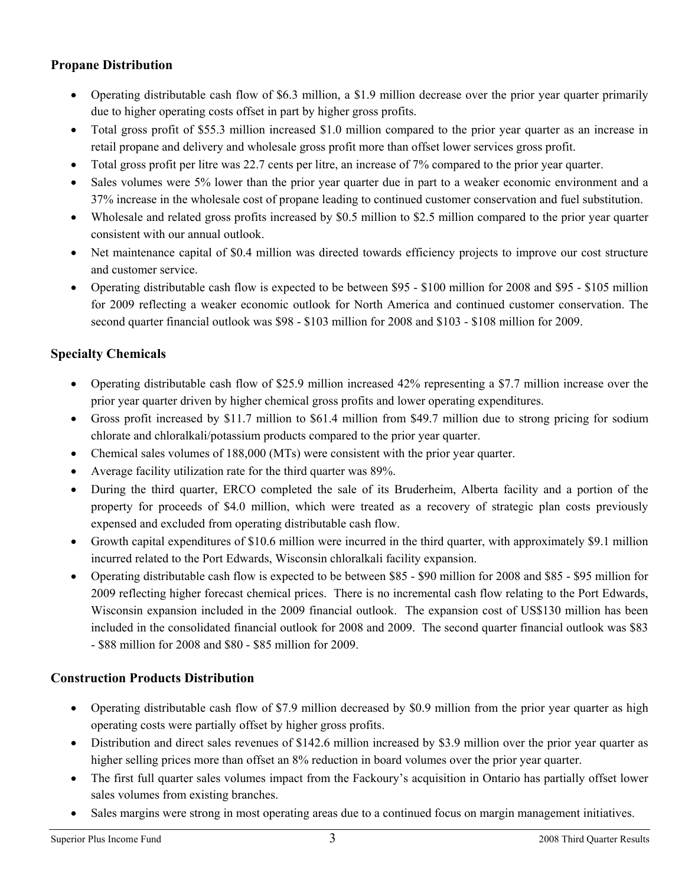## Propane Distribution

- Operating distributable cash flow of $6.3 million, a $1.9 million decrease over the prior year quarter primarily due to higher operating costs offset in part by higher gross profits.
- Total gross profit of $55.3 million increased $1.0 million compared to the prior year quarter as an increase in retail propane and delivery and wholesale gross profit more than offset lower services gross profit.
- Total gross profit per litre was 22.7 cents per litre, an increase of 7% compared to the prior year quarter.
- Sales volumes were 5% lower than the prior year quarter due in part to a weaker economic environment and a 37% increase in the wholesale cost of propane leading to continued customer conservation and fuel substitution.
- Wholesale and related gross profits increased by $0.5 million to $2.5 million compared to the prior year quarter consistent with our annual outlook.
- Net maintenance capital of $0.4 million was directed towards efficiency projects to improve our cost structure and customer service.
- Operating distributable cash flow is expected to be between $95 - $100 million for 2008 and $95 - $105 million for 2009 reflecting a weaker economic outlook for North America and continued customer conservation. The second quarter financial outlook was $98 - $103 million for 2008 and $103 - $108 million for 2009.

## Specialty Chemicals

- Operating distributable cash flow of $25.9 million increased 42% representing a $7.7 million increase over the prior year quarter driven by higher chemical gross profits and lower operating expenditures.
- Gross profit increased by $11.7 million to $61.4 million from $49.7 million due to strong pricing for sodium chlorate and chloralkali/potassium products compared to the prior year quarter.
- Chemical sales volumes of 188,000 (MTs) were consistent with the prior year quarter.
- Average facility utilization rate for the third quarter was 89%.
- During the third quarter, ERCO completed the sale of its Bruderheim, Alberta facility and a portion of the property for proceeds of $4.0 million, which were treated as a recovery of strategic plan costs previously expensed and excluded from operating distributable cash flow.
- Growth capital expenditures of $10.6 million were incurred in the third quarter, with approximately $9.1 million incurred related to the Port Edwards, Wisconsin chloralkali facility expansion.
- Operating distributable cash flow is expected to be between $85 - $90 million for 2008 and $85 - $95 million for 2009 reflecting higher forecast chemical prices. There is no incremental cash flow relating to the Port Edwards, Wisconsin expansion included in the 2009 financial outlook. The expansion cost of US$130 million has been included in the consolidated financial outlook for 2008 and 2009. The second quarter financial outlook was $83 - $88 million for 2008 and $80 - $85 million for 2009.

## Construction Products Distribution

- Operating distributable cash flow of $7.9 million decreased by $0.9 million from the prior year quarter as high operating costs were partially offset by higher gross profits.
- Distribution and direct sales revenues of $142.6 million increased by $3.9 million over the prior year quarter as higher selling prices more than offset an 8% reduction in board volumes over the prior year quarter.
- The first full quarter sales volumes impact from the Fackoury's acquisition in Ontario has partially offset lower sales volumes from existing branches.
- Sales margins were strong in most operating areas due to a continued focus on margin management initiatives.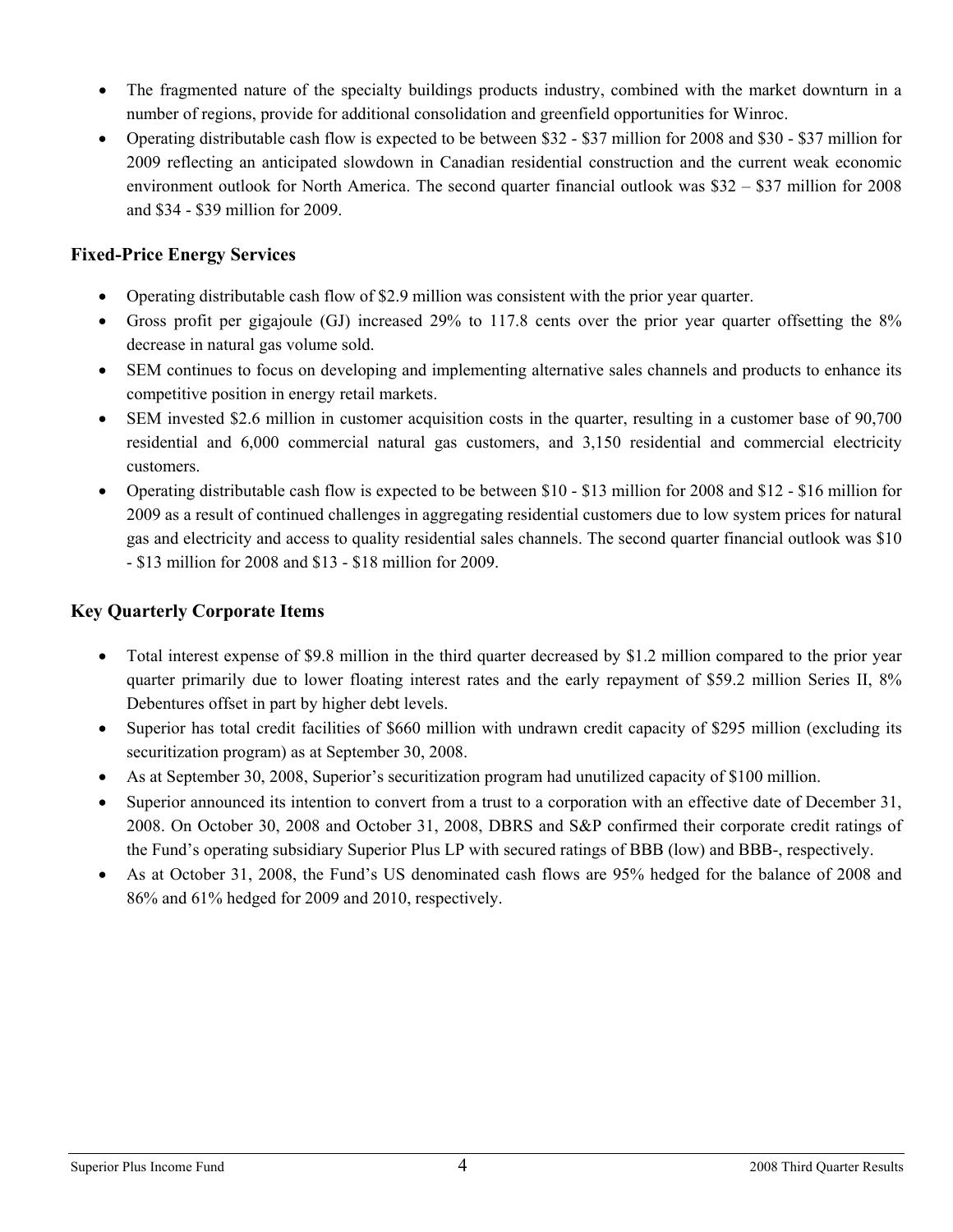- The fragmented nature of the specialty buildings products industry, combined with the market downturn in a number of regions, provide for additional consolidation and greenfield opportunities for Winroc.
- Operating distributable cash flow is expected to be between $32 - $37 million for 2008 and $30 - $37 million for 2009 reflecting an anticipated slowdown in Canadian residential construction and the current weak economic environment outlook for North America. The second quarter financial outlook was $32 – $37 million for 2008 and $34 - $39 million for 2009.

## Fixed-Price Energy Services

- Operating distributable cash flow of $2.9 million was consistent with the prior year quarter.
- Gross profit per gigajoule (GJ) increased 29% to 117.8 cents over the prior year quarter offsetting the 8% decrease in natural gas volume sold.
- SEM continues to focus on developing and implementing alternative sales channels and products to enhance its competitive position in energy retail markets.
- SEM invested $2.6 million in customer acquisition costs in the quarter, resulting in a customer base of 90,700 residential and 6,000 commercial natural gas customers, and 3,150 residential and commercial electricity customers.
- Operating distributable cash flow is expected to be between $10 - $13 million for 2008 and $12 - $16 million for 2009 as a result of continued challenges in aggregating residential customers due to low system prices for natural gas and electricity and access to quality residential sales channels. The second quarter financial outlook was $10 - $13 million for 2008 and $13 - $18 million for 2009.

## Key Quarterly Corporate Items

- Total interest expense of $9.8 million in the third quarter decreased by $1.2 million compared to the prior year quarter primarily due to lower floating interest rates and the early repayment of $59.2 million Series II, 8% Debentures offset in part by higher debt levels.
- Superior has total credit facilities of $660 million with undrawn credit capacity of $295 million (excluding its securitization program) as at September 30, 2008.
- As at September 30, 2008, Superior's securitization program had unutilized capacity of $100 million.
- Superior announced its intention to convert from a trust to a corporation with an effective date of December 31, 2008. On October 30, 2008 and October 31, 2008, DBRS and S&P confirmed their corporate credit ratings of the Fund's operating subsidiary Superior Plus LP with secured ratings of BBB (low) and BBB-, respectively.
- As at October 31, 2008, the Fund's US denominated cash flows are 95% hedged for the balance of 2008 and 86% and 61% hedged for 2009 and 2010, respectively.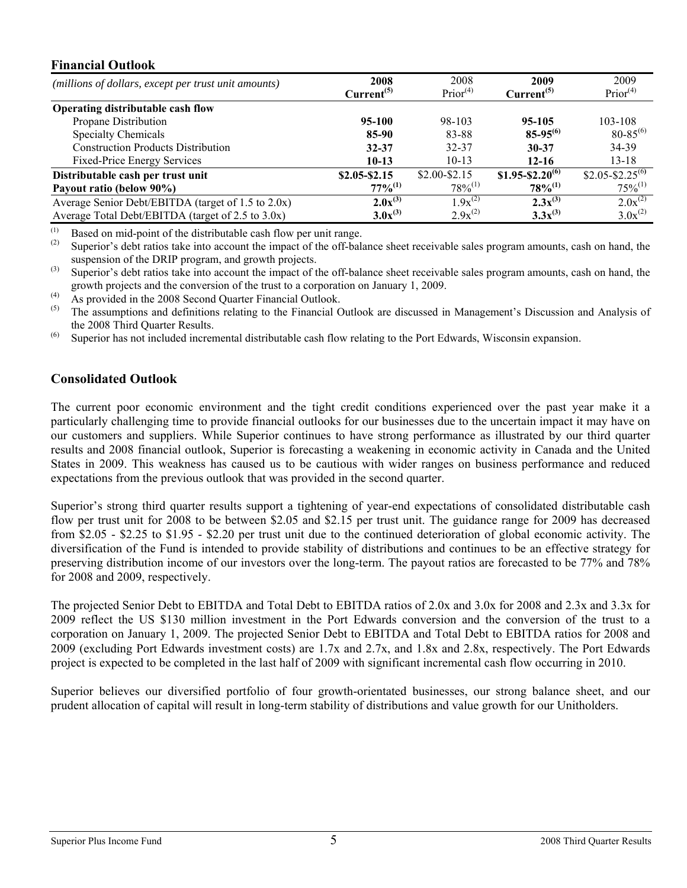## Financial Outlook

| *(millions of dollars, except per trust unit amounts)* | **2008 Current[(5)]** | 2008 Prior[(4)] | **2009 Current[(5)]** | 2009 Prior[(4)] |
|---|---|---|---|---|
| **Operating distributable cash flow** | | | | |
| Propane Distribution | **95-100** | 98-103 | **95-105** | 103-108 |
| Specialty Chemicals | **85-90** | 83-88 | **85-95[(6)]** | 80-85[(6)] |
| Construction Products Distribution | **32-37** | 32-37 | **30-37** | 34-39 |
| Fixed-Price Energy Services | **10-13** | 10-13 | **12-16** | 13-18 |
| **Distributable cash per trust unit** | **\$2.05-\$2.15** | \$2.00-\$2.15 | **\$1.95-\$2.20[(6)]** | \$2.05-\$2.25[(6)] |
| **Payout ratio (below 90%)** | **77%[(1)]** | 78%[(1)] | **78%[(1)]** | 75%[(1)] |
| Average Senior Debt/EBITDA (target of 1.5 to 2.0x) | **2.0x[(3)]** | 1.9x[(2)] | **2.3x[(3)]** | 2.0x[(2)] |
| Average Total Debt/EBITDA (target of 2.5 to 3.0x) | **3.0x[(3)]** | 2.9x[(2)] | **3.3x[(3)]** | 3.0x[(2)] |

(1) Based on mid-point of the distributable cash flow per unit range.

(2) Superior's debt ratios take into account the impact of the off-balance sheet receivable sales program amounts, cash on hand, the suspension of the DRIP program, and growth projects.

(3) Superior's debt ratios take into account the impact of the off-balance sheet receivable sales program amounts, cash on hand, the growth projects and the conversion of the trust to a corporation on January 1, 2009.

(4) As provided in the 2008 Second Quarter Financial Outlook.

(5) The assumptions and definitions relating to the Financial Outlook are discussed in Management's Discussion and Analysis of the 2008 Third Quarter Results.

(6) Superior has not included incremental distributable cash flow relating to the Port Edwards, Wisconsin expansion.

## Consolidated Outlook

The current poor economic environment and the tight credit conditions experienced over the past year make it a particularly challenging time to provide financial outlooks for our businesses due to the uncertain impact it may have on our customers and suppliers. While Superior continues to have strong performance as illustrated by our third quarter results and 2008 financial outlook, Superior is forecasting a weakening in economic activity in Canada and the United States in 2009. This weakness has caused us to be cautious with wider ranges on business performance and reduced expectations from the previous outlook that was provided in the second quarter.

Superior's strong third quarter results support a tightening of year-end expectations of consolidated distributable cash flow per trust unit for 2008 to be between \$2.05 and \$2.15 per trust unit. The guidance range for 2009 has decreased from \$2.05 - \$2.25 to \$1.95 - \$2.20 per trust unit due to the continued deterioration of global economic activity. The diversification of the Fund is intended to provide stability of distributions and continues to be an effective strategy for preserving distribution income of our investors over the long-term. The payout ratios are forecasted to be 77% and 78% for 2008 and 2009, respectively.

The projected Senior Debt to EBITDA and Total Debt to EBITDA ratios of 2.0x and 3.0x for 2008 and 2.3x and 3.3x for 2009 reflect the US \$130 million investment in the Port Edwards conversion and the conversion of the trust to a corporation on January 1, 2009. The projected Senior Debt to EBITDA and Total Debt to EBITDA ratios for 2008 and 2009 (excluding Port Edwards investment costs) are 1.7x and 2.7x, and 1.8x and 2.8x, respectively. The Port Edwards project is expected to be completed in the last half of 2009 with significant incremental cash flow occurring in 2010.

Superior believes our diversified portfolio of four growth-orientated businesses, our strong balance sheet, and our prudent allocation of capital will result in long-term stability of distributions and value growth for our Unitholders.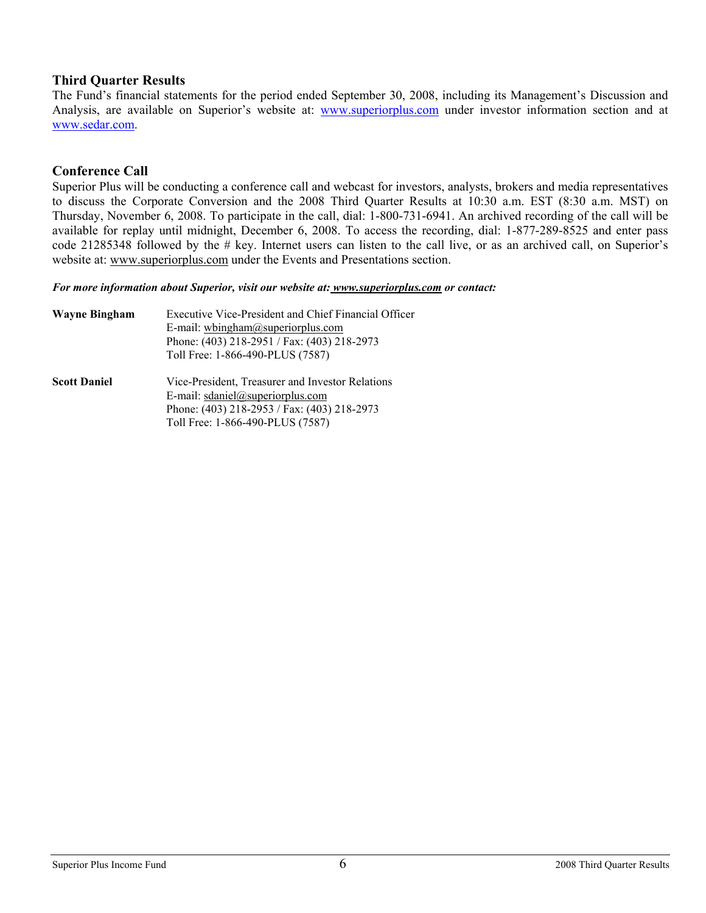## Third Quarter Results

The Fund's financial statements for the period ended September 30, 2008, including its Management's Discussion and Analysis, are available on Superior's website at: www.superiorplus.com under investor information section and at www.sedar.com.

## Conference Call

Superior Plus will be conducting a conference call and webcast for investors, analysts, brokers and media representatives to discuss the Corporate Conversion and the 2008 Third Quarter Results at 10:30 a.m. EST (8:30 a.m. MST) on Thursday, November 6, 2008. To participate in the call, dial: 1-800-731-6941. An archived recording of the call will be available for replay until midnight, December 6, 2008. To access the recording, dial: 1-877-289-8525 and enter pass code 21285348 followed by the # key. Internet users can listen to the call live, or as an archived call, on Superior's website at: www.superiorplus.com under the Events and Presentations section.

***For more information about Superior, visit our website at: www.superiorplus.com or contact:***

**Wayne Bingham**
Executive Vice-President and Chief Financial Officer
E-mail: wbingham@superiorplus.com
Phone: (403) 218-2951 / Fax: (403) 218-2973
Toll Free: 1-866-490-PLUS (7587)

**Scott Daniel**
Vice-President, Treasurer and Investor Relations
E-mail: sdaniel@superiorplus.com
Phone: (403) 218-2953 / Fax: (403) 218-2973
Toll Free: 1-866-490-PLUS (7587)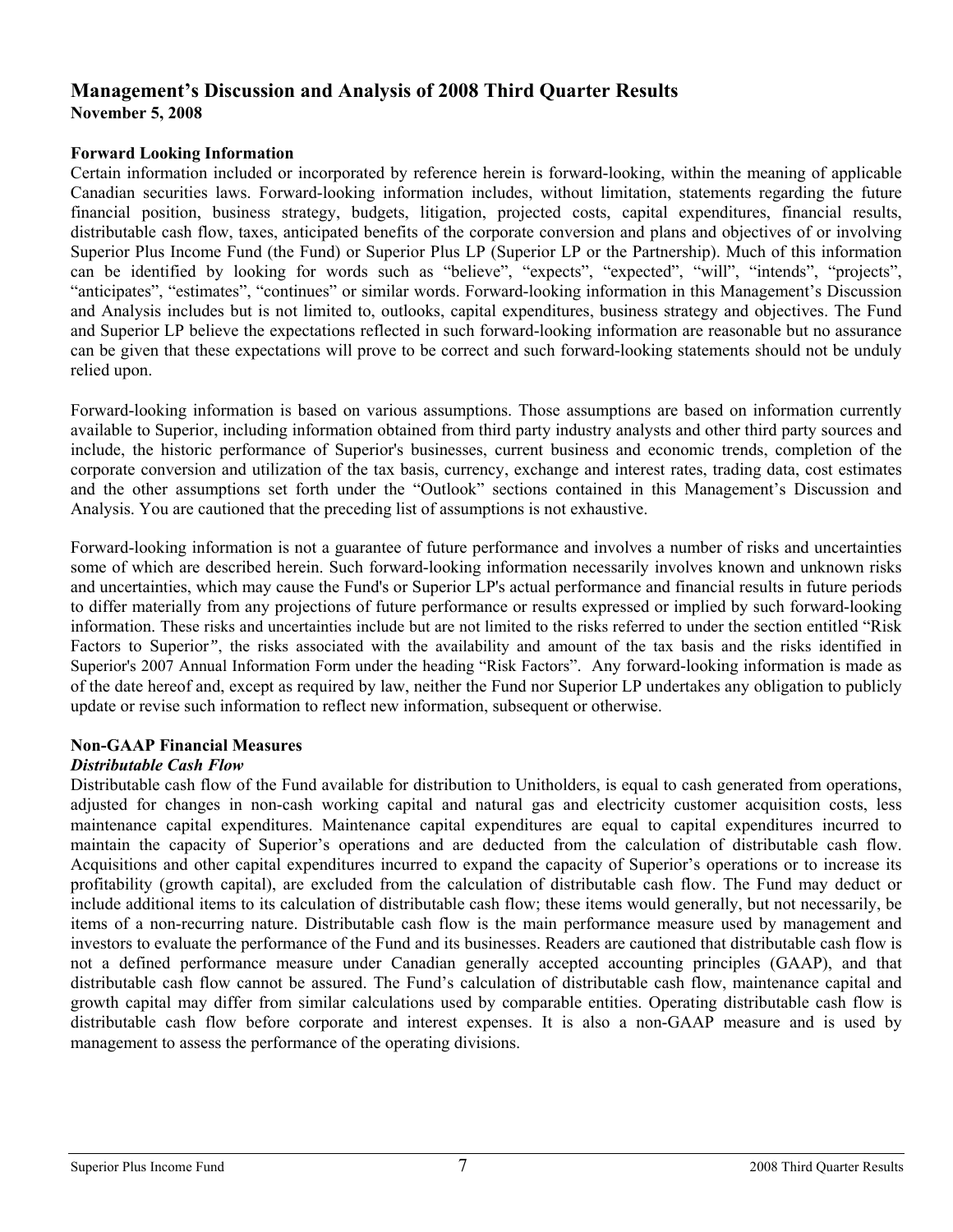# Management's Discussion and Analysis of 2008 Third Quarter Results

**November 5, 2008**

## Forward Looking Information

Certain information included or incorporated by reference herein is forward-looking, within the meaning of applicable Canadian securities laws. Forward-looking information includes, without limitation, statements regarding the future financial position, business strategy, budgets, litigation, projected costs, capital expenditures, financial results, distributable cash flow, taxes, anticipated benefits of the corporate conversion and plans and objectives of or involving Superior Plus Income Fund (the Fund) or Superior Plus LP (Superior LP or the Partnership). Much of this information can be identified by looking for words such as "believe", "expects", "expected", "will", "intends", "projects", "anticipates", "estimates", "continues" or similar words. Forward-looking information in this Management's Discussion and Analysis includes but is not limited to, outlooks, capital expenditures, business strategy and objectives. The Fund and Superior LP believe the expectations reflected in such forward-looking information are reasonable but no assurance can be given that these expectations will prove to be correct and such forward-looking statements should not be unduly relied upon.

Forward-looking information is based on various assumptions. Those assumptions are based on information currently available to Superior, including information obtained from third party industry analysts and other third party sources and include, the historic performance of Superior's businesses, current business and economic trends, completion of the corporate conversion and utilization of the tax basis, currency, exchange and interest rates, trading data, cost estimates and the other assumptions set forth under the "Outlook" sections contained in this Management's Discussion and Analysis. You are cautioned that the preceding list of assumptions is not exhaustive.

Forward-looking information is not a guarantee of future performance and involves a number of risks and uncertainties some of which are described herein. Such forward-looking information necessarily involves known and unknown risks and uncertainties, which may cause the Fund's or Superior LP's actual performance and financial results in future periods to differ materially from any projections of future performance or results expressed or implied by such forward-looking information. These risks and uncertainties include but are not limited to the risks referred to under the section entitled "Risk Factors to Superior", the risks associated with the availability and amount of the tax basis and the risks identified in Superior's 2007 Annual Information Form under the heading "Risk Factors". Any forward-looking information is made as of the date hereof and, except as required by law, neither the Fund nor Superior LP undertakes any obligation to publicly update or revise such information to reflect new information, subsequent or otherwise.

## Non-GAAP Financial Measures

### *Distributable Cash Flow*

Distributable cash flow of the Fund available for distribution to Unitholders, is equal to cash generated from operations, adjusted for changes in non-cash working capital and natural gas and electricity customer acquisition costs, less maintenance capital expenditures. Maintenance capital expenditures are equal to capital expenditures incurred to maintain the capacity of Superior's operations and are deducted from the calculation of distributable cash flow. Acquisitions and other capital expenditures incurred to expand the capacity of Superior's operations or to increase its profitability (growth capital), are excluded from the calculation of distributable cash flow. The Fund may deduct or include additional items to its calculation of distributable cash flow; these items would generally, but not necessarily, be items of a non-recurring nature. Distributable cash flow is the main performance measure used by management and investors to evaluate the performance of the Fund and its businesses. Readers are cautioned that distributable cash flow is not a defined performance measure under Canadian generally accepted accounting principles (GAAP), and that distributable cash flow cannot be assured. The Fund's calculation of distributable cash flow, maintenance capital and growth capital may differ from similar calculations used by comparable entities. Operating distributable cash flow is distributable cash flow before corporate and interest expenses. It is also a non-GAAP measure and is used by management to assess the performance of the operating divisions.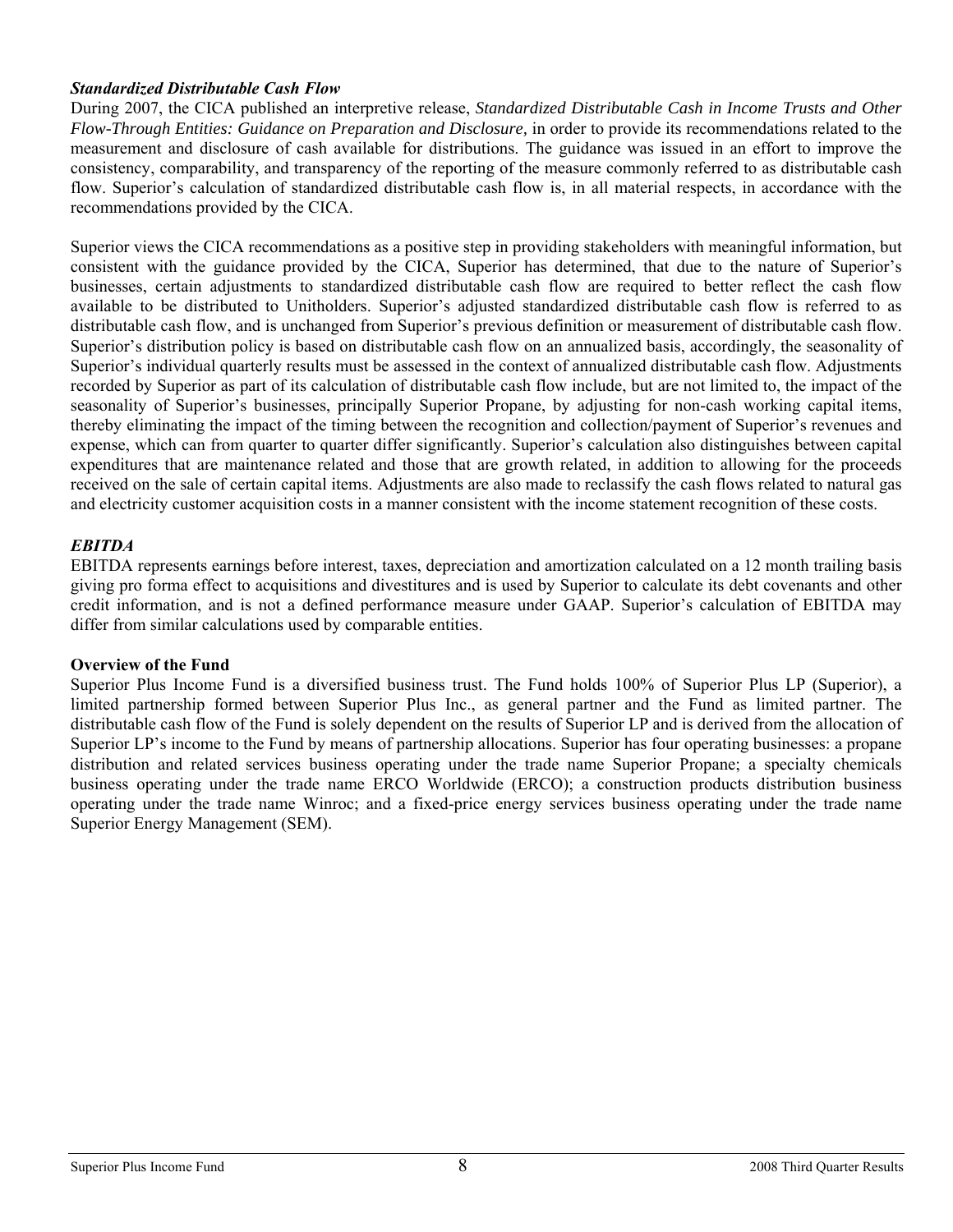### *Standardized Distributable Cash Flow*

During 2007, the CICA published an interpretive release, *Standardized Distributable Cash in Income Trusts and Other Flow-Through Entities: Guidance on Preparation and Disclosure,* in order to provide its recommendations related to the measurement and disclosure of cash available for distributions. The guidance was issued in an effort to improve the consistency, comparability, and transparency of the reporting of the measure commonly referred to as distributable cash flow. Superior's calculation of standardized distributable cash flow is, in all material respects, in accordance with the recommendations provided by the CICA.

Superior views the CICA recommendations as a positive step in providing stakeholders with meaningful information, but consistent with the guidance provided by the CICA, Superior has determined, that due to the nature of Superior's businesses, certain adjustments to standardized distributable cash flow are required to better reflect the cash flow available to be distributed to Unitholders. Superior's adjusted standardized distributable cash flow is referred to as distributable cash flow, and is unchanged from Superior's previous definition or measurement of distributable cash flow. Superior's distribution policy is based on distributable cash flow on an annualized basis, accordingly, the seasonality of Superior's individual quarterly results must be assessed in the context of annualized distributable cash flow. Adjustments recorded by Superior as part of its calculation of distributable cash flow include, but are not limited to, the impact of the seasonality of Superior's businesses, principally Superior Propane, by adjusting for non-cash working capital items, thereby eliminating the impact of the timing between the recognition and collection/payment of Superior's revenues and expense, which can from quarter to quarter differ significantly. Superior's calculation also distinguishes between capital expenditures that are maintenance related and those that are growth related, in addition to allowing for the proceeds received on the sale of certain capital items. Adjustments are also made to reclassify the cash flows related to natural gas and electricity customer acquisition costs in a manner consistent with the income statement recognition of these costs.

### *EBITDA*

EBITDA represents earnings before interest, taxes, depreciation and amortization calculated on a 12 month trailing basis giving pro forma effect to acquisitions and divestitures and is used by Superior to calculate its debt covenants and other credit information, and is not a defined performance measure under GAAP. Superior's calculation of EBITDA may differ from similar calculations used by comparable entities.

## Overview of the Fund

Superior Plus Income Fund is a diversified business trust. The Fund holds 100% of Superior Plus LP (Superior), a limited partnership formed between Superior Plus Inc., as general partner and the Fund as limited partner. The distributable cash flow of the Fund is solely dependent on the results of Superior LP and is derived from the allocation of Superior LP's income to the Fund by means of partnership allocations. Superior has four operating businesses: a propane distribution and related services business operating under the trade name Superior Propane; a specialty chemicals business operating under the trade name ERCO Worldwide (ERCO); a construction products distribution business operating under the trade name Winroc; and a fixed-price energy services business operating under the trade name Superior Energy Management (SEM).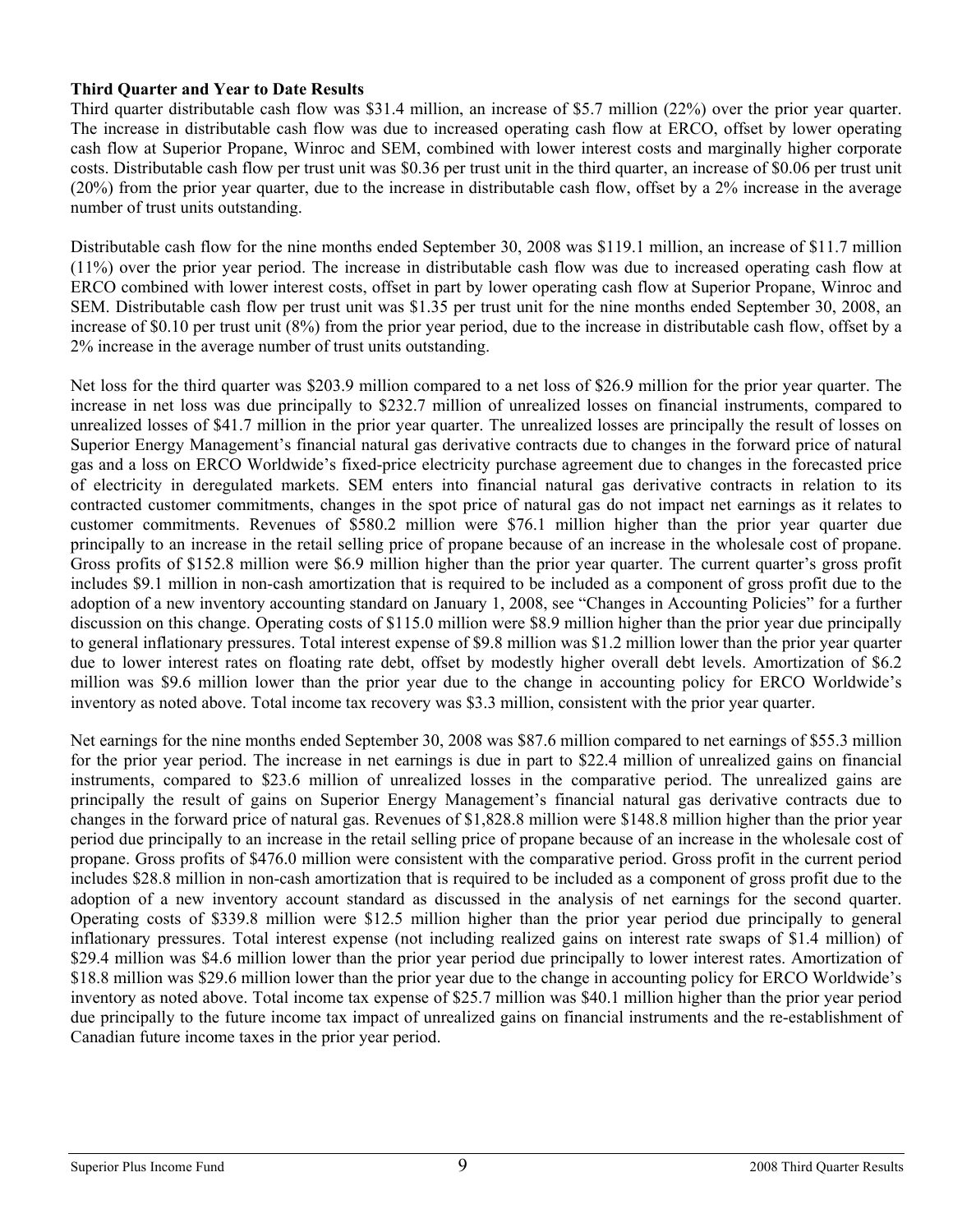**Third Quarter and Year to Date Results**

Third quarter distributable cash flow was $31.4 million, an increase of $5.7 million (22%) over the prior year quarter. The increase in distributable cash flow was due to increased operating cash flow at ERCO, offset by lower operating cash flow at Superior Propane, Winroc and SEM, combined with lower interest costs and marginally higher corporate costs. Distributable cash flow per trust unit was $0.36 per trust unit in the third quarter, an increase of $0.06 per trust unit (20%) from the prior year quarter, due to the increase in distributable cash flow, offset by a 2% increase in the average number of trust units outstanding.

Distributable cash flow for the nine months ended September 30, 2008 was $119.1 million, an increase of $11.7 million (11%) over the prior year period. The increase in distributable cash flow was due to increased operating cash flow at ERCO combined with lower interest costs, offset in part by lower operating cash flow at Superior Propane, Winroc and SEM. Distributable cash flow per trust unit was $1.35 per trust unit for the nine months ended September 30, 2008, an increase of $0.10 per trust unit (8%) from the prior year period, due to the increase in distributable cash flow, offset by a 2% increase in the average number of trust units outstanding.

Net loss for the third quarter was $203.9 million compared to a net loss of $26.9 million for the prior year quarter. The increase in net loss was due principally to $232.7 million of unrealized losses on financial instruments, compared to unrealized losses of $41.7 million in the prior year quarter. The unrealized losses are principally the result of losses on Superior Energy Management's financial natural gas derivative contracts due to changes in the forward price of natural gas and a loss on ERCO Worldwide's fixed-price electricity purchase agreement due to changes in the forecasted price of electricity in deregulated markets. SEM enters into financial natural gas derivative contracts in relation to its contracted customer commitments, changes in the spot price of natural gas do not impact net earnings as it relates to customer commitments. Revenues of $580.2 million were $76.1 million higher than the prior year quarter due principally to an increase in the retail selling price of propane because of an increase in the wholesale cost of propane. Gross profits of $152.8 million were $6.9 million higher than the prior year quarter. The current quarter's gross profit includes $9.1 million in non-cash amortization that is required to be included as a component of gross profit due to the adoption of a new inventory accounting standard on January 1, 2008, see "Changes in Accounting Policies" for a further discussion on this change. Operating costs of $115.0 million were $8.9 million higher than the prior year due principally to general inflationary pressures. Total interest expense of $9.8 million was $1.2 million lower than the prior year quarter due to lower interest rates on floating rate debt, offset by modestly higher overall debt levels. Amortization of $6.2 million was $9.6 million lower than the prior year due to the change in accounting policy for ERCO Worldwide's inventory as noted above. Total income tax recovery was $3.3 million, consistent with the prior year quarter.

Net earnings for the nine months ended September 30, 2008 was $87.6 million compared to net earnings of $55.3 million for the prior year period. The increase in net earnings is due in part to $22.4 million of unrealized gains on financial instruments, compared to $23.6 million of unrealized losses in the comparative period. The unrealized gains are principally the result of gains on Superior Energy Management's financial natural gas derivative contracts due to changes in the forward price of natural gas. Revenues of $1,828.8 million were $148.8 million higher than the prior year period due principally to an increase in the retail selling price of propane because of an increase in the wholesale cost of propane. Gross profits of $476.0 million were consistent with the comparative period. Gross profit in the current period includes $28.8 million in non-cash amortization that is required to be included as a component of gross profit due to the adoption of a new inventory account standard as discussed in the analysis of net earnings for the second quarter. Operating costs of $339.8 million were $12.5 million higher than the prior year period due principally to general inflationary pressures. Total interest expense (not including realized gains on interest rate swaps of $1.4 million) of $29.4 million was $4.6 million lower than the prior year period due principally to lower interest rates. Amortization of $18.8 million was $29.6 million lower than the prior year due to the change in accounting policy for ERCO Worldwide's inventory as noted above. Total income tax expense of $25.7 million was $40.1 million higher than the prior year period due principally to the future income tax impact of unrealized gains on financial instruments and the re-establishment of Canadian future income taxes in the prior year period.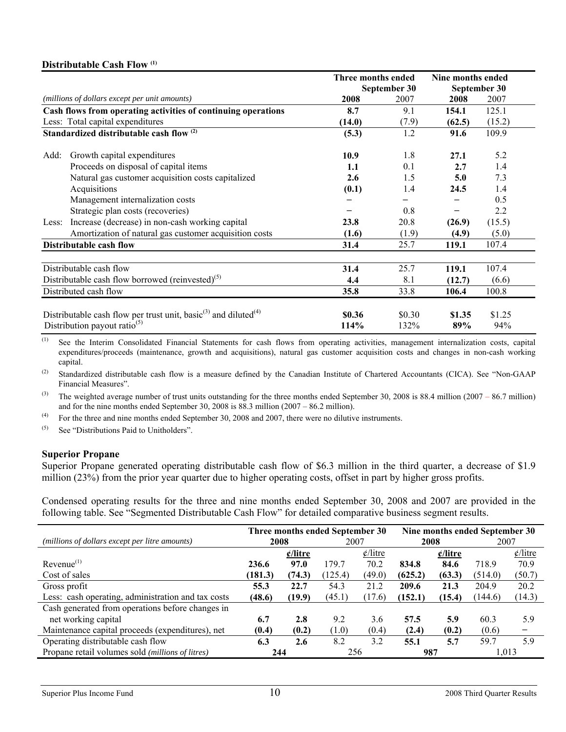**Distributable Cash Flow [(1)]**

| *(millions of dollars except per unit amounts)* | Three months ended September 30 2008 | 2007 | Nine months ended September 30 2008 | 2007 |
|---|---|---|---|---|
| **Cash flows from operating activities of continuing operations** | **8.7** | 9.1 | **154.1** | 125.1 |
| Less: Total capital expenditures | **(14.0)** | (7.9) | **(62.5)** | (15.2) |
| **Standardized distributable cash flow [(2)]** | **(5.3)** | 1.2 | **91.6** | 109.9 |
| Add: Growth capital expenditures | **10.9** | 1.8 | **27.1** | 5.2 |
| Proceeds on disposal of capital items | **1.1** | 0.1 | **2.7** | 1.4 |
| Natural gas customer acquisition costs capitalized | **2.6** | 1.5 | **5.0** | 7.3 |
| Acquisitions | **(0.1)** | 1.4 | **24.5** | 1.4 |
| Management internalization costs | – | – | – | 0.5 |
| Strategic plan costs (recoveries) | – | 0.8 | – | 2.2 |
| Less: Increase (decrease) in non-cash working capital | **23.8** | 20.8 | **(26.9)** | (15.5) |
| Amortization of natural gas customer acquisition costs | **(1.6)** | (1.9) | **(4.9)** | (5.0) |
| **Distributable cash flow** | **31.4** | 25.7 | **119.1** | 107.4 |
| Distributable cash flow | **31.4** | 25.7 | **119.1** | 107.4 |
| Distributable cash flow borrowed (reinvested)[(5)] | **4.4** | 8.1 | **(12.7)** | (6.6) |
| Distributed cash flow | **35.8** | 33.8 | **106.4** | 100.8 |
| Distributable cash flow per trust unit, basic[(3)] and diluted[(4)] | **$0.36** | $0.30 | **$1.35** | $1.25 |
| Distribution payout ratio[(5)] | **114%** | 132% | **89%** | 94% |

(1) See the Interim Consolidated Financial Statements for cash flows from operating activities, management internalization costs, capital expenditures/proceeds (maintenance, growth and acquisitions), natural gas customer acquisition costs and changes in non-cash working capital.

(2) Standardized distributable cash flow is a measure defined by the Canadian Institute of Chartered Accountants (CICA). See "Non-GAAP Financial Measures".

(3) The weighted average number of trust units outstanding for the three months ended September 30, 2008 is 88.4 million (2007 – 86.7 million) and for the nine months ended September 30, 2008 is 88.3 million (2007 – 86.2 million).

(4) For the three and nine months ended September 30, 2008 and 2007, there were no dilutive instruments.

(5) See "Distributions Paid to Unitholders".

## Superior Propane

Superior Propane generated operating distributable cash flow of $6.3 million in the third quarter, a decrease of $1.9 million (23%) from the prior year quarter due to higher operating costs, offset in part by higher gross profits.

Condensed operating results for the three and nine months ended September 30, 2008 and 2007 are provided in the following table. See "Segmented Distributable Cash Flow" for detailed comparative business segment results.

| *(millions of dollars except per litre amounts)* | Three months ended September 30 2008 | ¢/litre | 2007 | ¢/litre | Nine months ended September 30 2008 | ¢/litre | 2007 | ¢/litre |
|---|---|---|---|---|---|---|---|---|
| Revenue[(1)] | **236.6** | **97.0** | 179.7 | 70.2 | **834.8** | **84.6** | 718.9 | 70.9 |
| Cost of sales | **(181.3)** | **(74.3)** | (125.4) | (49.0) | **(625.2)** | **(63.3)** | (514.0) | (50.7) |
| Gross profit | **55.3** | **22.7** | 54.3 | 21.2 | **209.6** | **21.3** | 204.9 | 20.2 |
| Less: cash operating, administration and tax costs | **(48.6)** | **(19.9)** | (45.1) | (17.6) | **(152.1)** | **(15.4)** | (144.6) | (14.3) |
| Cash generated from operations before changes in net working capital | **6.7** | **2.8** | 9.2 | 3.6 | **57.5** | **5.9** | 60.3 | 5.9 |
| Maintenance capital proceeds (expenditures), net | **(0.4)** | **(0.2)** | (1.0) | (0.4) | **(2.4)** | **(0.2)** | (0.6) | – |
| Operating distributable cash flow | **6.3** | **2.6** | 8.2 | 3.2 | **55.1** | **5.7** | 59.7 | 5.9 |
| Propane retail volumes sold *(millions of litres)* | **244** | | 256 | | **987** | | 1,013 | |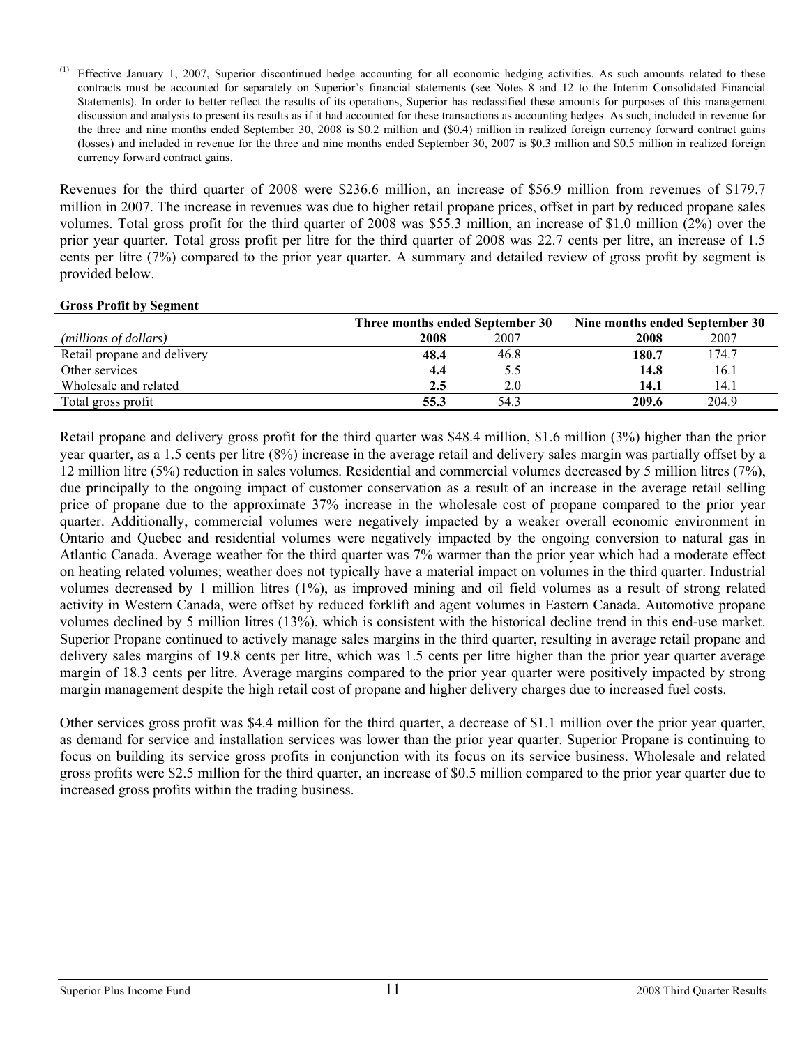(1) Effective January 1, 2007, Superior discontinued hedge accounting for all economic hedging activities. As such amounts related to these contracts must be accounted for separately on Superior's financial statements (see Notes 8 and 12 to the Interim Consolidated Financial Statements). In order to better reflect the results of its operations, Superior has reclassified these amounts for purposes of this management discussion and analysis to present its results as if it had accounted for these transactions as accounting hedges. As such, included in revenue for the three and nine months ended September 30, 2008 is $0.2 million and ($0.4) million in realized foreign currency forward contract gains (losses) and included in revenue for the three and nine months ended September 30, 2007 is $0.3 million and $0.5 million in realized foreign currency forward contract gains.

Revenues for the third quarter of 2008 were $236.6 million, an increase of $56.9 million from revenues of $179.7 million in 2007. The increase in revenues was due to higher retail propane prices, offset in part by reduced propane sales volumes. Total gross profit for the third quarter of 2008 was $55.3 million, an increase of $1.0 million (2%) over the prior year quarter. Total gross profit per litre for the third quarter of 2008 was 22.7 cents per litre, an increase of 1.5 cents per litre (7%) compared to the prior year quarter. A summary and detailed review of gross profit by segment is provided below.

**Gross Profit by Segment**

| | Three months ended September 30 | | Nine months ended September 30 | |
|---|---|---|---|---|
| *(millions of dollars)* | **2008** | 2007 | **2008** | 2007 |
| Retail propane and delivery | **48.4** | 46.8 | **180.7** | 174.7 |
| Other services | **4.4** | 5.5 | **14.8** | 16.1 |
| Wholesale and related | **2.5** | 2.0 | **14.1** | 14.1 |
| Total gross profit | **55.3** | 54.3 | **209.6** | 204.9 |

Retail propane and delivery gross profit for the third quarter was $48.4 million, $1.6 million (3%) higher than the prior year quarter, as a 1.5 cents per litre (8%) increase in the average retail and delivery sales margin was partially offset by a 12 million litre (5%) reduction in sales volumes. Residential and commercial volumes decreased by 5 million litres (7%), due principally to the ongoing impact of customer conservation as a result of an increase in the average retail selling price of propane due to the approximate 37% increase in the wholesale cost of propane compared to the prior year quarter. Additionally, commercial volumes were negatively impacted by a weaker overall economic environment in Ontario and Quebec and residential volumes were negatively impacted by the ongoing conversion to natural gas in Atlantic Canada. Average weather for the third quarter was 7% warmer than the prior year which had a moderate effect on heating related volumes; weather does not typically have a material impact on volumes in the third quarter. Industrial volumes decreased by 1 million litres (1%), as improved mining and oil field volumes as a result of strong related activity in Western Canada, were offset by reduced forklift and agent volumes in Eastern Canada. Automotive propane volumes declined by 5 million litres (13%), which is consistent with the historical decline trend in this end-use market. Superior Propane continued to actively manage sales margins in the third quarter, resulting in average retail propane and delivery sales margins of 19.8 cents per litre, which was 1.5 cents per litre higher than the prior year quarter average margin of 18.3 cents per litre. Average margins compared to the prior year quarter were positively impacted by strong margin management despite the high retail cost of propane and higher delivery charges due to increased fuel costs.

Other services gross profit was $4.4 million for the third quarter, a decrease of $1.1 million over the prior year quarter, as demand for service and installation services was lower than the prior year quarter. Superior Propane is continuing to focus on building its service gross profits in conjunction with its focus on its service business. Wholesale and related gross profits were $2.5 million for the third quarter, an increase of $0.5 million compared to the prior year quarter due to increased gross profits within the trading business.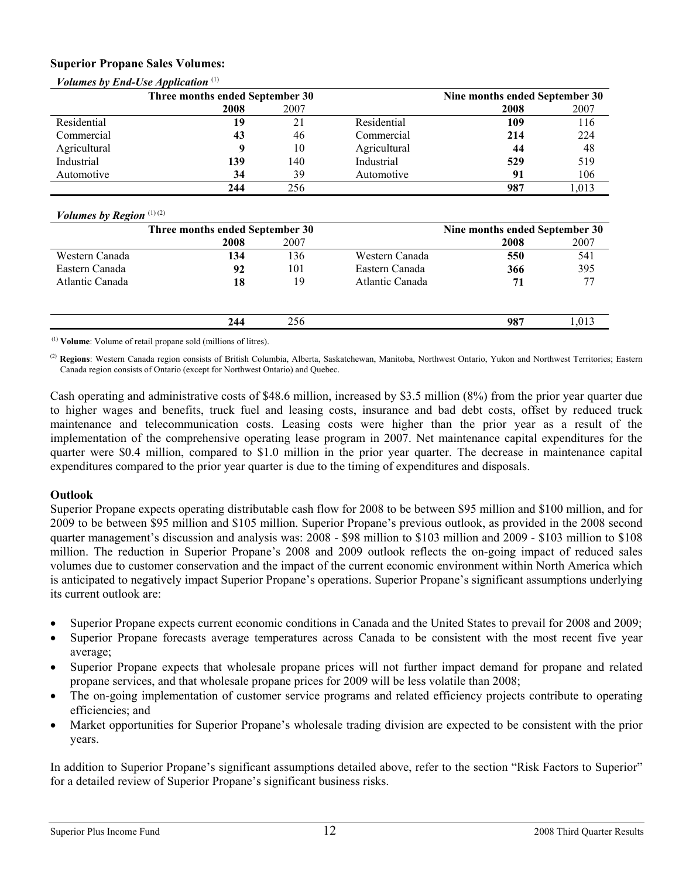**Superior Propane Sales Volumes:**

*Volumes by End-Use Application* [(1)]

| Three months ended September 30 | | | Nine months ended September 30 | | |
|---|---|---|---|---|---|
| | **2008** | 2007 | | **2008** | 2007 |
| Residential | **19** | 21 | Residential | **109** | 116 |
| Commercial | **43** | 46 | Commercial | **214** | 224 |
| Agricultural | **9** | 10 | Agricultural | **44** | 48 |
| Industrial | **139** | 140 | Industrial | **529** | 519 |
| Automotive | **34** | 39 | Automotive | **91** | 106 |
| | **244** | 256 | | **987** | 1,013 |

*Volumes by Region* [(1) (2)]

| Three months ended September 30 | | | Nine months ended September 30 | | |
|---|---|---|---|---|---|
| | **2008** | 2007 | | **2008** | 2007 |
| Western Canada | **134** | 136 | Western Canada | **550** | 541 |
| Eastern Canada | **92** | 101 | Eastern Canada | **366** | 395 |
| Atlantic Canada | **18** | 19 | Atlantic Canada | **71** | 77 |
| | **244** | 256 | | **987** | 1,013 |

[(1)] **Volume**: Volume of retail propane sold (millions of litres).

[(2)] **Regions**: Western Canada region consists of British Columbia, Alberta, Saskatchewan, Manitoba, Northwest Ontario, Yukon and Northwest Territories; Eastern Canada region consists of Ontario (except for Northwest Ontario) and Quebec.

Cash operating and administrative costs of $48.6 million, increased by $3.5 million (8%) from the prior year quarter due to higher wages and benefits, truck fuel and leasing costs, insurance and bad debt costs, offset by reduced truck maintenance and telecommunication costs. Leasing costs were higher than the prior year as a result of the implementation of the comprehensive operating lease program in 2007. Net maintenance capital expenditures for the quarter were $0.4 million, compared to $1.0 million in the prior year quarter. The decrease in maintenance capital expenditures compared to the prior year quarter is due to the timing of expenditures and disposals.

## Outlook

Superior Propane expects operating distributable cash flow for 2008 to be between $95 million and $100 million, and for 2009 to be between $95 million and $105 million. Superior Propane's previous outlook, as provided in the 2008 second quarter management's discussion and analysis was: 2008 - $98 million to $103 million and 2009 - $103 million to $108 million. The reduction in Superior Propane's 2008 and 2009 outlook reflects the on-going impact of reduced sales volumes due to customer conservation and the impact of the current economic environment within North America which is anticipated to negatively impact Superior Propane's operations. Superior Propane's significant assumptions underlying its current outlook are:

- Superior Propane expects current economic conditions in Canada and the United States to prevail for 2008 and 2009;
- Superior Propane forecasts average temperatures across Canada to be consistent with the most recent five year average;
- Superior Propane expects that wholesale propane prices will not further impact demand for propane and related propane services, and that wholesale propane prices for 2009 will be less volatile than 2008;
- The on-going implementation of customer service programs and related efficiency projects contribute to operating efficiencies; and
- Market opportunities for Superior Propane's wholesale trading division are expected to be consistent with the prior years.

In addition to Superior Propane's significant assumptions detailed above, refer to the section "Risk Factors to Superior" for a detailed review of Superior Propane's significant business risks.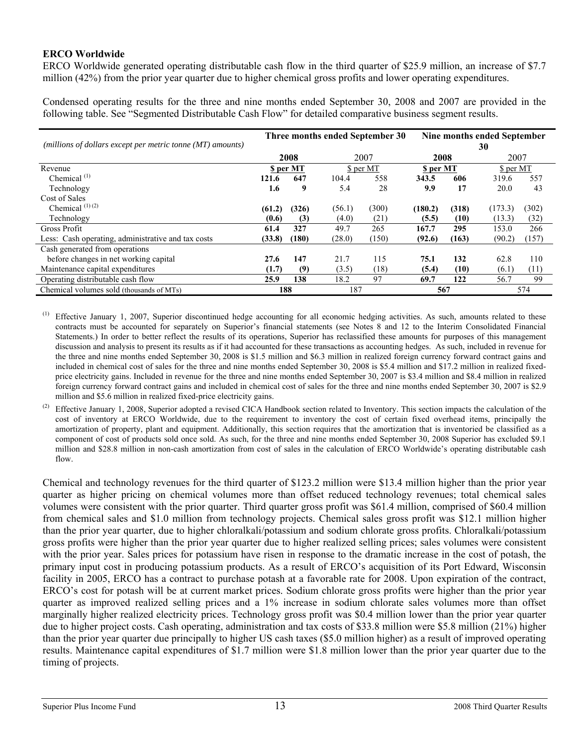**ERCO Worldwide**

ERCO Worldwide generated operating distributable cash flow in the third quarter of $25.9 million, an increase of $7.7 million (42%) from the prior year quarter due to higher chemical gross profits and lower operating expenditures.

Condensed operating results for the three and nine months ended September 30, 2008 and 2007 are provided in the following table. See "Segmented Distributable Cash Flow" for detailed comparative business segment results.

| *(millions of dollars except per metric tonne (MT) amounts)* | **Three months ended September 30** | | | | **Nine months ended September 30** | | | |
|---|---|---|---|---|---|---|---|---|
| | **2008** | | 2007 | | **2008** | | 2007 | |
| Revenue | | **$ per MT** | | $ per MT | | **$ per MT** | | $ per MT |
| Chemical [(1)] | **121.6** | **647** | 104.4 | 558 | **343.5** | **606** | 319.6 | 557 |
| Technology | **1.6** | **9** | 5.4 | 28 | **9.9** | **17** | 20.0 | 43 |
| Cost of Sales | | | | | | | | |
| Chemical [(1) (2)] | **(61.2)** | **(326)** | (56.1) | (300) | **(180.2)** | **(318)** | (173.3) | (302) |
| Technology | **(0.6)** | **(3)** | (4.0) | (21) | **(5.5)** | **(10)** | (13.3) | (32) |
| Gross Profit | **61.4** | **327** | 49.7 | 265 | **167.7** | **295** | 153.0 | 266 |
| Less: Cash operating, administrative and tax costs | **(33.8)** | **(180)** | (28.0) | (150) | **(92.6)** | **(163)** | (90.2) | (157) |
| Cash generated from operations before changes in net working capital | **27.6** | **147** | 21.7 | 115 | **75.1** | **132** | 62.8 | 110 |
| Maintenance capital expenditures | **(1.7)** | **(9)** | (3.5) | (18) | **(5.4)** | **(10)** | (6.1) | (11) |
| Operating distributable cash flow | **25.9** | **138** | 18.2 | 97 | **69.7** | **122** | 56.7 | 99 |
| Chemical volumes sold (thousands of MTs) | **188** | | 187 | | **567** | | 574 | |

(1) Effective January 1, 2007, Superior discontinued hedge accounting for all economic hedging activities. As such, amounts related to these contracts must be accounted for separately on Superior's financial statements (see Notes 8 and 12 to the Interim Consolidated Financial Statements.) In order to better reflect the results of its operations, Superior has reclassified these amounts for purposes of this management discussion and analysis to present its results as if it had accounted for these transactions as accounting hedges. As such, included in revenue for the three and nine months ended September 30, 2008 is $1.5 million and $6.3 million in realized foreign currency forward contract gains and included in chemical cost of sales for the three and nine months ended September 30, 2008 is $5.4 million and $17.2 million in realized fixed-price electricity gains. Included in revenue for the three and nine months ended September 30, 2007 is $3.4 million and $8.4 million in realized foreign currency forward contract gains and included in chemical cost of sales for the three and nine months ended September 30, 2007 is $2.9 million and $5.6 million in realized fixed-price electricity gains.

(2) Effective January 1, 2008, Superior adopted a revised CICA Handbook section related to Inventory. This section impacts the calculation of the cost of inventory at ERCO Worldwide, due to the requirement to inventory the cost of certain fixed overhead items, principally the amortization of property, plant and equipment. Additionally, this section requires that the amortization that is inventoried be classified as a component of cost of products sold once sold. As such, for the three and nine months ended September 30, 2008 Superior has excluded $9.1 million and $28.8 million in non-cash amortization from cost of sales in the calculation of ERCO Worldwide's operating distributable cash flow.

Chemical and technology revenues for the third quarter of $123.2 million were $13.4 million higher than the prior year quarter as higher pricing on chemical volumes more than offset reduced technology revenues; total chemical sales volumes were consistent with the prior quarter. Third quarter gross profit was $61.4 million, comprised of $60.4 million from chemical sales and $1.0 million from technology projects. Chemical sales gross profit was $12.1 million higher than the prior year quarter, due to higher chloralkali/potassium and sodium chlorate gross profits. Chloralkali/potassium gross profits were higher than the prior year quarter due to higher realized selling prices; sales volumes were consistent with the prior year. Sales prices for potassium have risen in response to the dramatic increase in the cost of potash, the primary input cost in producing potassium products. As a result of ERCO's acquisition of its Port Edward, Wisconsin facility in 2005, ERCO has a contract to purchase potash at a favorable rate for 2008. Upon expiration of the contract, ERCO's cost for potash will be at current market prices. Sodium chlorate gross profits were higher than the prior year quarter as improved realized selling prices and a 1% increase in sodium chlorate sales volumes more than offset marginally higher realized electricity prices. Technology gross profit was $0.4 million lower than the prior year quarter due to higher project costs. Cash operating, administration and tax costs of $33.8 million were $5.8 million (21%) higher than the prior year quarter due principally to higher US cash taxes ($5.0 million higher) as a result of improved operating results. Maintenance capital expenditures of $1.7 million were $1.8 million lower than the prior year quarter due to the timing of projects.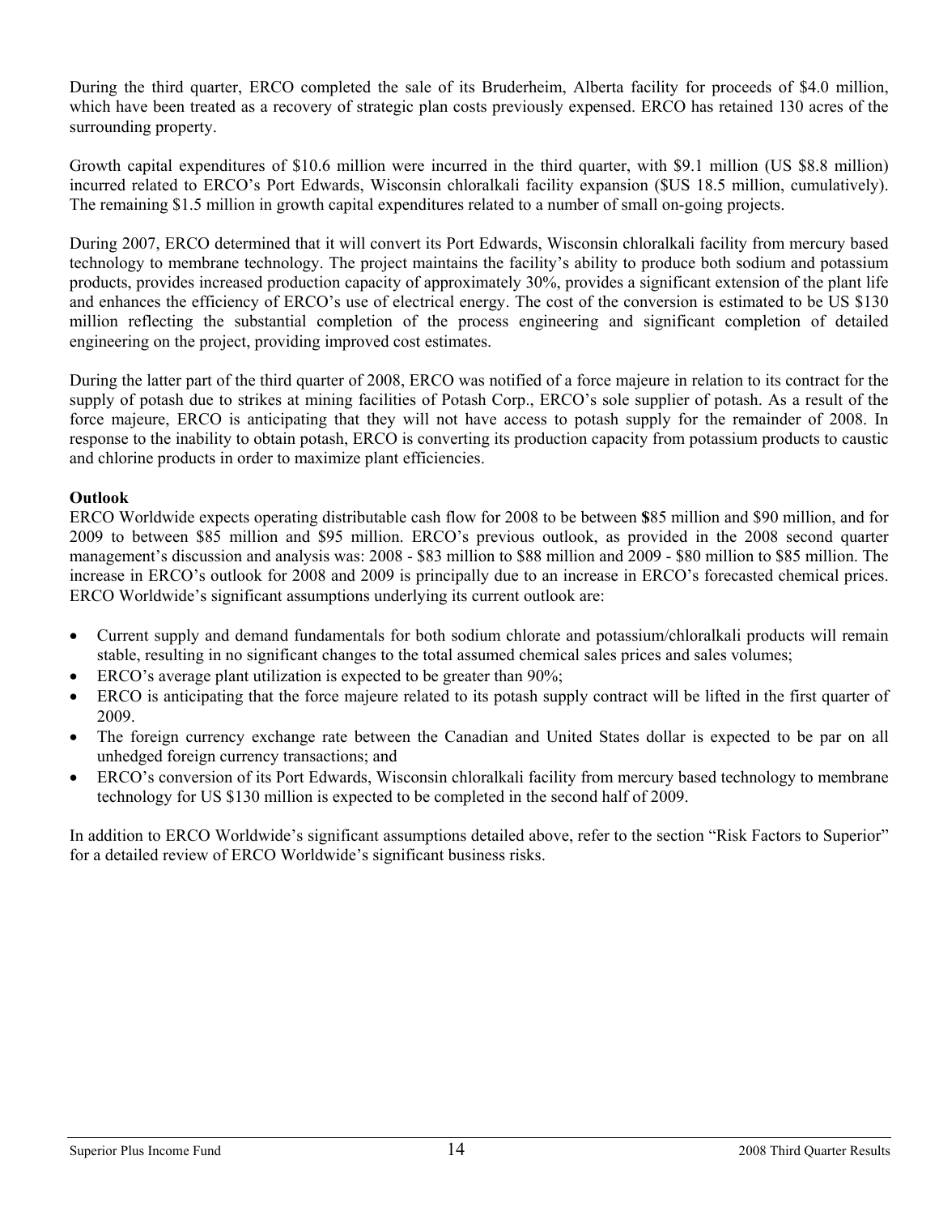During the third quarter, ERCO completed the sale of its Bruderheim, Alberta facility for proceeds of $4.0 million, which have been treated as a recovery of strategic plan costs previously expensed. ERCO has retained 130 acres of the surrounding property.

Growth capital expenditures of $10.6 million were incurred in the third quarter, with $9.1 million (US $8.8 million) incurred related to ERCO's Port Edwards, Wisconsin chloralkali facility expansion ($US 18.5 million, cumulatively). The remaining $1.5 million in growth capital expenditures related to a number of small on-going projects.

During 2007, ERCO determined that it will convert its Port Edwards, Wisconsin chloralkali facility from mercury based technology to membrane technology. The project maintains the facility's ability to produce both sodium and potassium products, provides increased production capacity of approximately 30%, provides a significant extension of the plant life and enhances the efficiency of ERCO's use of electrical energy. The cost of the conversion is estimated to be US $130 million reflecting the substantial completion of the process engineering and significant completion of detailed engineering on the project, providing improved cost estimates.

During the latter part of the third quarter of 2008, ERCO was notified of a force majeure in relation to its contract for the supply of potash due to strikes at mining facilities of Potash Corp., ERCO's sole supplier of potash. As a result of the force majeure, ERCO is anticipating that they will not have access to potash supply for the remainder of 2008. In response to the inability to obtain potash, ERCO is converting its production capacity from potassium products to caustic and chlorine products in order to maximize plant efficiencies.

**Outlook**

ERCO Worldwide expects operating distributable cash flow for 2008 to be between **$**85 million and $90 million, and for 2009 to between $85 million and $95 million. ERCO's previous outlook, as provided in the 2008 second quarter management's discussion and analysis was: 2008 - $83 million to $88 million and 2009 - $80 million to $85 million. The increase in ERCO's outlook for 2008 and 2009 is principally due to an increase in ERCO's forecasted chemical prices. ERCO Worldwide's significant assumptions underlying its current outlook are:

- Current supply and demand fundamentals for both sodium chlorate and potassium/chloralkali products will remain stable, resulting in no significant changes to the total assumed chemical sales prices and sales volumes;
- ERCO's average plant utilization is expected to be greater than 90%;
- ERCO is anticipating that the force majeure related to its potash supply contract will be lifted in the first quarter of 2009.
- The foreign currency exchange rate between the Canadian and United States dollar is expected to be par on all unhedged foreign currency transactions; and
- ERCO's conversion of its Port Edwards, Wisconsin chloralkali facility from mercury based technology to membrane technology for US $130 million is expected to be completed in the second half of 2009.

In addition to ERCO Worldwide's significant assumptions detailed above, refer to the section "Risk Factors to Superior" for a detailed review of ERCO Worldwide's significant business risks.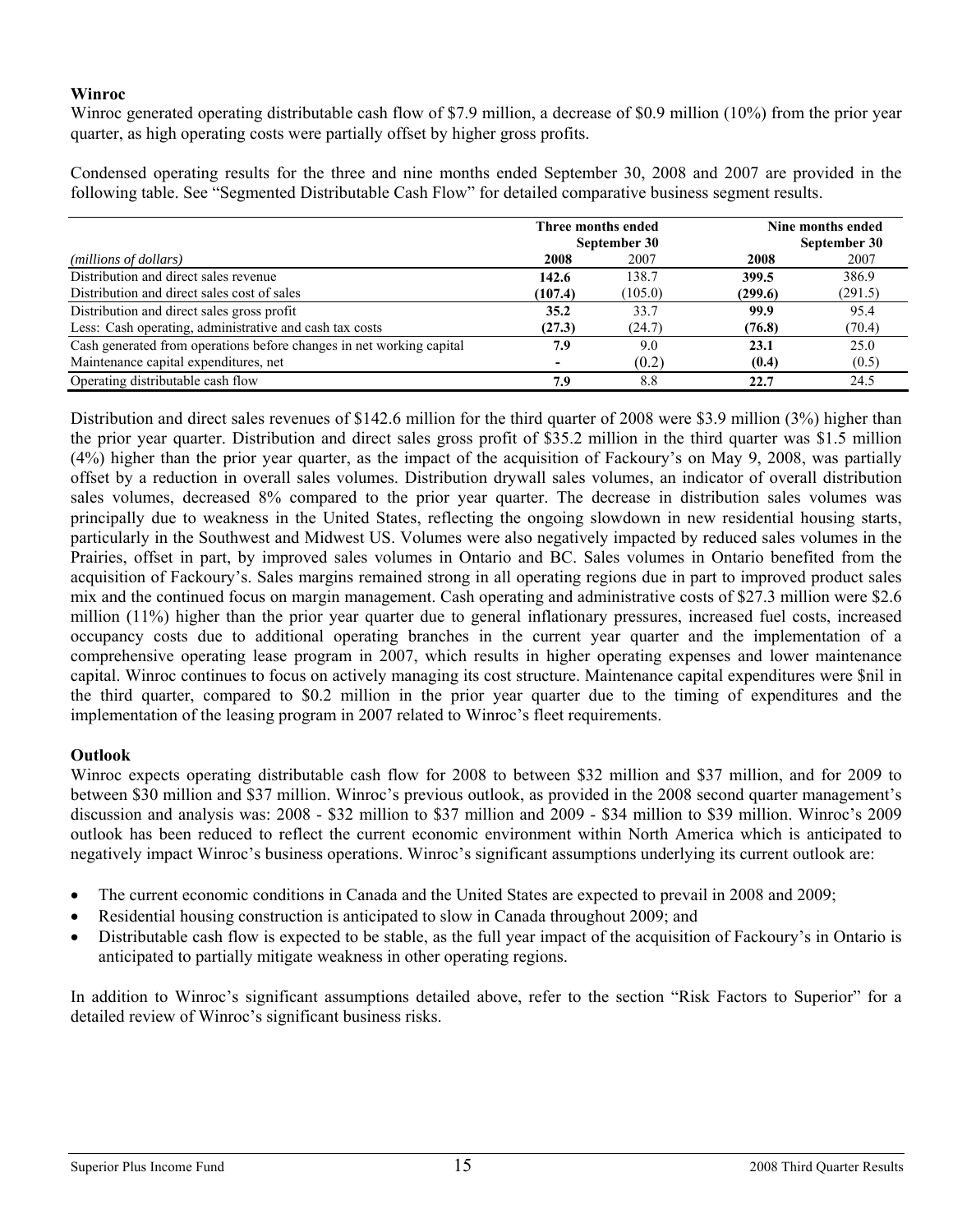## Winroc

Winroc generated operating distributable cash flow of $7.9 million, a decrease of $0.9 million (10%) from the prior year quarter, as high operating costs were partially offset by higher gross profits.

Condensed operating results for the three and nine months ended September 30, 2008 and 2007 are provided in the following table. See "Segmented Distributable Cash Flow" for detailed comparative business segment results.

| | Three months ended September 30 | | Nine months ended September 30 | |
|---|---|---|---|---|
| *(millions of dollars)* | **2008** | 2007 | **2008** | 2007 |
| Distribution and direct sales revenue | **142.6** | 138.7 | **399.5** | 386.9 |
| Distribution and direct sales cost of sales | **(107.4)** | (105.0) | **(299.6)** | (291.5) |
| Distribution and direct sales gross profit | **35.2** | 33.7 | **99.9** | 95.4 |
| Less: Cash operating, administrative and cash tax costs | **(27.3)** | (24.7) | **(76.8)** | (70.4) |
| Cash generated from operations before changes in net working capital | **7.9** | 9.0 | **23.1** | 25.0 |
| Maintenance capital expenditures, net | **-** | (0.2) | **(0.4)** | (0.5) |
| Operating distributable cash flow | **7.9** | 8.8 | **22.7** | 24.5 |

Distribution and direct sales revenues of $142.6 million for the third quarter of 2008 were $3.9 million (3%) higher than the prior year quarter. Distribution and direct sales gross profit of $35.2 million in the third quarter was $1.5 million (4%) higher than the prior year quarter, as the impact of the acquisition of Fackoury's on May 9, 2008, was partially offset by a reduction in overall sales volumes. Distribution drywall sales volumes, an indicator of overall distribution sales volumes, decreased 8% compared to the prior year quarter. The decrease in distribution sales volumes was principally due to weakness in the United States, reflecting the ongoing slowdown in new residential housing starts, particularly in the Southwest and Midwest US. Volumes were also negatively impacted by reduced sales volumes in the Prairies, offset in part, by improved sales volumes in Ontario and BC. Sales volumes in Ontario benefited from the acquisition of Fackoury's. Sales margins remained strong in all operating regions due in part to improved product sales mix and the continued focus on margin management. Cash operating and administrative costs of $27.3 million were $2.6 million (11%) higher than the prior year quarter due to general inflationary pressures, increased fuel costs, increased occupancy costs due to additional operating branches in the current year quarter and the implementation of a comprehensive operating lease program in 2007, which results in higher operating expenses and lower maintenance capital. Winroc continues to focus on actively managing its cost structure. Maintenance capital expenditures were $nil in the third quarter, compared to $0.2 million in the prior year quarter due to the timing of expenditures and the implementation of the leasing program in 2007 related to Winroc's fleet requirements.

## Outlook

Winroc expects operating distributable cash flow for 2008 to between $32 million and $37 million, and for 2009 to between $30 million and $37 million. Winroc's previous outlook, as provided in the 2008 second quarter management's discussion and analysis was: 2008 - $32 million to $37 million and 2009 - $34 million to $39 million. Winroc's 2009 outlook has been reduced to reflect the current economic environment within North America which is anticipated to negatively impact Winroc's business operations. Winroc's significant assumptions underlying its current outlook are:

- The current economic conditions in Canada and the United States are expected to prevail in 2008 and 2009;
- Residential housing construction is anticipated to slow in Canada throughout 2009; and
- Distributable cash flow is expected to be stable, as the full year impact of the acquisition of Fackoury's in Ontario is anticipated to partially mitigate weakness in other operating regions.

In addition to Winroc's significant assumptions detailed above, refer to the section "Risk Factors to Superior" for a detailed review of Winroc's significant business risks.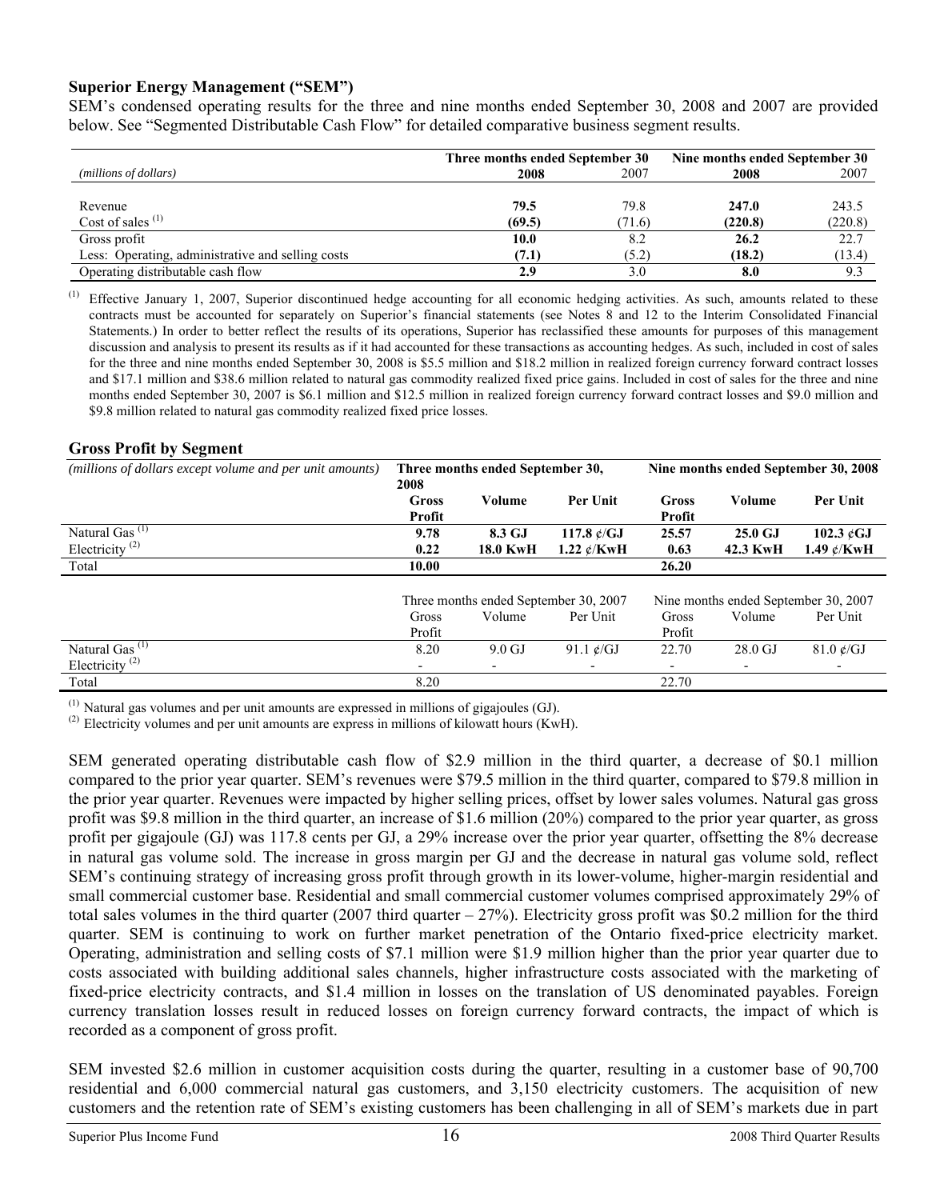### Superior Energy Management ("SEM")

SEM's condensed operating results for the three and nine months ended September 30, 2008 and 2007 are provided below. See "Segmented Distributable Cash Flow" for detailed comparative business segment results.

| *(millions of dollars)* | Three months ended September 30 | | Nine months ended September 30 | |
|---|---|---|---|---|
| | **2008** | 2007 | **2008** | 2007 |
| Revenue | **79.5** | 79.8 | **247.0** | 243.5 |
| Cost of sales [(1)] | **(69.5)** | (71.6) | **(220.8)** | (220.8) |
| Gross profit | **10.0** | 8.2 | **26.2** | 22.7 |
| Less: Operating, administrative and selling costs | **(7.1)** | (5.2) | **(18.2)** | (13.4) |
| Operating distributable cash flow | **2.9** | 3.0 | **8.0** | 9.3 |

(1) Effective January 1, 2007, Superior discontinued hedge accounting for all economic hedging activities. As such, amounts related to these contracts must be accounted for separately on Superior's financial statements (see Notes 8 and 12 to the Interim Consolidated Financial Statements.) In order to better reflect the results of its operations, Superior has reclassified these amounts for purposes of this management discussion and analysis to present its results as if it had accounted for these transactions as accounting hedges. As such, included in cost of sales for the three and nine months ended September 30, 2008 is \$5.5 million and \$18.2 million in realized foreign currency forward contract losses and \$17.1 million and \$38.6 million related to natural gas commodity realized fixed price gains. Included in cost of sales for the three and nine months ended September 30, 2007 is \$6.1 million and \$12.5 million in realized foreign currency forward contract losses and \$9.0 million and \$9.8 million related to natural gas commodity realized fixed price losses.

### Gross Profit by Segment

| *(millions of dollars except volume and per unit amounts)* | **Three months ended September 30, 2008** | | | **Nine months ended September 30, 2008** | | |
|---|---|---|---|---|---|---|
| | **Gross Profit** | **Volume** | **Per Unit** | **Gross Profit** | **Volume** | **Per Unit** |
| Natural Gas [(1)] | **9.78** | **8.3 GJ** | **117.8 ¢/GJ** | **25.57** | **25.0 GJ** | **102.3 ¢GJ** |
| Electricity [(2)] | **0.22** | **18.0 KwH** | **1.22 ¢/KwH** | **0.63** | **42.3 KwH** | **1.49 ¢/KwH** |
| Total | **10.00** | | | **26.20** | | |
| | Three months ended September 30, 2007 | | | Nine months ended September 30, 2007 | | |
| | Gross Profit | Volume | Per Unit | Gross Profit | Volume | Per Unit |
| Natural Gas [(1)] | 8.20 | 9.0 GJ | 91.1 ¢/GJ | 22.70 | 28.0 GJ | 81.0 ¢/GJ |
| Electricity [(2)] | - | - | - | - | - | - |
| Total | 8.20 | | | 22.70 | | |

(1) Natural gas volumes and per unit amounts are expressed in millions of gigajoules (GJ).
(2) Electricity volumes and per unit amounts are express in millions of kilowatt hours (KwH).

SEM generated operating distributable cash flow of \$2.9 million in the third quarter, a decrease of \$0.1 million compared to the prior year quarter. SEM's revenues were \$79.5 million in the third quarter, compared to \$79.8 million in the prior year quarter. Revenues were impacted by higher selling prices, offset by lower sales volumes. Natural gas gross profit was \$9.8 million in the third quarter, an increase of \$1.6 million (20%) compared to the prior year quarter, as gross profit per gigajoule (GJ) was 117.8 cents per GJ, a 29% increase over the prior year quarter, offsetting the 8% decrease in natural gas volume sold. The increase in gross margin per GJ and the decrease in natural gas volume sold, reflect SEM's continuing strategy of increasing gross profit through growth in its lower-volume, higher-margin residential and small commercial customer base. Residential and small commercial customer volumes comprised approximately 29% of total sales volumes in the third quarter (2007 third quarter – 27%). Electricity gross profit was \$0.2 million for the third quarter. SEM is continuing to work on further market penetration of the Ontario fixed-price electricity market. Operating, administration and selling costs of \$7.1 million were \$1.9 million higher than the prior year quarter due to costs associated with building additional sales channels, higher infrastructure costs associated with the marketing of fixed-price electricity contracts, and \$1.4 million in losses on the translation of US denominated payables. Foreign currency translation losses result in reduced losses on foreign currency forward contracts, the impact of which is recorded as a component of gross profit.

SEM invested \$2.6 million in customer acquisition costs during the quarter, resulting in a customer base of 90,700 residential and 6,000 commercial natural gas customers, and 3,150 electricity customers. The acquisition of new customers and the retention rate of SEM's existing customers has been challenging in all of SEM's markets due in part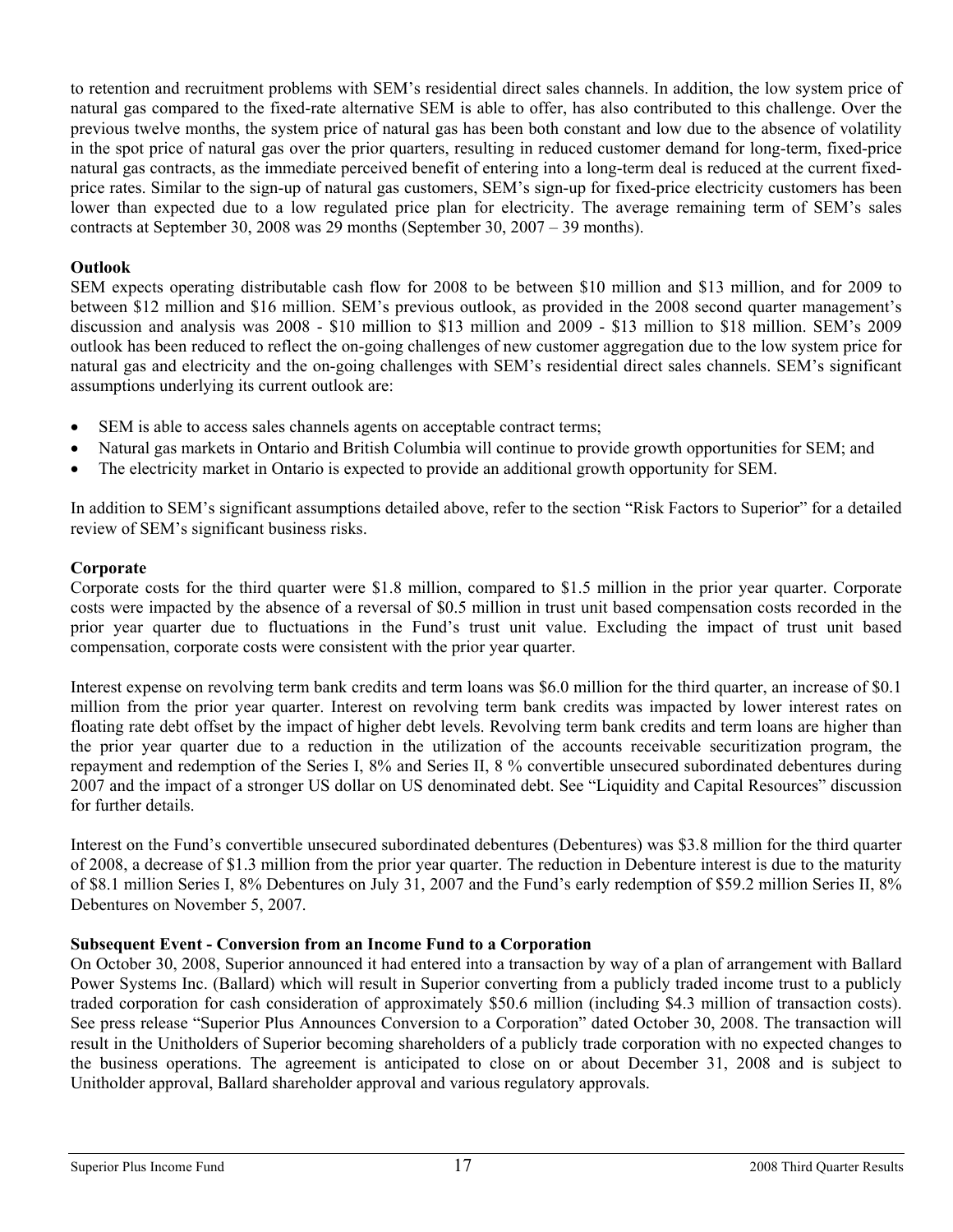to retention and recruitment problems with SEM's residential direct sales channels. In addition, the low system price of natural gas compared to the fixed-rate alternative SEM is able to offer, has also contributed to this challenge. Over the previous twelve months, the system price of natural gas has been both constant and low due to the absence of volatility in the spot price of natural gas over the prior quarters, resulting in reduced customer demand for long-term, fixed-price natural gas contracts, as the immediate perceived benefit of entering into a long-term deal is reduced at the current fixed-price rates. Similar to the sign-up of natural gas customers, SEM's sign-up for fixed-price electricity customers has been lower than expected due to a low regulated price plan for electricity. The average remaining term of SEM's sales contracts at September 30, 2008 was 29 months (September 30, 2007 – 39 months).

**Outlook**

SEM expects operating distributable cash flow for 2008 to be between $10 million and $13 million, and for 2009 to between $12 million and $16 million. SEM's previous outlook, as provided in the 2008 second quarter management's discussion and analysis was 2008 - $10 million to $13 million and 2009 - $13 million to $18 million. SEM's 2009 outlook has been reduced to reflect the on-going challenges of new customer aggregation due to the low system price for natural gas and electricity and the on-going challenges with SEM's residential direct sales channels. SEM's significant assumptions underlying its current outlook are:

- SEM is able to access sales channels agents on acceptable contract terms;
- Natural gas markets in Ontario and British Columbia will continue to provide growth opportunities for SEM; and
- The electricity market in Ontario is expected to provide an additional growth opportunity for SEM.

In addition to SEM's significant assumptions detailed above, refer to the section "Risk Factors to Superior" for a detailed review of SEM's significant business risks.

**Corporate**

Corporate costs for the third quarter were $1.8 million, compared to $1.5 million in the prior year quarter. Corporate costs were impacted by the absence of a reversal of $0.5 million in trust unit based compensation costs recorded in the prior year quarter due to fluctuations in the Fund's trust unit value. Excluding the impact of trust unit based compensation, corporate costs were consistent with the prior year quarter.

Interest expense on revolving term bank credits and term loans was $6.0 million for the third quarter, an increase of $0.1 million from the prior year quarter. Interest on revolving term bank credits was impacted by lower interest rates on floating rate debt offset by the impact of higher debt levels. Revolving term bank credits and term loans are higher than the prior year quarter due to a reduction in the utilization of the accounts receivable securitization program, the repayment and redemption of the Series I, 8% and Series II, 8 % convertible unsecured subordinated debentures during 2007 and the impact of a stronger US dollar on US denominated debt. See "Liquidity and Capital Resources" discussion for further details.

Interest on the Fund's convertible unsecured subordinated debentures (Debentures) was $3.8 million for the third quarter of 2008, a decrease of $1.3 million from the prior year quarter. The reduction in Debenture interest is due to the maturity of $8.1 million Series I, 8% Debentures on July 31, 2007 and the Fund's early redemption of $59.2 million Series II, 8% Debentures on November 5, 2007.

**Subsequent Event - Conversion from an Income Fund to a Corporation**

On October 30, 2008, Superior announced it had entered into a transaction by way of a plan of arrangement with Ballard Power Systems Inc. (Ballard) which will result in Superior converting from a publicly traded income trust to a publicly traded corporation for cash consideration of approximately $50.6 million (including $4.3 million of transaction costs). See press release "Superior Plus Announces Conversion to a Corporation" dated October 30, 2008. The transaction will result in the Unitholders of Superior becoming shareholders of a publicly trade corporation with no expected changes to the business operations. The agreement is anticipated to close on or about December 31, 2008 and is subject to Unitholder approval, Ballard shareholder approval and various regulatory approvals.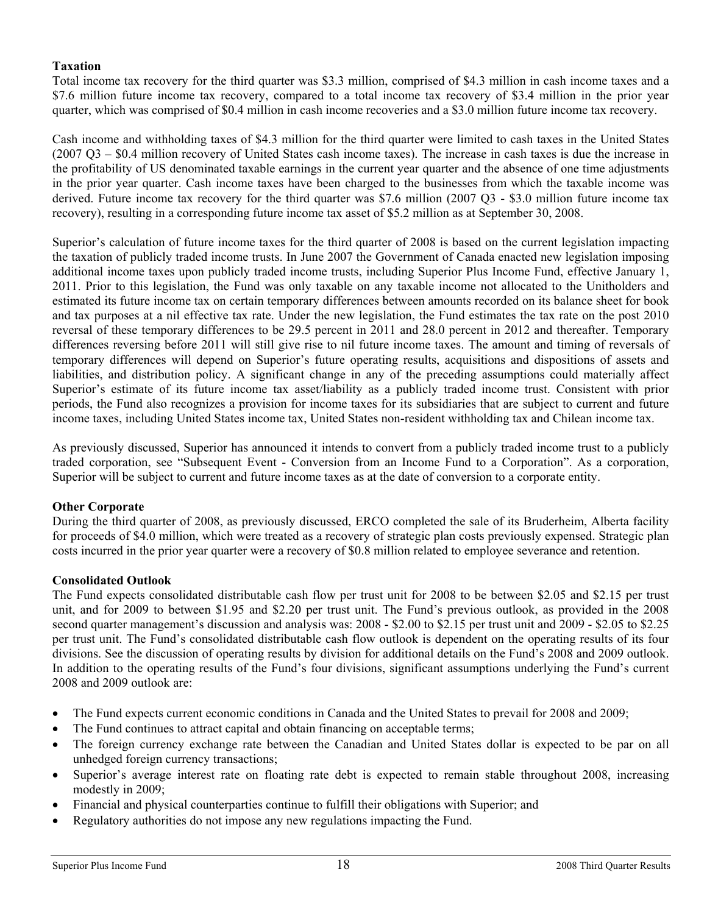**Taxation**

Total income tax recovery for the third quarter was \$3.3 million, comprised of \$4.3 million in cash income taxes and a \$7.6 million future income tax recovery, compared to a total income tax recovery of \$3.4 million in the prior year quarter, which was comprised of \$0.4 million in cash income recoveries and a \$3.0 million future income tax recovery.

Cash income and withholding taxes of \$4.3 million for the third quarter were limited to cash taxes in the United States (2007 Q3 – \$0.4 million recovery of United States cash income taxes). The increase in cash taxes is due the increase in the profitability of US denominated taxable earnings in the current year quarter and the absence of one time adjustments in the prior year quarter. Cash income taxes have been charged to the businesses from which the taxable income was derived. Future income tax recovery for the third quarter was \$7.6 million (2007 Q3 - \$3.0 million future income tax recovery), resulting in a corresponding future income tax asset of \$5.2 million as at September 30, 2008.

Superior's calculation of future income taxes for the third quarter of 2008 is based on the current legislation impacting the taxation of publicly traded income trusts. In June 2007 the Government of Canada enacted new legislation imposing additional income taxes upon publicly traded income trusts, including Superior Plus Income Fund, effective January 1, 2011. Prior to this legislation, the Fund was only taxable on any taxable income not allocated to the Unitholders and estimated its future income tax on certain temporary differences between amounts recorded on its balance sheet for book and tax purposes at a nil effective tax rate. Under the new legislation, the Fund estimates the tax rate on the post 2010 reversal of these temporary differences to be 29.5 percent in 2011 and 28.0 percent in 2012 and thereafter. Temporary differences reversing before 2011 will still give rise to nil future income taxes. The amount and timing of reversals of temporary differences will depend on Superior's future operating results, acquisitions and dispositions of assets and liabilities, and distribution policy. A significant change in any of the preceding assumptions could materially affect Superior's estimate of its future income tax asset/liability as a publicly traded income trust. Consistent with prior periods, the Fund also recognizes a provision for income taxes for its subsidiaries that are subject to current and future income taxes, including United States income tax, United States non-resident withholding tax and Chilean income tax.

As previously discussed, Superior has announced it intends to convert from a publicly traded income trust to a publicly traded corporation, see "Subsequent Event - Conversion from an Income Fund to a Corporation". As a corporation, Superior will be subject to current and future income taxes as at the date of conversion to a corporate entity.

**Other Corporate**

During the third quarter of 2008, as previously discussed, ERCO completed the sale of its Bruderheim, Alberta facility for proceeds of \$4.0 million, which were treated as a recovery of strategic plan costs previously expensed. Strategic plan costs incurred in the prior year quarter were a recovery of \$0.8 million related to employee severance and retention.

**Consolidated Outlook**

The Fund expects consolidated distributable cash flow per trust unit for 2008 to be between \$2.05 and \$2.15 per trust unit, and for 2009 to between \$1.95 and \$2.20 per trust unit. The Fund's previous outlook, as provided in the 2008 second quarter management's discussion and analysis was: 2008 - \$2.00 to \$2.15 per trust unit and 2009 - \$2.05 to \$2.25 per trust unit. The Fund's consolidated distributable cash flow outlook is dependent on the operating results of its four divisions. See the discussion of operating results by division for additional details on the Fund's 2008 and 2009 outlook. In addition to the operating results of the Fund's four divisions, significant assumptions underlying the Fund's current 2008 and 2009 outlook are:

- The Fund expects current economic conditions in Canada and the United States to prevail for 2008 and 2009;
- The Fund continues to attract capital and obtain financing on acceptable terms;
- The foreign currency exchange rate between the Canadian and United States dollar is expected to be par on all unhedged foreign currency transactions;
- Superior's average interest rate on floating rate debt is expected to remain stable throughout 2008, increasing modestly in 2009;
- Financial and physical counterparties continue to fulfill their obligations with Superior; and
- Regulatory authorities do not impose any new regulations impacting the Fund.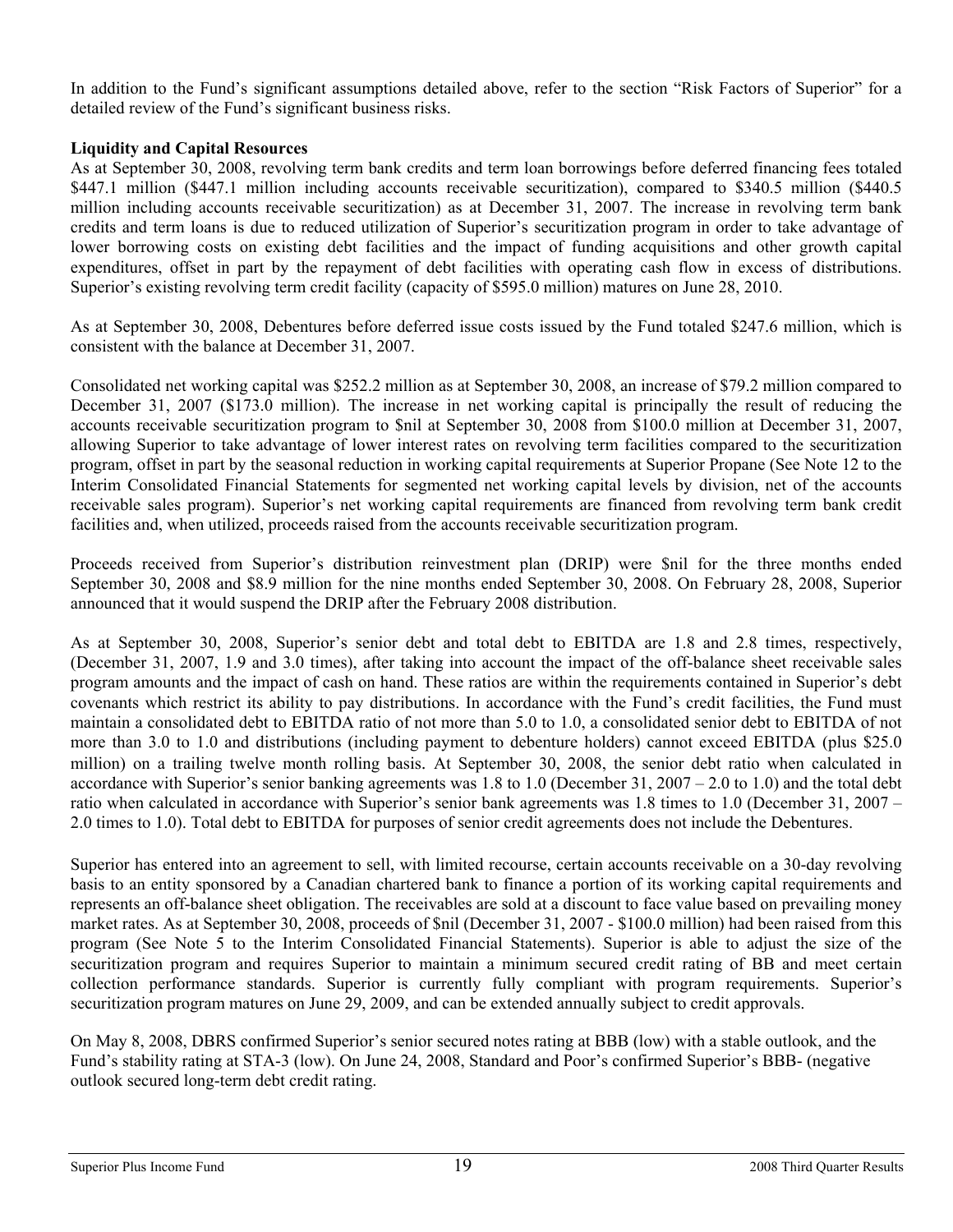In addition to the Fund's significant assumptions detailed above, refer to the section "Risk Factors of Superior" for a detailed review of the Fund's significant business risks.

**Liquidity and Capital Resources**

As at September 30, 2008, revolving term bank credits and term loan borrowings before deferred financing fees totaled $447.1 million ($447.1 million including accounts receivable securitization), compared to $340.5 million ($440.5 million including accounts receivable securitization) as at December 31, 2007. The increase in revolving term bank credits and term loans is due to reduced utilization of Superior's securitization program in order to take advantage of lower borrowing costs on existing debt facilities and the impact of funding acquisitions and other growth capital expenditures, offset in part by the repayment of debt facilities with operating cash flow in excess of distributions. Superior's existing revolving term credit facility (capacity of $595.0 million) matures on June 28, 2010.

As at September 30, 2008, Debentures before deferred issue costs issued by the Fund totaled $247.6 million, which is consistent with the balance at December 31, 2007.

Consolidated net working capital was $252.2 million as at September 30, 2008, an increase of $79.2 million compared to December 31, 2007 ($173.0 million). The increase in net working capital is principally the result of reducing the accounts receivable securitization program to $nil at September 30, 2008 from $100.0 million at December 31, 2007, allowing Superior to take advantage of lower interest rates on revolving term facilities compared to the securitization program, offset in part by the seasonal reduction in working capital requirements at Superior Propane (See Note 12 to the Interim Consolidated Financial Statements for segmented net working capital levels by division, net of the accounts receivable sales program). Superior's net working capital requirements are financed from revolving term bank credit facilities and, when utilized, proceeds raised from the accounts receivable securitization program.

Proceeds received from Superior's distribution reinvestment plan (DRIP) were $nil for the three months ended September 30, 2008 and $8.9 million for the nine months ended September 30, 2008. On February 28, 2008, Superior announced that it would suspend the DRIP after the February 2008 distribution.

As at September 30, 2008, Superior's senior debt and total debt to EBITDA are 1.8 and 2.8 times, respectively, (December 31, 2007, 1.9 and 3.0 times), after taking into account the impact of the off-balance sheet receivable sales program amounts and the impact of cash on hand. These ratios are within the requirements contained in Superior's debt covenants which restrict its ability to pay distributions. In accordance with the Fund's credit facilities, the Fund must maintain a consolidated debt to EBITDA ratio of not more than 5.0 to 1.0, a consolidated senior debt to EBITDA of not more than 3.0 to 1.0 and distributions (including payment to debenture holders) cannot exceed EBITDA (plus $25.0 million) on a trailing twelve month rolling basis. At September 30, 2008, the senior debt ratio when calculated in accordance with Superior's senior banking agreements was 1.8 to 1.0 (December 31, 2007 – 2.0 to 1.0) and the total debt ratio when calculated in accordance with Superior's senior bank agreements was 1.8 times to 1.0 (December 31, 2007 – 2.0 times to 1.0). Total debt to EBITDA for purposes of senior credit agreements does not include the Debentures.

Superior has entered into an agreement to sell, with limited recourse, certain accounts receivable on a 30-day revolving basis to an entity sponsored by a Canadian chartered bank to finance a portion of its working capital requirements and represents an off-balance sheet obligation. The receivables are sold at a discount to face value based on prevailing money market rates. As at September 30, 2008, proceeds of $nil (December 31, 2007 - $100.0 million) had been raised from this program (See Note 5 to the Interim Consolidated Financial Statements). Superior is able to adjust the size of the securitization program and requires Superior to maintain a minimum secured credit rating of BB and meet certain collection performance standards. Superior is currently fully compliant with program requirements. Superior's securitization program matures on June 29, 2009, and can be extended annually subject to credit approvals.

On May 8, 2008, DBRS confirmed Superior's senior secured notes rating at BBB (low) with a stable outlook, and the Fund's stability rating at STA-3 (low). On June 24, 2008, Standard and Poor's confirmed Superior's BBB- (negative outlook secured long-term debt credit rating.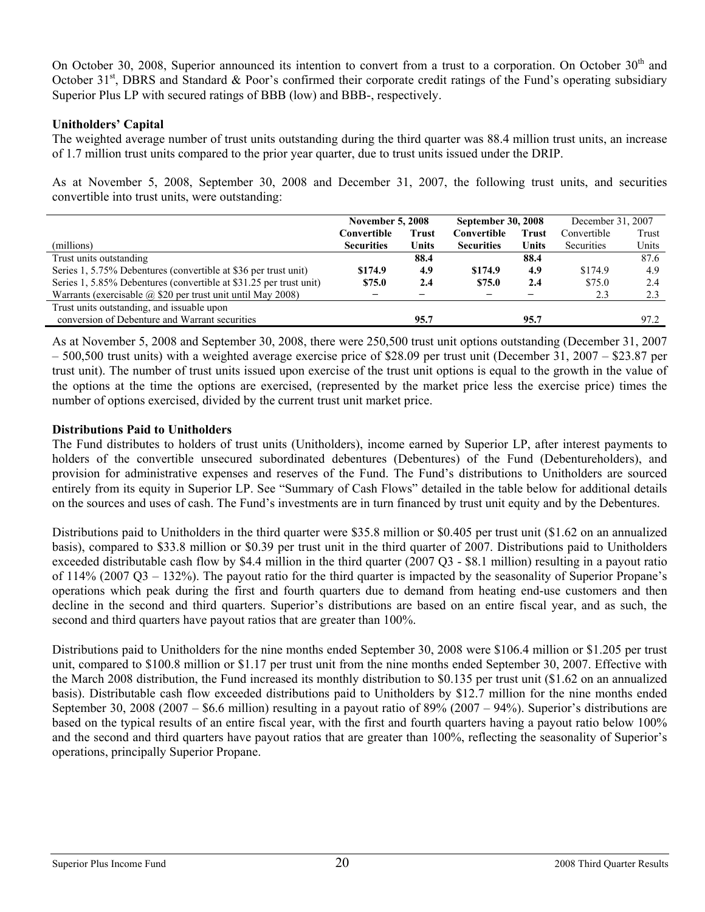On October 30, 2008, Superior announced its intention to convert from a trust to a corporation. On October 30th and October 31st, DBRS and Standard & Poor's confirmed their corporate credit ratings of the Fund's operating subsidiary Superior Plus LP with secured ratings of BBB (low) and BBB-, respectively.

**Unitholders' Capital**

The weighted average number of trust units outstanding during the third quarter was 88.4 million trust units, an increase of 1.7 million trust units compared to the prior year quarter, due to trust units issued under the DRIP.

As at November 5, 2008, September 30, 2008 and December 31, 2007, the following trust units, and securities convertible into trust units, were outstanding:

| (millions) | **November 5, 2008** | | **September 30, 2008** | | December 31, 2007 | |
|---|---|---|---|---|---|---|
| | **Convertible Securities** | **Trust Units** | **Convertible Securities** | **Trust Units** | Convertible Securities | Trust Units |
| Trust units outstanding | | **88.4** | | **88.4** | | 87.6 |
| Series 1, 5.75% Debentures (convertible at $36 per trust unit) | **$174.9** | **4.9** | **$174.9** | **4.9** | $174.9 | 4.9 |
| Series 1, 5.85% Debentures (convertible at $31.25 per trust unit) | **$75.0** | **2.4** | **$75.0** | **2.4** | $75.0 | 2.4 |
| Warrants (exercisable @ $20 per trust unit until May 2008) | − | − | − | − | 2.3 | 2.3 |
| Trust units outstanding, and issuable upon conversion of Debenture and Warrant securities | | **95.7** | | **95.7** | | 97.2 |

As at November 5, 2008 and September 30, 2008, there were 250,500 trust unit options outstanding (December 31, 2007 – 500,500 trust units) with a weighted average exercise price of $28.09 per trust unit (December 31, 2007 – $23.87 per trust unit). The number of trust units issued upon exercise of the trust unit options is equal to the growth in the value of the options at the time the options are exercised, (represented by the market price less the exercise price) times the number of options exercised, divided by the current trust unit market price.

**Distributions Paid to Unitholders**

The Fund distributes to holders of trust units (Unitholders), income earned by Superior LP, after interest payments to holders of the convertible unsecured subordinated debentures (Debentures) of the Fund (Debentureholders), and provision for administrative expenses and reserves of the Fund. The Fund's distributions to Unitholders are sourced entirely from its equity in Superior LP. See "Summary of Cash Flows" detailed in the table below for additional details on the sources and uses of cash. The Fund's investments are in turn financed by trust unit equity and by the Debentures.

Distributions paid to Unitholders in the third quarter were $35.8 million or $0.405 per trust unit ($1.62 on an annualized basis), compared to $33.8 million or $0.39 per trust unit in the third quarter of 2007. Distributions paid to Unitholders exceeded distributable cash flow by $4.4 million in the third quarter (2007 Q3 - $8.1 million) resulting in a payout ratio of 114% (2007 Q3 – 132%). The payout ratio for the third quarter is impacted by the seasonality of Superior Propane's operations which peak during the first and fourth quarters due to demand from heating end-use customers and then decline in the second and third quarters. Superior's distributions are based on an entire fiscal year, and as such, the second and third quarters have payout ratios that are greater than 100%.

Distributions paid to Unitholders for the nine months ended September 30, 2008 were $106.4 million or $1.205 per trust unit, compared to $100.8 million or $1.17 per trust unit from the nine months ended September 30, 2007. Effective with the March 2008 distribution, the Fund increased its monthly distribution to $0.135 per trust unit ($1.62 on an annualized basis). Distributable cash flow exceeded distributions paid to Unitholders by $12.7 million for the nine months ended September 30, 2008 (2007 – $6.6 million) resulting in a payout ratio of 89% (2007 – 94%). Superior's distributions are based on the typical results of an entire fiscal year, with the first and fourth quarters having a payout ratio below 100% and the second and third quarters have payout ratios that are greater than 100%, reflecting the seasonality of Superior's operations, principally Superior Propane.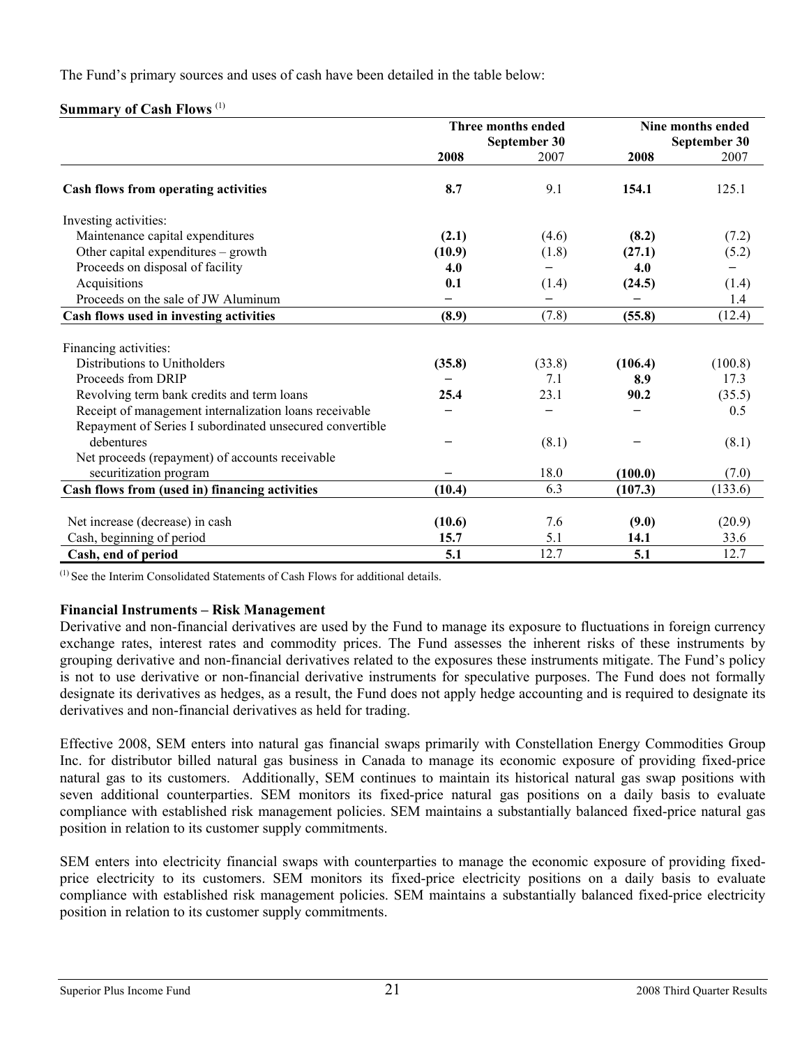The Fund's primary sources and uses of cash have been detailed in the table below:

**Summary of Cash Flows** [(1)]

| | Three months ended September 30 | | Nine months ended September 30 | |
|---|---|---|---|---|
| | **2008** | 2007 | **2008** | 2007 |
| **Cash flows from operating activities** | **8.7** | 9.1 | **154.1** | 125.1 |
| Investing activities: | | | | |
| Maintenance capital expenditures | **(2.1)** | (4.6) | **(8.2)** | (7.2) |
| Other capital expenditures – growth | **(10.9)** | (1.8) | **(27.1)** | (5.2) |
| Proceeds on disposal of facility | **4.0** | – | **4.0** | – |
| Acquisitions | **0.1** | (1.4) | **(24.5)** | (1.4) |
| Proceeds on the sale of JW Aluminum | – | – | – | 1.4 |
| **Cash flows used in investing activities** | **(8.9)** | (7.8) | **(55.8)** | (12.4) |
| Financing activities: | | | | |
| Distributions to Unitholders | **(35.8)** | (33.8) | **(106.4)** | (100.8) |
| Proceeds from DRIP | – | 7.1 | **8.9** | 17.3 |
| Revolving term bank credits and term loans | **25.4** | 23.1 | **90.2** | (35.5) |
| Receipt of management internalization loans receivable | – | – | – | 0.5 |
| Repayment of Series I subordinated unsecured convertible debentures | – | (8.1) | – | (8.1) |
| Net proceeds (repayment) of accounts receivable securitization program | – | 18.0 | **(100.0)** | (7.0) |
| **Cash flows from (used in) financing activities** | **(10.4)** | 6.3 | **(107.3)** | (133.6) |
| Net increase (decrease) in cash | **(10.6)** | 7.6 | **(9.0)** | (20.9) |
| Cash, beginning of period | **15.7** | 5.1 | **14.1** | 33.6 |
| **Cash, end of period** | **5.1** | 12.7 | **5.1** | 12.7 |

(1) See the Interim Consolidated Statements of Cash Flows for additional details.

**Financial Instruments – Risk Management**

Derivative and non-financial derivatives are used by the Fund to manage its exposure to fluctuations in foreign currency exchange rates, interest rates and commodity prices. The Fund assesses the inherent risks of these instruments by grouping derivative and non-financial derivatives related to the exposures these instruments mitigate. The Fund's policy is not to use derivative or non-financial derivative instruments for speculative purposes. The Fund does not formally designate its derivatives as hedges, as a result, the Fund does not apply hedge accounting and is required to designate its derivatives and non-financial derivatives as held for trading.

Effective 2008, SEM enters into natural gas financial swaps primarily with Constellation Energy Commodities Group Inc. for distributor billed natural gas business in Canada to manage its economic exposure of providing fixed-price natural gas to its customers. Additionally, SEM continues to maintain its historical natural gas swap positions with seven additional counterparties. SEM monitors its fixed-price natural gas positions on a daily basis to evaluate compliance with established risk management policies. SEM maintains a substantially balanced fixed-price natural gas position in relation to its customer supply commitments.

SEM enters into electricity financial swaps with counterparties to manage the economic exposure of providing fixed-price electricity to its customers. SEM monitors its fixed-price electricity positions on a daily basis to evaluate compliance with established risk management policies. SEM maintains a substantially balanced fixed-price electricity position in relation to its customer supply commitments.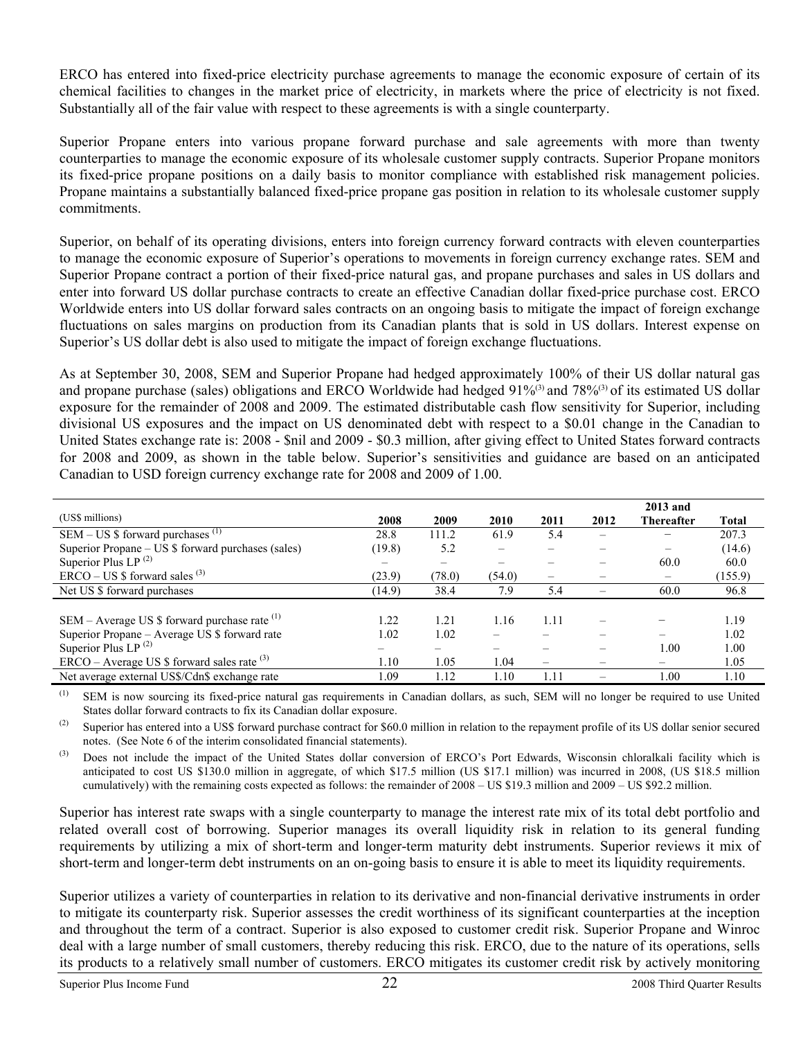ERCO has entered into fixed-price electricity purchase agreements to manage the economic exposure of certain of its chemical facilities to changes in the market price of electricity, in markets where the price of electricity is not fixed. Substantially all of the fair value with respect to these agreements is with a single counterparty.

Superior Propane enters into various propane forward purchase and sale agreements with more than twenty counterparties to manage the economic exposure of its wholesale customer supply contracts. Superior Propane monitors its fixed-price propane positions on a daily basis to monitor compliance with established risk management policies. Propane maintains a substantially balanced fixed-price propane gas position in relation to its wholesale customer supply commitments.

Superior, on behalf of its operating divisions, enters into foreign currency forward contracts with eleven counterparties to manage the economic exposure of Superior's operations to movements in foreign currency exchange rates. SEM and Superior Propane contract a portion of their fixed-price natural gas, and propane purchases and sales in US dollars and enter into forward US dollar purchase contracts to create an effective Canadian dollar fixed-price purchase cost. ERCO Worldwide enters into US dollar forward sales contracts on an ongoing basis to mitigate the impact of foreign exchange fluctuations on sales margins on production from its Canadian plants that is sold in US dollars. Interest expense on Superior's US dollar debt is also used to mitigate the impact of foreign exchange fluctuations.

As at September 30, 2008, SEM and Superior Propane had hedged approximately 100% of their US dollar natural gas and propane purchase (sales) obligations and ERCO Worldwide had hedged 91%[(3)] and 78%[(3)] of its estimated US dollar exposure for the remainder of 2008 and 2009. The estimated distributable cash flow sensitivity for Superior, including divisional US exposures and the impact on US denominated debt with respect to a $0.01 change in the Canadian to United States exchange rate is: 2008 - $nil and 2009 - $0.3 million, after giving effect to United States forward contracts for 2008 and 2009, as shown in the table below. Superior's sensitivities and guidance are based on an anticipated Canadian to USD foreign currency exchange rate for 2008 and 2009 of 1.00.

| (US$ millions) | 2008 | 2009 | 2010 | 2011 | 2012 | 2013 and Thereafter | Total |
|---|---|---|---|---|---|---|---|
| SEM – US $ forward purchases [(1)] | 28.8 | 111.2 | 61.9 | 5.4 | – | – | 207.3 |
| Superior Propane – US $ forward purchases (sales) | (19.8) | 5.2 | – | – | – | – | (14.6) |
| Superior Plus LP [(2)] | – | – | – | – | – | 60.0 | 60.0 |
| ERCO – US $ forward sales [(3)] | (23.9) | (78.0) | (54.0) | – | – | – | (155.9) |
| Net US $ forward purchases | (14.9) | 38.4 | 7.9 | 5.4 | – | 60.0 | 96.8 |
| | | | | | | | |
| SEM – Average US $ forward purchase rate [(1)] | 1.22 | 1.21 | 1.16 | 1.11 | – | – | 1.19 |
| Superior Propane – Average US $ forward rate | 1.02 | 1.02 | – | – | – | – | 1.02 |
| Superior Plus LP [(2)] | – | – | – | – | – | 1.00 | 1.00 |
| ERCO – Average US $ forward sales rate [(3)] | 1.10 | 1.05 | 1.04 | – | – | – | 1.05 |
| Net average external US$/Cdn$ exchange rate | 1.09 | 1.12 | 1.10 | 1.11 | – | 1.00 | 1.10 |

(1) SEM is now sourcing its fixed-price natural gas requirements in Canadian dollars, as such, SEM will no longer be required to use United States dollar forward contracts to fix its Canadian dollar exposure.

(2) Superior has entered into a US$ forward purchase contract for $60.0 million in relation to the repayment profile of its US dollar senior secured notes. (See Note 6 of the interim consolidated financial statements).

(3) Does not include the impact of the United States dollar conversion of ERCO's Port Edwards, Wisconsin chloralkali facility which is anticipated to cost US $130.0 million in aggregate, of which $17.5 million (US $17.1 million) was incurred in 2008, (US $18.5 million cumulatively) with the remaining costs expected as follows: the remainder of 2008 – US $19.3 million and 2009 – US $92.2 million.

Superior has interest rate swaps with a single counterparty to manage the interest rate mix of its total debt portfolio and related overall cost of borrowing. Superior manages its overall liquidity risk in relation to its general funding requirements by utilizing a mix of short-term and longer-term maturity debt instruments. Superior reviews it mix of short-term and longer-term debt instruments on an on-going basis to ensure it is able to meet its liquidity requirements.

Superior utilizes a variety of counterparties in relation to its derivative and non-financial derivative instruments in order to mitigate its counterparty risk. Superior assesses the credit worthiness of its significant counterparties at the inception and throughout the term of a contract. Superior is also exposed to customer credit risk. Superior Propane and Winroc deal with a large number of small customers, thereby reducing this risk. ERCO, due to the nature of its operations, sells its products to a relatively small number of customers. ERCO mitigates its customer credit risk by actively monitoring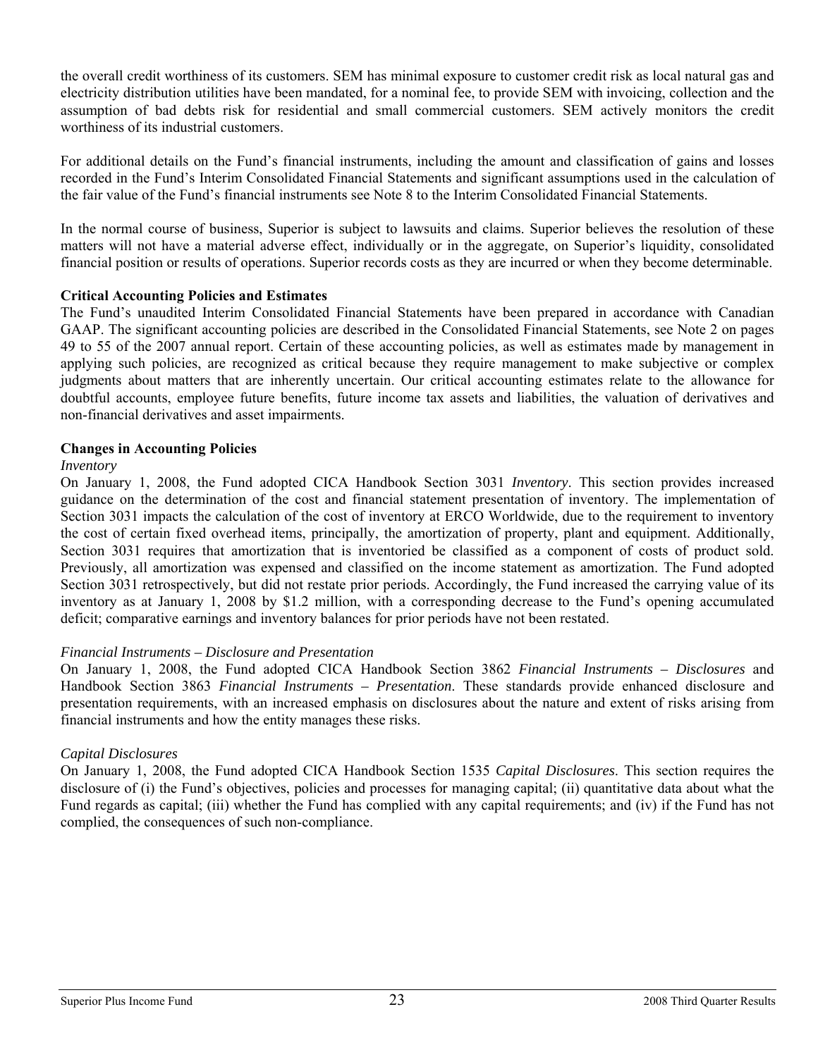the overall credit worthiness of its customers. SEM has minimal exposure to customer credit risk as local natural gas and electricity distribution utilities have been mandated, for a nominal fee, to provide SEM with invoicing, collection and the assumption of bad debts risk for residential and small commercial customers. SEM actively monitors the credit worthiness of its industrial customers.

For additional details on the Fund's financial instruments, including the amount and classification of gains and losses recorded in the Fund's Interim Consolidated Financial Statements and significant assumptions used in the calculation of the fair value of the Fund's financial instruments see Note 8 to the Interim Consolidated Financial Statements.

In the normal course of business, Superior is subject to lawsuits and claims. Superior believes the resolution of these matters will not have a material adverse effect, individually or in the aggregate, on Superior's liquidity, consolidated financial position or results of operations. Superior records costs as they are incurred or when they become determinable.

**Critical Accounting Policies and Estimates**

The Fund's unaudited Interim Consolidated Financial Statements have been prepared in accordance with Canadian GAAP. The significant accounting policies are described in the Consolidated Financial Statements, see Note 2 on pages 49 to 55 of the 2007 annual report. Certain of these accounting policies, as well as estimates made by management in applying such policies, are recognized as critical because they require management to make subjective or complex judgments about matters that are inherently uncertain. Our critical accounting estimates relate to the allowance for doubtful accounts, employee future benefits, future income tax assets and liabilities, the valuation of derivatives and non-financial derivatives and asset impairments.

**Changes in Accounting Policies**

*Inventory*

On January 1, 2008, the Fund adopted CICA Handbook Section 3031 *Inventory*. This section provides increased guidance on the determination of the cost and financial statement presentation of inventory. The implementation of Section 3031 impacts the calculation of the cost of inventory at ERCO Worldwide, due to the requirement to inventory the cost of certain fixed overhead items, principally, the amortization of property, plant and equipment. Additionally, Section 3031 requires that amortization that is inventoried be classified as a component of costs of product sold. Previously, all amortization was expensed and classified on the income statement as amortization. The Fund adopted Section 3031 retrospectively, but did not restate prior periods. Accordingly, the Fund increased the carrying value of its inventory as at January 1, 2008 by $1.2 million, with a corresponding decrease to the Fund's opening accumulated deficit; comparative earnings and inventory balances for prior periods have not been restated.

*Financial Instruments – Disclosure and Presentation*

On January 1, 2008, the Fund adopted CICA Handbook Section 3862 *Financial Instruments – Disclosures* and Handbook Section 3863 *Financial Instruments – Presentation*. These standards provide enhanced disclosure and presentation requirements, with an increased emphasis on disclosures about the nature and extent of risks arising from financial instruments and how the entity manages these risks.

*Capital Disclosures*

On January 1, 2008, the Fund adopted CICA Handbook Section 1535 *Capital Disclosures*. This section requires the disclosure of (i) the Fund's objectives, policies and processes for managing capital; (ii) quantitative data about what the Fund regards as capital; (iii) whether the Fund has complied with any capital requirements; and (iv) if the Fund has not complied, the consequences of such non-compliance.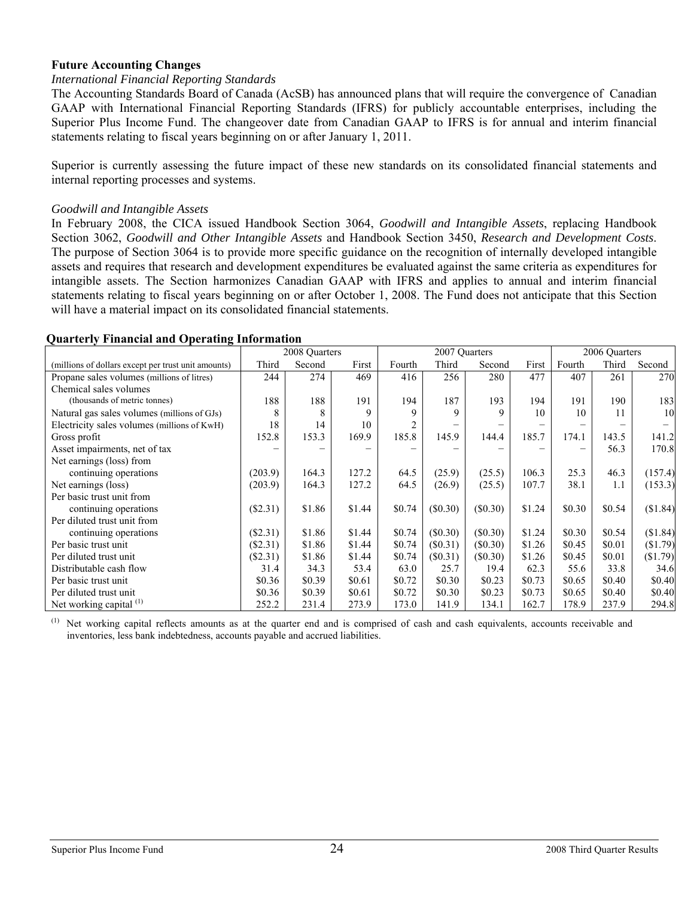### Future Accounting Changes

*International Financial Reporting Standards*

The Accounting Standards Board of Canada (AcSB) has announced plans that will require the convergence of Canadian GAAP with International Financial Reporting Standards (IFRS) for publicly accountable enterprises, including the Superior Plus Income Fund. The changeover date from Canadian GAAP to IFRS is for annual and interim financial statements relating to fiscal years beginning on or after January 1, 2011.

Superior is currently assessing the future impact of these new standards on its consolidated financial statements and internal reporting processes and systems.

*Goodwill and Intangible Assets*

In February 2008, the CICA issued Handbook Section 3064, *Goodwill and Intangible Assets*, replacing Handbook Section 3062, *Goodwill and Other Intangible Assets* and Handbook Section 3450, *Research and Development Costs*. The purpose of Section 3064 is to provide more specific guidance on the recognition of internally developed intangible assets and requires that research and development expenditures be evaluated against the same criteria as expenditures for intangible assets. The Section harmonizes Canadian GAAP with IFRS and applies to annual and interim financial statements relating to fiscal years beginning on or after October 1, 2008. The Fund does not anticipate that this Section will have a material impact on its consolidated financial statements.

### Quarterly Financial and Operating Information

| | 2008 Quarters | | | 2007 Quarters | | | | 2006 Quarters | | |
|---|---|---|---|---|---|---|---|---|---|---|
| (millions of dollars except per trust unit amounts) | Third | Second | First | Fourth | Third | Second | First | Fourth | Third | Second |
| Propane sales volumes (millions of litres) | 244 | 274 | 469 | 416 | 256 | 280 | 477 | 407 | 261 | 270 |
| Chemical sales volumes (thousands of metric tonnes) | 188 | 188 | 191 | 194 | 187 | 193 | 194 | 191 | 190 | 183 |
| Natural gas sales volumes (millions of GJs) | 8 | 8 | 9 | 9 | 9 | 9 | 10 | 10 | 11 | 10 |
| Electricity sales volumes (millions of KwH) | 18 | 14 | 10 | 2 | – | – | – | – | – | – |
| Gross profit | 152.8 | 153.3 | 169.9 | 185.8 | 145.9 | 144.4 | 185.7 | 174.1 | 143.5 | 141.2 |
| Asset impairments, net of tax | – | – | – | – | – | – | – | – | 56.3 | 170.8 |
| Net earnings (loss) from continuing operations | (203.9) | 164.3 | 127.2 | 64.5 | (25.9) | (25.5) | 106.3 | 25.3 | 46.3 | (157.4) |
| Net earnings (loss) | (203.9) | 164.3 | 127.2 | 64.5 | (26.9) | (25.5) | 107.7 | 38.1 | 1.1 | (153.3) |
| Per basic trust unit from continuing operations | ($2.31) | $1.86 | $1.44 | $0.74 | ($0.30) | ($0.30) | $1.24 | $0.30 | $0.54 | ($1.84) |
| Per diluted trust unit from continuing operations | ($2.31) | $1.86 | $1.44 | $0.74 | ($0.30) | ($0.30) | $1.24 | $0.30 | $0.54 | ($1.84) |
| Per basic trust unit | ($2.31) | $1.86 | $1.44 | $0.74 | ($0.31) | ($0.30) | $1.26 | $0.45 | $0.01 | ($1.79) |
| Per diluted trust unit | ($2.31) | $1.86 | $1.44 | $0.74 | ($0.31) | ($0.30) | $1.26 | $0.45 | $0.01 | ($1.79) |
| Distributable cash flow | 31.4 | 34.3 | 53.4 | 63.0 | 25.7 | 19.4 | 62.3 | 55.6 | 33.8 | 34.6 |
| Per basic trust unit | $0.36 | $0.39 | $0.61 | $0.72 | $0.30 | $0.23 | $0.73 | $0.65 | $0.40 | $0.40 |
| Per diluted trust unit | $0.36 | $0.39 | $0.61 | $0.72 | $0.30 | $0.23 | $0.73 | $0.65 | $0.40 | $0.40 |
| Net working capital (1) | 252.2 | 231.4 | 273.9 | 173.0 | 141.9 | 134.1 | 162.7 | 178.9 | 237.9 | 294.8 |

(1) Net working capital reflects amounts as at the quarter end and is comprised of cash and cash equivalents, accounts receivable and inventories, less bank indebtedness, accounts payable and accrued liabilities.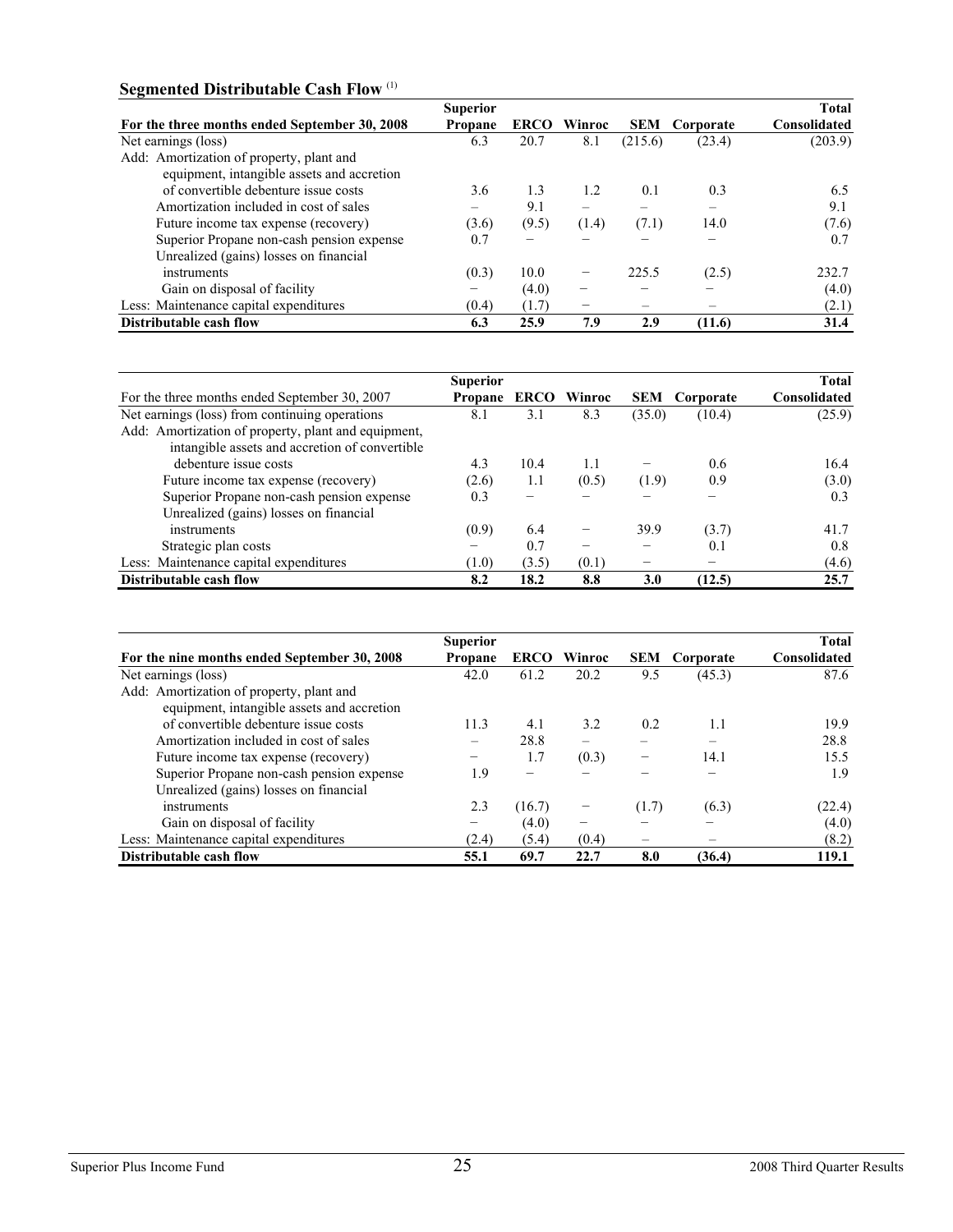### Segmented Distributable Cash Flow [(1)]

| For the three months ended September 30, 2008 | Superior Propane | ERCO | Winroc | SEM | Corporate | Total Consolidated |
|---|---|---|---|---|---|---|
| Net earnings (loss) | 6.3 | 20.7 | 8.1 | (215.6) | (23.4) | (203.9) |
| Add: Amortization of property, plant and equipment, intangible assets and accretion of convertible debenture issue costs | 3.6 | 1.3 | 1.2 | 0.1 | 0.3 | 6.5 |
| Amortization included in cost of sales | – | 9.1 | – | – | – | 9.1 |
| Future income tax expense (recovery) | (3.6) | (9.5) | (1.4) | (7.1) | 14.0 | (7.6) |
| Superior Propane non-cash pension expense | 0.7 | – | – | – | – | 0.7 |
| Unrealized (gains) losses on financial instruments | (0.3) | 10.0 | – | 225.5 | (2.5) | 232.7 |
| Gain on disposal of facility | – | (4.0) | – | – | – | (4.0) |
| Less: Maintenance capital expenditures | (0.4) | (1.7) | – | – | – | (2.1) |
| **Distributable cash flow** | **6.3** | **25.9** | **7.9** | **2.9** | **(11.6)** | **31.4** |

| For the three months ended September 30, 2007 | Superior Propane | ERCO | Winroc | SEM | Corporate | Total Consolidated |
|---|---|---|---|---|---|---|
| Net earnings (loss) from continuing operations | 8.1 | 3.1 | 8.3 | (35.0) | (10.4) | (25.9) |
| Add: Amortization of property, plant and equipment, intangible assets and accretion of convertible debenture issue costs | 4.3 | 10.4 | 1.1 | – | 0.6 | 16.4 |
| Future income tax expense (recovery) | (2.6) | 1.1 | (0.5) | (1.9) | 0.9 | (3.0) |
| Superior Propane non-cash pension expense | 0.3 | – | – | – | – | 0.3 |
| Unrealized (gains) losses on financial instruments | (0.9) | 6.4 | – | 39.9 | (3.7) | 41.7 |
| Strategic plan costs | – | 0.7 | – | – | 0.1 | 0.8 |
| Less: Maintenance capital expenditures | (1.0) | (3.5) | (0.1) | – | – | (4.6) |
| **Distributable cash flow** | **8.2** | **18.2** | **8.8** | **3.0** | **(12.5)** | **25.7** |

| For the nine months ended September 30, 2008 | Superior Propane | ERCO | Winroc | SEM | Corporate | Total Consolidated |
|---|---|---|---|---|---|---|
| Net earnings (loss) | 42.0 | 61.2 | 20.2 | 9.5 | (45.3) | 87.6 |
| Add: Amortization of property, plant and equipment, intangible assets and accretion of convertible debenture issue costs | 11.3 | 4.1 | 3.2 | 0.2 | 1.1 | 19.9 |
| Amortization included in cost of sales | – | 28.8 | – | – | – | 28.8 |
| Future income tax expense (recovery) | – | 1.7 | (0.3) | – | 14.1 | 15.5 |
| Superior Propane non-cash pension expense | 1.9 | – | – | – | – | 1.9 |
| Unrealized (gains) losses on financial instruments | 2.3 | (16.7) | – | (1.7) | (6.3) | (22.4) |
| Gain on disposal of facility | – | (4.0) | – | – | – | (4.0) |
| Less: Maintenance capital expenditures | (2.4) | (5.4) | (0.4) | – | – | (8.2) |
| **Distributable cash flow** | **55.1** | **69.7** | **22.7** | **8.0** | **(36.4)** | **119.1** |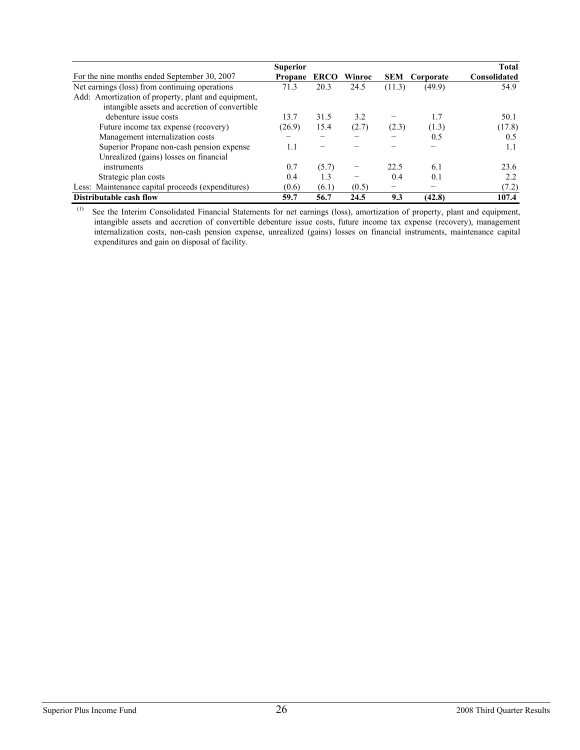| For the nine months ended September 30, 2007 | Superior Propane | ERCO | Winroc | SEM | Corporate | Total Consolidated |
|---|---|---|---|---|---|---|
| Net earnings (loss) from continuing operations | 71.3 | 20.3 | 24.5 | (11.3) | (49.9) | 54.9 |
| Add: Amortization of property, plant and equipment, intangible assets and accretion of convertible debenture issue costs | 13.7 | 31.5 | 3.2 | – | 1.7 | 50.1 |
| Future income tax expense (recovery) | (26.9) | 15.4 | (2.7) | (2.3) | (1.3) | (17.8) |
| Management internalization costs | – | – | – | – | 0.5 | 0.5 |
| Superior Propane non-cash pension expense | 1.1 | – | – | – | – | 1.1 |
| Unrealized (gains) losses on financial instruments | 0.7 | (5.7) | – | 22.5 | 6.1 | 23.6 |
| Strategic plan costs | 0.4 | 1.3 | – | 0.4 | 0.1 | 2.2 |
| Less: Maintenance capital proceeds (expenditures) | (0.6) | (6.1) | (0.5) | – | – | (7.2) |
| **Distributable cash flow** | **59.7** | **56.7** | **24.5** | **9.3** | **(42.8)** | **107.4** |

(1) See the Interim Consolidated Financial Statements for net earnings (loss), amortization of property, plant and equipment, intangible assets and accretion of convertible debenture issue costs, future income tax expense (recovery), management internalization costs, non-cash pension expense, unrealized (gains) losses on financial instruments, maintenance capital expenditures and gain on disposal of facility.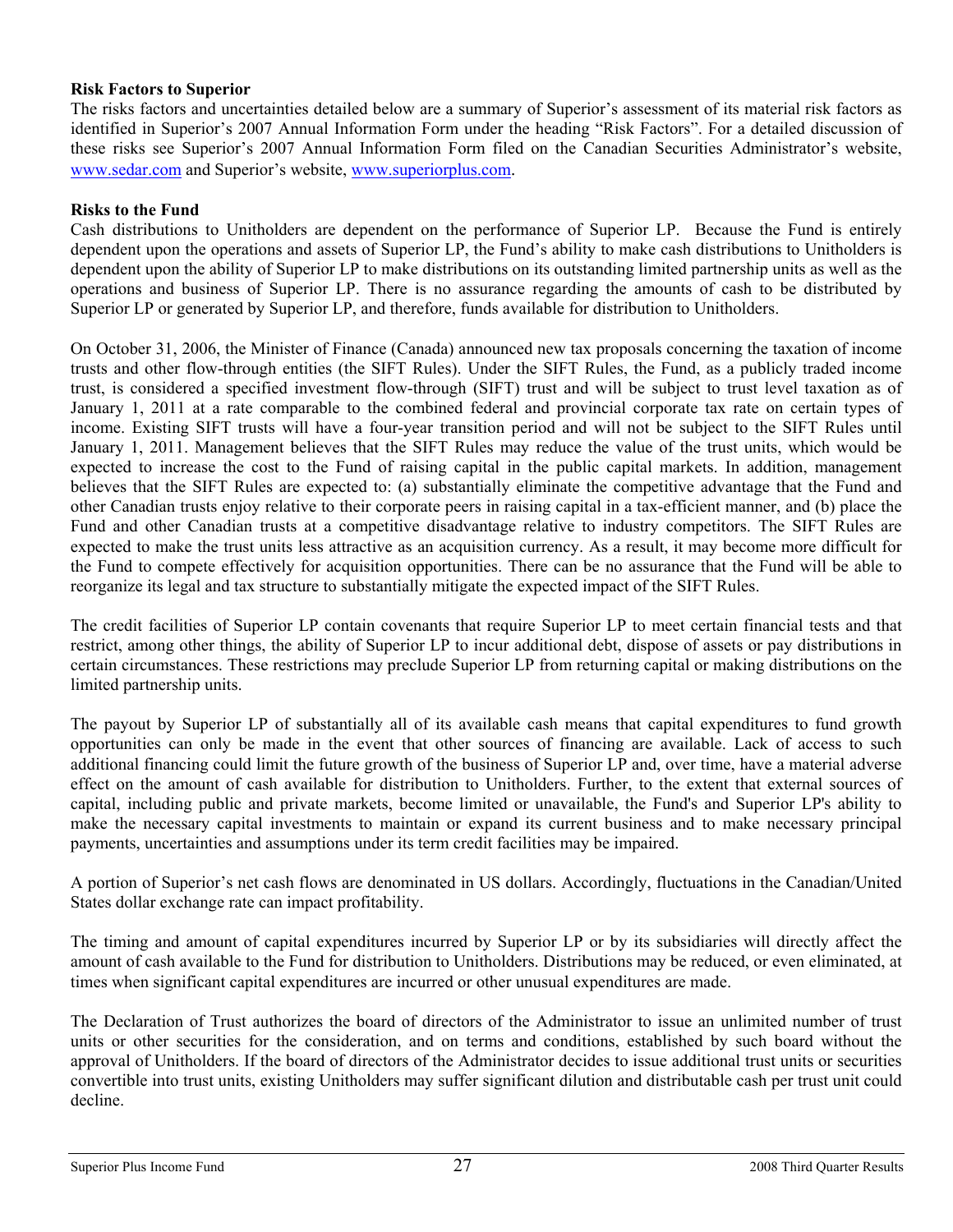**Risk Factors to Superior**

The risks factors and uncertainties detailed below are a summary of Superior's assessment of its material risk factors as identified in Superior's 2007 Annual Information Form under the heading "Risk Factors". For a detailed discussion of these risks see Superior's 2007 Annual Information Form filed on the Canadian Securities Administrator's website, www.sedar.com and Superior's website, www.superiorplus.com.

**Risks to the Fund**

Cash distributions to Unitholders are dependent on the performance of Superior LP. Because the Fund is entirely dependent upon the operations and assets of Superior LP, the Fund's ability to make cash distributions to Unitholders is dependent upon the ability of Superior LP to make distributions on its outstanding limited partnership units as well as the operations and business of Superior LP. There is no assurance regarding the amounts of cash to be distributed by Superior LP or generated by Superior LP, and therefore, funds available for distribution to Unitholders.

On October 31, 2006, the Minister of Finance (Canada) announced new tax proposals concerning the taxation of income trusts and other flow-through entities (the SIFT Rules). Under the SIFT Rules, the Fund, as a publicly traded income trust, is considered a specified investment flow-through (SIFT) trust and will be subject to trust level taxation as of January 1, 2011 at a rate comparable to the combined federal and provincial corporate tax rate on certain types of income. Existing SIFT trusts will have a four-year transition period and will not be subject to the SIFT Rules until January 1, 2011. Management believes that the SIFT Rules may reduce the value of the trust units, which would be expected to increase the cost to the Fund of raising capital in the public capital markets. In addition, management believes that the SIFT Rules are expected to: (a) substantially eliminate the competitive advantage that the Fund and other Canadian trusts enjoy relative to their corporate peers in raising capital in a tax-efficient manner, and (b) place the Fund and other Canadian trusts at a competitive disadvantage relative to industry competitors. The SIFT Rules are expected to make the trust units less attractive as an acquisition currency. As a result, it may become more difficult for the Fund to compete effectively for acquisition opportunities. There can be no assurance that the Fund will be able to reorganize its legal and tax structure to substantially mitigate the expected impact of the SIFT Rules.

The credit facilities of Superior LP contain covenants that require Superior LP to meet certain financial tests and that restrict, among other things, the ability of Superior LP to incur additional debt, dispose of assets or pay distributions in certain circumstances. These restrictions may preclude Superior LP from returning capital or making distributions on the limited partnership units.

The payout by Superior LP of substantially all of its available cash means that capital expenditures to fund growth opportunities can only be made in the event that other sources of financing are available. Lack of access to such additional financing could limit the future growth of the business of Superior LP and, over time, have a material adverse effect on the amount of cash available for distribution to Unitholders. Further, to the extent that external sources of capital, including public and private markets, become limited or unavailable, the Fund's and Superior LP's ability to make the necessary capital investments to maintain or expand its current business and to make necessary principal payments, uncertainties and assumptions under its term credit facilities may be impaired.

A portion of Superior's net cash flows are denominated in US dollars. Accordingly, fluctuations in the Canadian/United States dollar exchange rate can impact profitability.

The timing and amount of capital expenditures incurred by Superior LP or by its subsidiaries will directly affect the amount of cash available to the Fund for distribution to Unitholders. Distributions may be reduced, or even eliminated, at times when significant capital expenditures are incurred or other unusual expenditures are made.

The Declaration of Trust authorizes the board of directors of the Administrator to issue an unlimited number of trust units or other securities for the consideration, and on terms and conditions, established by such board without the approval of Unitholders. If the board of directors of the Administrator decides to issue additional trust units or securities convertible into trust units, existing Unitholders may suffer significant dilution and distributable cash per trust unit could decline.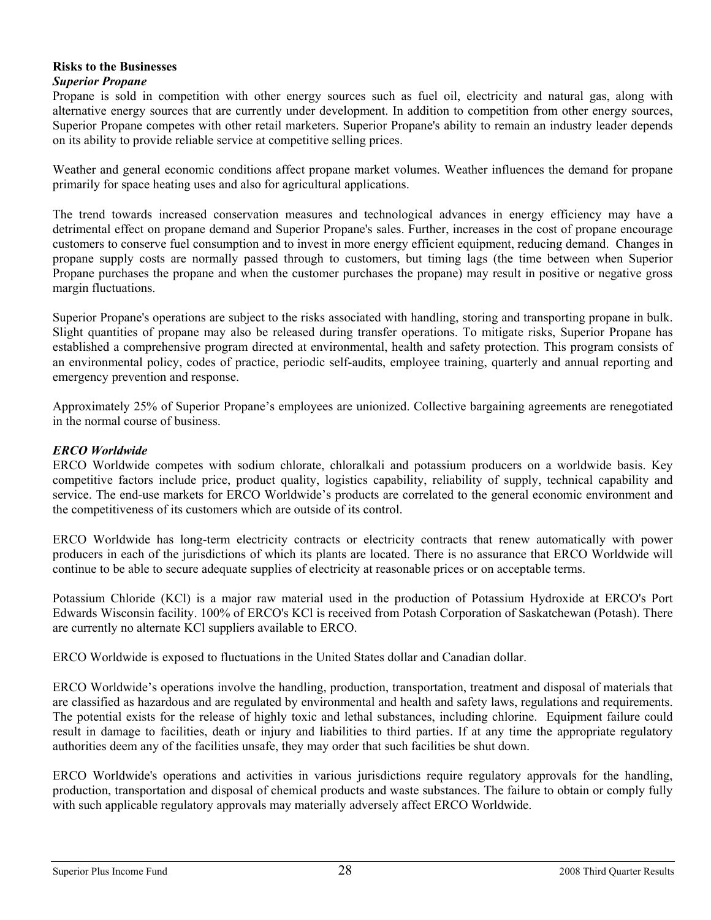**Risks to the Businesses**

***Superior Propane***

Propane is sold in competition with other energy sources such as fuel oil, electricity and natural gas, along with alternative energy sources that are currently under development. In addition to competition from other energy sources, Superior Propane competes with other retail marketers. Superior Propane's ability to remain an industry leader depends on its ability to provide reliable service at competitive selling prices.

Weather and general economic conditions affect propane market volumes. Weather influences the demand for propane primarily for space heating uses and also for agricultural applications.

The trend towards increased conservation measures and technological advances in energy efficiency may have a detrimental effect on propane demand and Superior Propane's sales. Further, increases in the cost of propane encourage customers to conserve fuel consumption and to invest in more energy efficient equipment, reducing demand. Changes in propane supply costs are normally passed through to customers, but timing lags (the time between when Superior Propane purchases the propane and when the customer purchases the propane) may result in positive or negative gross margin fluctuations.

Superior Propane's operations are subject to the risks associated with handling, storing and transporting propane in bulk. Slight quantities of propane may also be released during transfer operations. To mitigate risks, Superior Propane has established a comprehensive program directed at environmental, health and safety protection. This program consists of an environmental policy, codes of practice, periodic self-audits, employee training, quarterly and annual reporting and emergency prevention and response.

Approximately 25% of Superior Propane's employees are unionized. Collective bargaining agreements are renegotiated in the normal course of business.

***ERCO Worldwide***

ERCO Worldwide competes with sodium chlorate, chloralkali and potassium producers on a worldwide basis. Key competitive factors include price, product quality, logistics capability, reliability of supply, technical capability and service. The end-use markets for ERCO Worldwide's products are correlated to the general economic environment and the competitiveness of its customers which are outside of its control.

ERCO Worldwide has long-term electricity contracts or electricity contracts that renew automatically with power producers in each of the jurisdictions of which its plants are located. There is no assurance that ERCO Worldwide will continue to be able to secure adequate supplies of electricity at reasonable prices or on acceptable terms.

Potassium Chloride (KCl) is a major raw material used in the production of Potassium Hydroxide at ERCO's Port Edwards Wisconsin facility. 100% of ERCO's KCl is received from Potash Corporation of Saskatchewan (Potash). There are currently no alternate KCl suppliers available to ERCO.

ERCO Worldwide is exposed to fluctuations in the United States dollar and Canadian dollar.

ERCO Worldwide's operations involve the handling, production, transportation, treatment and disposal of materials that are classified as hazardous and are regulated by environmental and health and safety laws, regulations and requirements. The potential exists for the release of highly toxic and lethal substances, including chlorine. Equipment failure could result in damage to facilities, death or injury and liabilities to third parties. If at any time the appropriate regulatory authorities deem any of the facilities unsafe, they may order that such facilities be shut down.

ERCO Worldwide's operations and activities in various jurisdictions require regulatory approvals for the handling, production, transportation and disposal of chemical products and waste substances. The failure to obtain or comply fully with such applicable regulatory approvals may materially adversely affect ERCO Worldwide.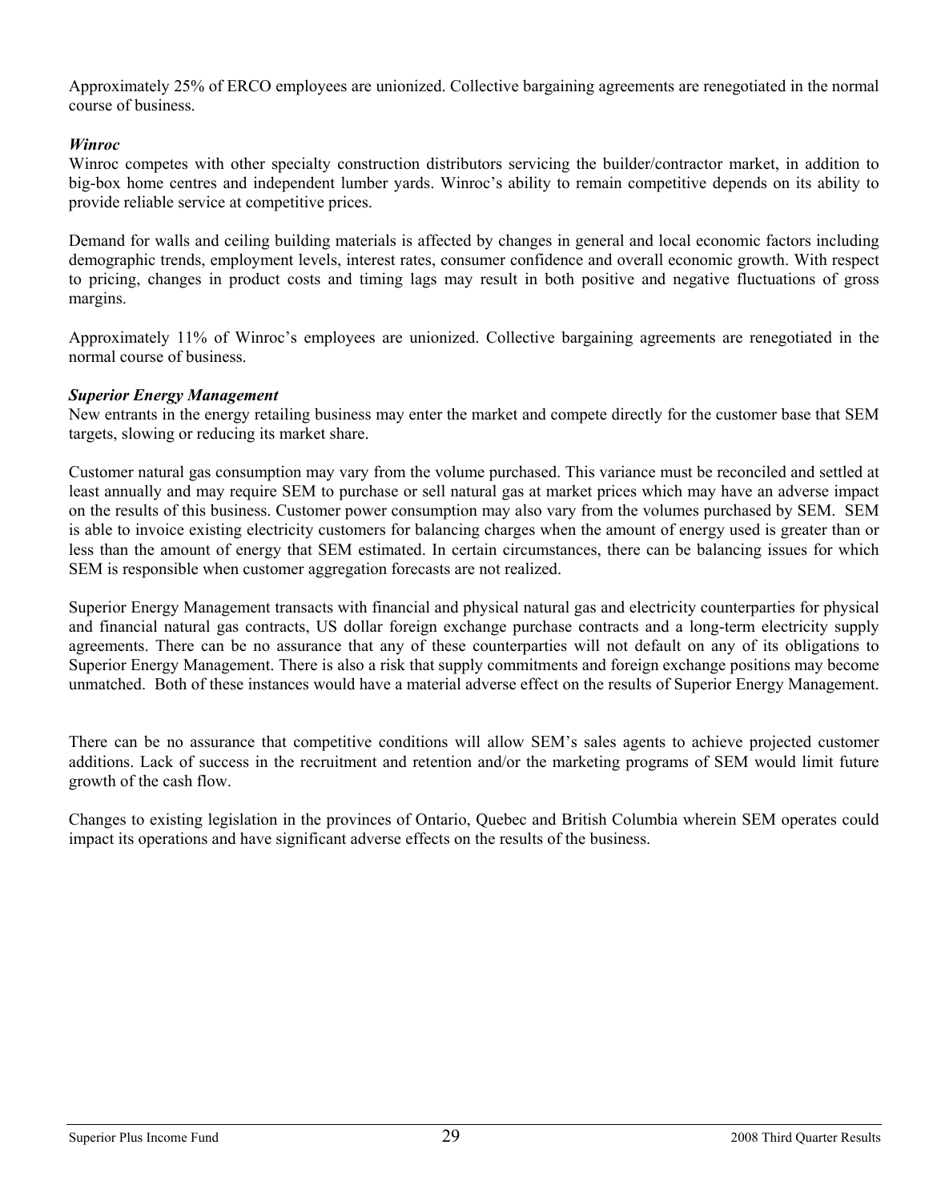Approximately 25% of ERCO employees are unionized. Collective bargaining agreements are renegotiated in the normal course of business.

***Winroc***

Winroc competes with other specialty construction distributors servicing the builder/contractor market, in addition to big-box home centres and independent lumber yards. Winroc's ability to remain competitive depends on its ability to provide reliable service at competitive prices.

Demand for walls and ceiling building materials is affected by changes in general and local economic factors including demographic trends, employment levels, interest rates, consumer confidence and overall economic growth. With respect to pricing, changes in product costs and timing lags may result in both positive and negative fluctuations of gross margins.

Approximately 11% of Winroc's employees are unionized. Collective bargaining agreements are renegotiated in the normal course of business.

***Superior Energy Management***

New entrants in the energy retailing business may enter the market and compete directly for the customer base that SEM targets, slowing or reducing its market share.

Customer natural gas consumption may vary from the volume purchased. This variance must be reconciled and settled at least annually and may require SEM to purchase or sell natural gas at market prices which may have an adverse impact on the results of this business. Customer power consumption may also vary from the volumes purchased by SEM. SEM is able to invoice existing electricity customers for balancing charges when the amount of energy used is greater than or less than the amount of energy that SEM estimated. In certain circumstances, there can be balancing issues for which SEM is responsible when customer aggregation forecasts are not realized.

Superior Energy Management transacts with financial and physical natural gas and electricity counterparties for physical and financial natural gas contracts, US dollar foreign exchange purchase contracts and a long-term electricity supply agreements. There can be no assurance that any of these counterparties will not default on any of its obligations to Superior Energy Management. There is also a risk that supply commitments and foreign exchange positions may become unmatched. Both of these instances would have a material adverse effect on the results of Superior Energy Management.

There can be no assurance that competitive conditions will allow SEM's sales agents to achieve projected customer additions. Lack of success in the recruitment and retention and/or the marketing programs of SEM would limit future growth of the cash flow.

Changes to existing legislation in the provinces of Ontario, Quebec and British Columbia wherein SEM operates could impact its operations and have significant adverse effects on the results of the business.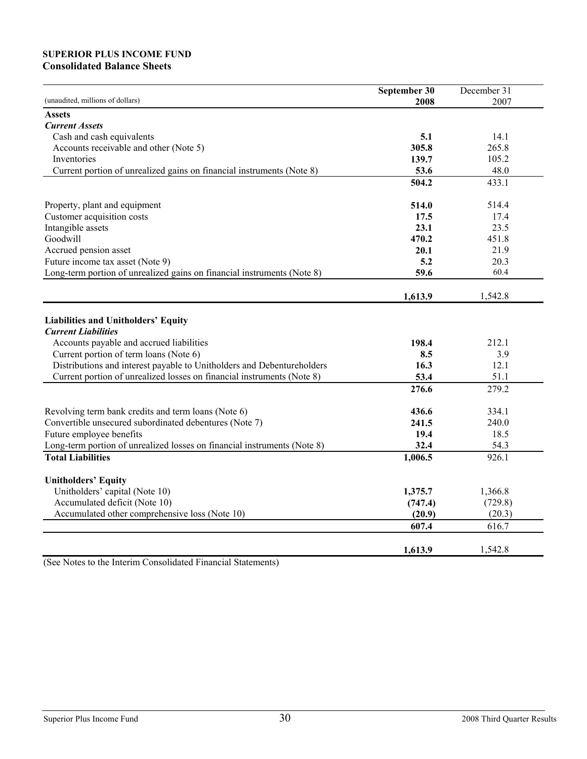**SUPERIOR PLUS INCOME FUND**
**Consolidated Balance Sheets**

| (unaudited, millions of dollars) | **September 30 2008** | December 31 2007 |
|---|---|---|
| **Assets** | | |
| ***Current Assets*** | | |
| Cash and cash equivalents | **5.1** | 14.1 |
| Accounts receivable and other (Note 5) | **305.8** | 265.8 |
| Inventories | **139.7** | 105.2 |
| Current portion of unrealized gains on financial instruments (Note 8) | **53.6** | 48.0 |
| | **504.2** | 433.1 |
| Property, plant and equipment | **514.0** | 514.4 |
| Customer acquisition costs | **17.5** | 17.4 |
| Intangible assets | **23.1** | 23.5 |
| Goodwill | **470.2** | 451.8 |
| Accrued pension asset | **20.1** | 21.9 |
| Future income tax asset (Note 9) | **5.2** | 20.3 |
| Long-term portion of unrealized gains on financial instruments (Note 8) | **59.6** | 60.4 |
| | **1,613.9** | 1,542.8 |
| **Liabilities and Unitholders' Equity** | | |
| ***Current Liabilities*** | | |
| Accounts payable and accrued liabilities | **198.4** | 212.1 |
| Current portion of term loans (Note 6) | **8.5** | 3.9 |
| Distributions and interest payable to Unitholders and Debentureholders | **16.3** | 12.1 |
| Current portion of unrealized losses on financial instruments (Note 8) | **53.4** | 51.1 |
| | **276.6** | 279.2 |
| Revolving term bank credits and term loans (Note 6) | **436.6** | 334.1 |
| Convertible unsecured subordinated debentures (Note 7) | **241.5** | 240.0 |
| Future employee benefits | **19.4** | 18.5 |
| Long-term portion of unrealized losses on financial instruments (Note 8) | **32.4** | 54.3 |
| **Total Liabilities** | **1,006.5** | 926.1 |
| **Unitholders' Equity** | | |
| Unitholders' capital (Note 10) | **1,375.7** | 1,366.8 |
| Accumulated deficit (Note 10) | **(747.4)** | (729.8) |
| Accumulated other comprehensive loss (Note 10) | **(20.9)** | (20.3) |
| | **607.4** | 616.7 |
| | **1,613.9** | 1,542.8 |

(See Notes to the Interim Consolidated Financial Statements)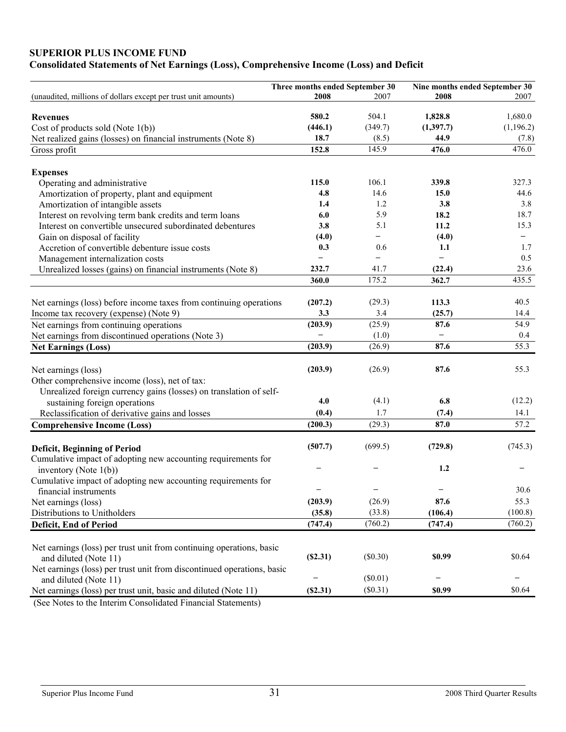**SUPERIOR PLUS INCOME FUND**
**Consolidated Statements of Net Earnings (Loss), Comprehensive Income (Loss) and Deficit**

| (unaudited, millions of dollars except per trust unit amounts) | Three months ended September 30 **2008** | 2007 | Nine months ended September 30 **2008** | 2007 |
|---|---|---|---|---|
| **Revenues** | **580.2** | 504.1 | **1,828.8** | 1,680.0 |
| Cost of products sold (Note 1(b)) | **(446.1)** | (349.7) | **(1,397.7)** | (1,196.2) |
| Net realized gains (losses) on financial instruments (Note 8) | **18.7** | (8.5) | **44.9** | (7.8) |
| Gross profit | **152.8** | 145.9 | **476.0** | 476.0 |
| **Expenses** | | | | |
| Operating and administrative | **115.0** | 106.1 | **339.8** | 327.3 |
| Amortization of property, plant and equipment | **4.8** | 14.6 | **15.0** | 44.6 |
| Amortization of intangible assets | **1.4** | 1.2 | **3.8** | 3.8 |
| Interest on revolving term bank credits and term loans | **6.0** | 5.9 | **18.2** | 18.7 |
| Interest on convertible unsecured subordinated debentures | **3.8** | 5.1 | **11.2** | 15.3 |
| Gain on disposal of facility | **(4.0)** | – | **(4.0)** | – |
| Accretion of convertible debenture issue costs | **0.3** | 0.6 | **1.1** | 1.7 |
| Management internalization costs | – | – | – | 0.5 |
| Unrealized losses (gains) on financial instruments (Note 8) | **232.7** | 41.7 | **(22.4)** | 23.6 |
| | **360.0** | 175.2 | **362.7** | 435.5 |
| Net earnings (loss) before income taxes from continuing operations | **(207.2)** | (29.3) | **113.3** | 40.5 |
| Income tax recovery (expense) (Note 9) | **3.3** | 3.4 | **(25.7)** | 14.4 |
| Net earnings from continuing operations | **(203.9)** | (25.9) | **87.6** | 54.9 |
| Net earnings from discontinued operations (Note 3) | – | (1.0) | – | 0.4 |
| **Net Earnings (Loss)** | **(203.9)** | (26.9) | **87.6** | 55.3 |
| Net earnings (loss) | **(203.9)** | (26.9) | **87.6** | 55.3 |
| Other comprehensive income (loss), net of tax: | | | | |
| Unrealized foreign currency gains (losses) on translation of self-sustaining foreign operations | **4.0** | (4.1) | **6.8** | (12.2) |
| Reclassification of derivative gains and losses | **(0.4)** | 1.7 | **(7.4)** | 14.1 |
| **Comprehensive Income (Loss)** | **(200.3)** | (29.3) | **87.0** | 57.2 |
| **Deficit, Beginning of Period** | **(507.7)** | (699.5) | **(729.8)** | (745.3) |
| Cumulative impact of adopting new accounting requirements for inventory (Note 1(b)) | – | – | **1.2** | – |
| Cumulative impact of adopting new accounting requirements for financial instruments | – | – | – | 30.6 |
| Net earnings (loss) | **(203.9)** | (26.9) | **87.6** | 55.3 |
| Distributions to Unitholders | **(35.8)** | (33.8) | **(106.4)** | (100.8) |
| **Deficit, End of Period** | **(747.4)** | (760.2) | **(747.4)** | (760.2) |
| Net earnings (loss) per trust unit from continuing operations, basic and diluted (Note 11) | **($2.31)** | ($0.30) | **$0.99** | $0.64 |
| Net earnings (loss) per trust unit from discontinued operations, basic and diluted (Note 11) | – | ($0.01) | – | – |
| Net earnings (loss) per trust unit, basic and diluted (Note 11) | **($2.31)** | ($0.31) | **$0.99** | $0.64 |

(See Notes to the Interim Consolidated Financial Statements)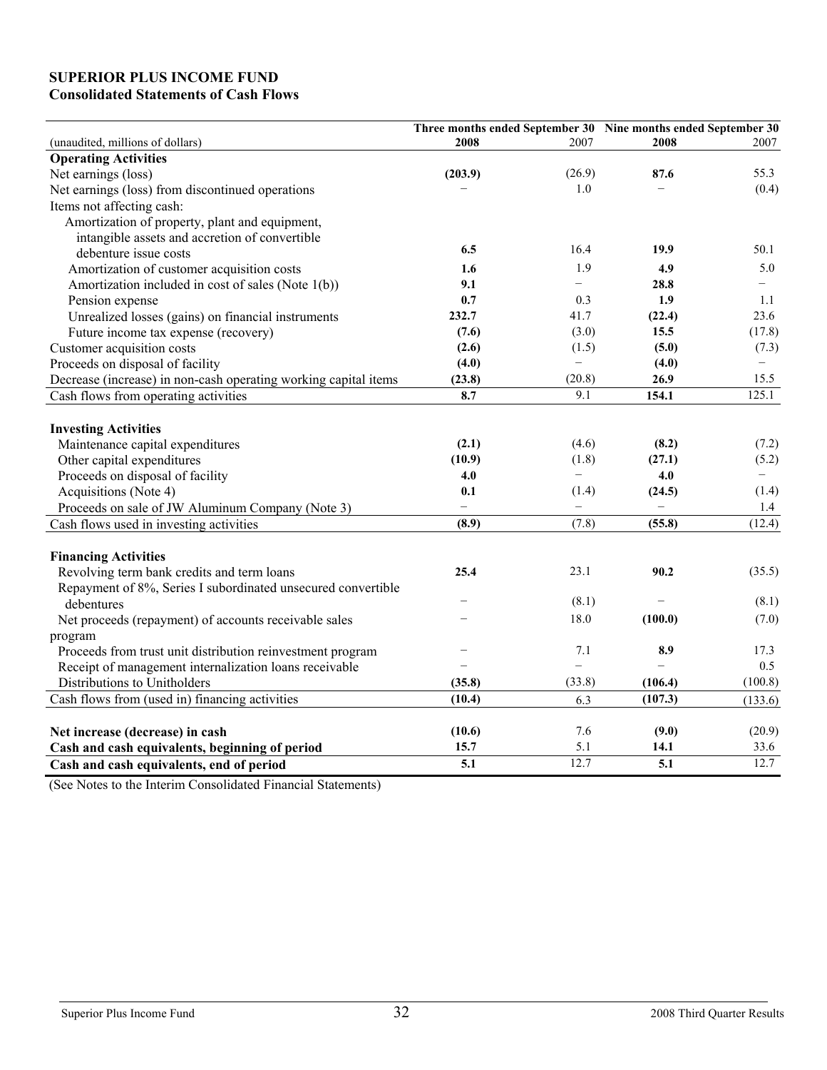**SUPERIOR PLUS INCOME FUND**
**Consolidated Statements of Cash Flows**

| (unaudited, millions of dollars) | Three months ended September 30 2008 | 2007 | Nine months ended September 30 2008 | 2007 |
|---|---|---|---|---|
| **Operating Activities** | | | | |
| Net earnings (loss) | **(203.9)** | (26.9) | **87.6** | 55.3 |
| Net earnings (loss) from discontinued operations | – | 1.0 | – | (0.4) |
| Items not affecting cash: | | | | |
| Amortization of property, plant and equipment, intangible assets and accretion of convertible debenture issue costs | **6.5** | 16.4 | **19.9** | 50.1 |
| Amortization of customer acquisition costs | **1.6** | 1.9 | **4.9** | 5.0 |
| Amortization included in cost of sales (Note 1(b)) | **9.1** | – | **28.8** | – |
| Pension expense | **0.7** | 0.3 | **1.9** | 1.1 |
| Unrealized losses (gains) on financial instruments | **232.7** | 41.7 | **(22.4)** | 23.6 |
| Future income tax expense (recovery) | **(7.6)** | (3.0) | **15.5** | (17.8) |
| Customer acquisition costs | **(2.6)** | (1.5) | **(5.0)** | (7.3) |
| Proceeds on disposal of facility | **(4.0)** | – | **(4.0)** | – |
| Decrease (increase) in non-cash operating working capital items | **(23.8)** | (20.8) | **26.9** | 15.5 |
| Cash flows from operating activities | **8.7** | 9.1 | **154.1** | 125.1 |
| **Investing Activities** | | | | |
| Maintenance capital expenditures | **(2.1)** | (4.6) | **(8.2)** | (7.2) |
| Other capital expenditures | **(10.9)** | (1.8) | **(27.1)** | (5.2) |
| Proceeds on disposal of facility | **4.0** | – | **4.0** | – |
| Acquisitions (Note 4) | **0.1** | (1.4) | **(24.5)** | (1.4) |
| Proceeds on sale of JW Aluminum Company (Note 3) | – | – | – | 1.4 |
| Cash flows used in investing activities | **(8.9)** | (7.8) | **(55.8)** | (12.4) |
| **Financing Activities** | | | | |
| Revolving term bank credits and term loans | **25.4** | 23.1 | **90.2** | (35.5) |
| Repayment of 8%, Series I subordinated unsecured convertible debentures | – | (8.1) | – | (8.1) |
| Net proceeds (repayment) of accounts receivable sales program | – | 18.0 | **(100.0)** | (7.0) |
| Proceeds from trust unit distribution reinvestment program | – | 7.1 | **8.9** | 17.3 |
| Receipt of management internalization loans receivable | – | – | – | 0.5 |
| Distributions to Unitholders | **(35.8)** | (33.8) | **(106.4)** | (100.8) |
| Cash flows from (used in) financing activities | **(10.4)** | 6.3 | **(107.3)** | (133.6) |
| **Net increase (decrease) in cash** | **(10.6)** | 7.6 | **(9.0)** | (20.9) |
| **Cash and cash equivalents, beginning of period** | **15.7** | 5.1 | **14.1** | 33.6 |
| **Cash and cash equivalents, end of period** | **5.1** | 12.7 | **5.1** | 12.7 |

(See Notes to the Interim Consolidated Financial Statements)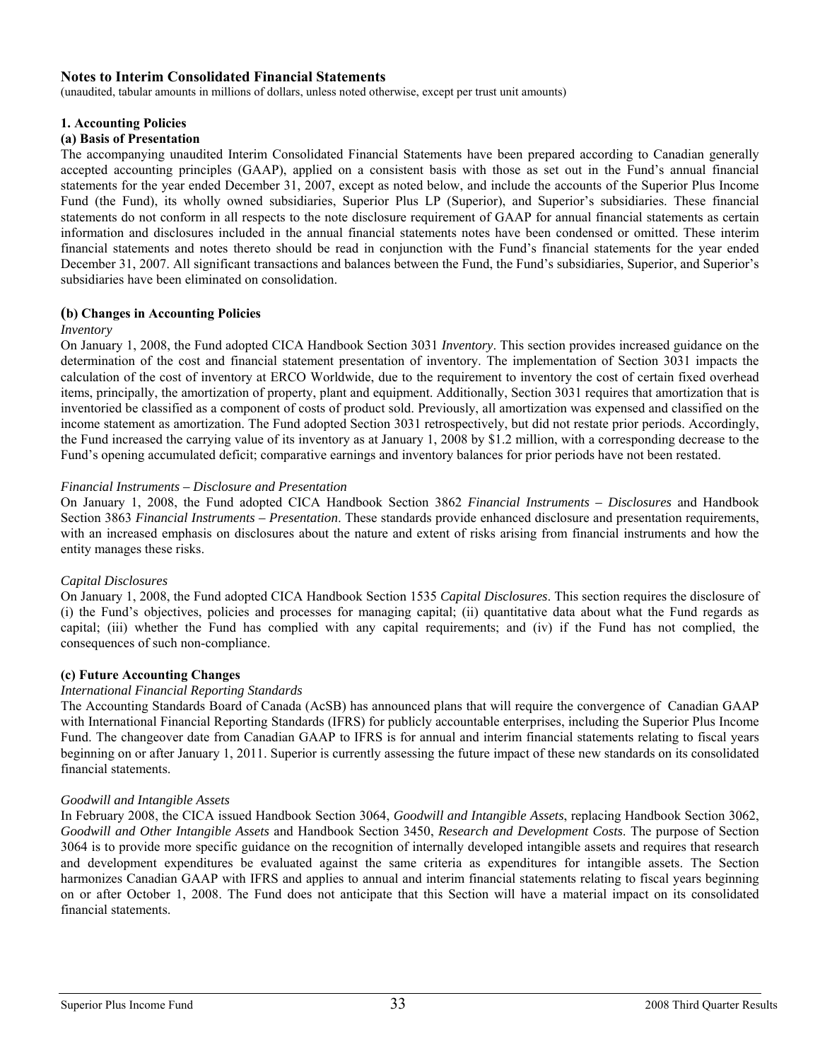## Notes to Interim Consolidated Financial Statements

(unaudited, tabular amounts in millions of dollars, unless noted otherwise, except per trust unit amounts)

### 1. Accounting Policies

#### (a) Basis of Presentation

The accompanying unaudited Interim Consolidated Financial Statements have been prepared according to Canadian generally accepted accounting principles (GAAP), applied on a consistent basis with those as set out in the Fund's annual financial statements for the year ended December 31, 2007, except as noted below, and include the accounts of the Superior Plus Income Fund (the Fund), its wholly owned subsidiaries, Superior Plus LP (Superior), and Superior's subsidiaries. These financial statements do not conform in all respects to the note disclosure requirement of GAAP for annual financial statements as certain information and disclosures included in the annual financial statements notes have been condensed or omitted. These interim financial statements and notes thereto should be read in conjunction with the Fund's financial statements for the year ended December 31, 2007. All significant transactions and balances between the Fund, the Fund's subsidiaries, Superior, and Superior's subsidiaries have been eliminated on consolidation.

#### (b) Changes in Accounting Policies

*Inventory*

On January 1, 2008, the Fund adopted CICA Handbook Section 3031 *Inventory*. This section provides increased guidance on the determination of the cost and financial statement presentation of inventory. The implementation of Section 3031 impacts the calculation of the cost of inventory at ERCO Worldwide, due to the requirement to inventory the cost of certain fixed overhead items, principally, the amortization of property, plant and equipment. Additionally, Section 3031 requires that amortization that is inventoried be classified as a component of costs of product sold. Previously, all amortization was expensed and classified on the income statement as amortization. The Fund adopted Section 3031 retrospectively, but did not restate prior periods. Accordingly, the Fund increased the carrying value of its inventory as at January 1, 2008 by $1.2 million, with a corresponding decrease to the Fund's opening accumulated deficit; comparative earnings and inventory balances for prior periods have not been restated.

*Financial Instruments – Disclosure and Presentation*

On January 1, 2008, the Fund adopted CICA Handbook Section 3862 *Financial Instruments – Disclosures* and Handbook Section 3863 *Financial Instruments – Presentation*. These standards provide enhanced disclosure and presentation requirements, with an increased emphasis on disclosures about the nature and extent of risks arising from financial instruments and how the entity manages these risks.

*Capital Disclosures*

On January 1, 2008, the Fund adopted CICA Handbook Section 1535 *Capital Disclosures*. This section requires the disclosure of (i) the Fund's objectives, policies and processes for managing capital; (ii) quantitative data about what the Fund regards as capital; (iii) whether the Fund has complied with any capital requirements; and (iv) if the Fund has not complied, the consequences of such non-compliance.

#### (c) Future Accounting Changes

*International Financial Reporting Standards*

The Accounting Standards Board of Canada (AcSB) has announced plans that will require the convergence of Canadian GAAP with International Financial Reporting Standards (IFRS) for publicly accountable enterprises, including the Superior Plus Income Fund. The changeover date from Canadian GAAP to IFRS is for annual and interim financial statements relating to fiscal years beginning on or after January 1, 2011. Superior is currently assessing the future impact of these new standards on its consolidated financial statements.

*Goodwill and Intangible Assets*

In February 2008, the CICA issued Handbook Section 3064, *Goodwill and Intangible Assets*, replacing Handbook Section 3062, *Goodwill and Other Intangible Assets* and Handbook Section 3450, *Research and Development Costs*. The purpose of Section 3064 is to provide more specific guidance on the recognition of internally developed intangible assets and requires that research and development expenditures be evaluated against the same criteria as expenditures for intangible assets. The Section harmonizes Canadian GAAP with IFRS and applies to annual and interim financial statements relating to fiscal years beginning on or after October 1, 2008. The Fund does not anticipate that this Section will have a material impact on its consolidated financial statements.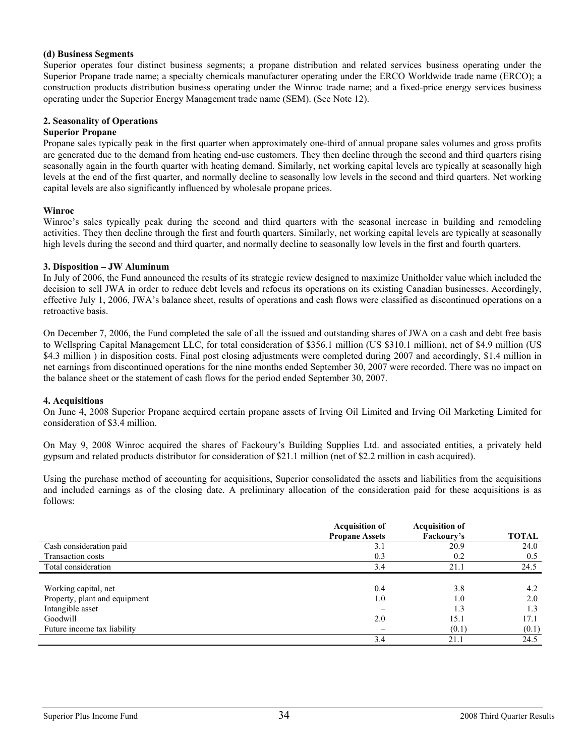**(d) Business Segments**

Superior operates four distinct business segments; a propane distribution and related services business operating under the Superior Propane trade name; a specialty chemicals manufacturer operating under the ERCO Worldwide trade name (ERCO); a construction products distribution business operating under the Winroc trade name; and a fixed-price energy services business operating under the Superior Energy Management trade name (SEM). (See Note 12).

**2. Seasonality of Operations**

**Superior Propane**

Propane sales typically peak in the first quarter when approximately one-third of annual propane sales volumes and gross profits are generated due to the demand from heating end-use customers. They then decline through the second and third quarters rising seasonally again in the fourth quarter with heating demand. Similarly, net working capital levels are typically at seasonally high levels at the end of the first quarter, and normally decline to seasonally low levels in the second and third quarters. Net working capital levels are also significantly influenced by wholesale propane prices.

**Winroc**

Winroc's sales typically peak during the second and third quarters with the seasonal increase in building and remodeling activities. They then decline through the first and fourth quarters. Similarly, net working capital levels are typically at seasonally high levels during the second and third quarter, and normally decline to seasonally low levels in the first and fourth quarters.

**3. Disposition – JW Aluminum**

In July of 2006, the Fund announced the results of its strategic review designed to maximize Unitholder value which included the decision to sell JWA in order to reduce debt levels and refocus its operations on its existing Canadian businesses. Accordingly, effective July 1, 2006, JWA's balance sheet, results of operations and cash flows were classified as discontinued operations on a retroactive basis.

On December 7, 2006, the Fund completed the sale of all the issued and outstanding shares of JWA on a cash and debt free basis to Wellspring Capital Management LLC, for total consideration of $356.1 million (US $310.1 million), net of $4.9 million (US $4.3 million ) in disposition costs. Final post closing adjustments were completed during 2007 and accordingly, $1.4 million in net earnings from discontinued operations for the nine months ended September 30, 2007 were recorded. There was no impact on the balance sheet or the statement of cash flows for the period ended September 30, 2007.

**4. Acquisitions**

On June 4, 2008 Superior Propane acquired certain propane assets of Irving Oil Limited and Irving Oil Marketing Limited for consideration of $3.4 million.

On May 9, 2008 Winroc acquired the shares of Fackoury's Building Supplies Ltd. and associated entities, a privately held gypsum and related products distributor for consideration of $21.1 million (net of $2.2 million in cash acquired).

Using the purchase method of accounting for acquisitions, Superior consolidated the assets and liabilities from the acquisitions and included earnings as of the closing date. A preliminary allocation of the consideration paid for these acquisitions is as follows:

| | Acquisition of Propane Assets | Acquisition of Fackoury's | TOTAL |
|---|---|---|---|
| Cash consideration paid | 3.1 | 20.9 | 24.0 |
| Transaction costs | 0.3 | 0.2 | 0.5 |
| Total consideration | 3.4 | 21.1 | 24.5 |
| | | | |
| Working capital, net | 0.4 | 3.8 | 4.2 |
| Property, plant and equipment | 1.0 | 1.0 | 2.0 |
| Intangible asset | – | 1.3 | 1.3 |
| Goodwill | 2.0 | 15.1 | 17.1 |
| Future income tax liability | – | (0.1) | (0.1) |
| | 3.4 | 21.1 | 24.5 |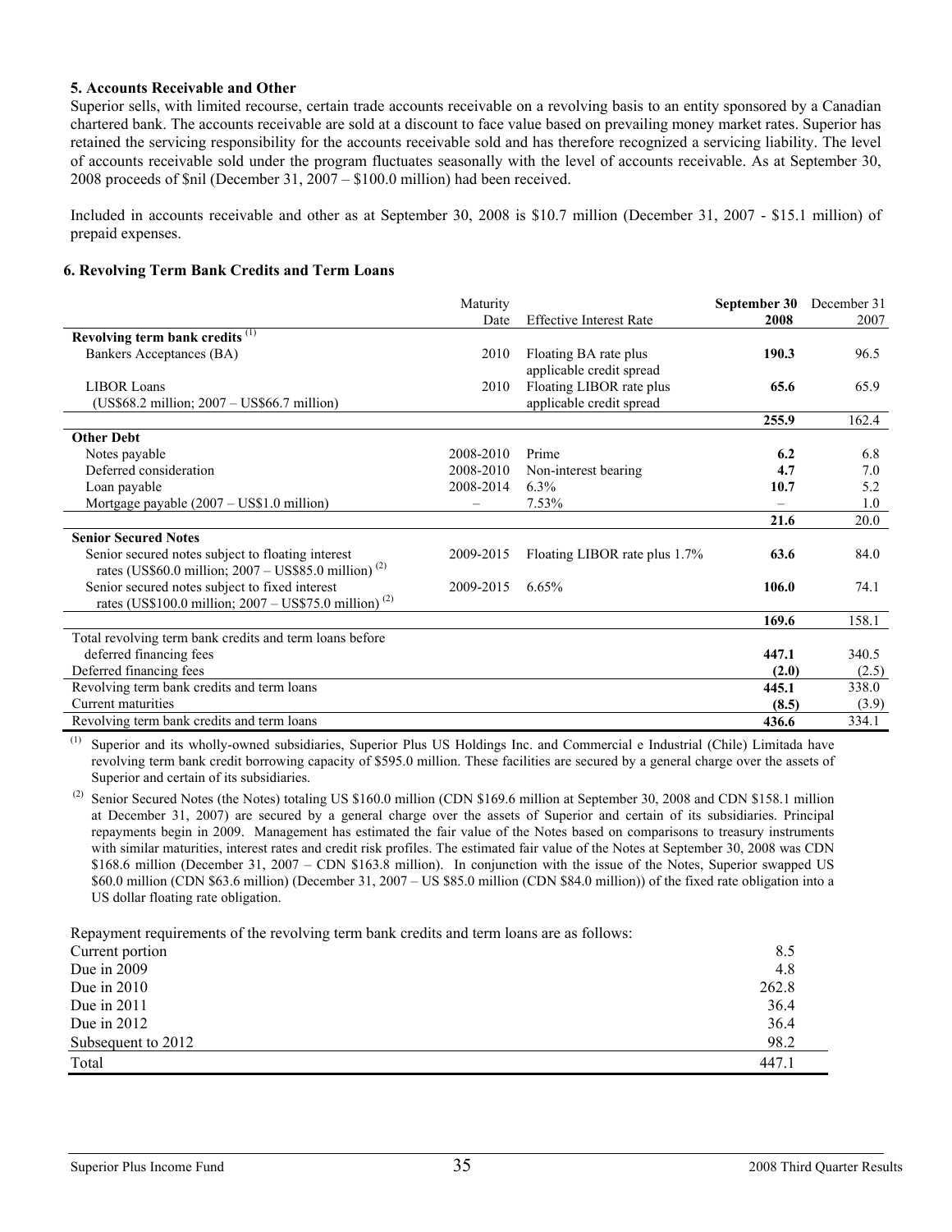**5. Accounts Receivable and Other**

Superior sells, with limited recourse, certain trade accounts receivable on a revolving basis to an entity sponsored by a Canadian chartered bank. The accounts receivable are sold at a discount to face value based on prevailing money market rates. Superior has retained the servicing responsibility for the accounts receivable sold and has therefore recognized a servicing liability. The level of accounts receivable sold under the program fluctuates seasonally with the level of accounts receivable. As at September 30, 2008 proceeds of $nil (December 31, 2007 – $100.0 million) had been received.

Included in accounts receivable and other as at September 30, 2008 is $10.7 million (December 31, 2007 - $15.1 million) of prepaid expenses.

**6. Revolving Term Bank Credits and Term Loans**

| | Maturity Date | Effective Interest Rate | **September 30 2008** | December 31 2007 |
|---|---|---|---|---|
| **Revolving term bank credits** [(1)] | | | | |
| Bankers Acceptances (BA) | 2010 | Floating BA rate plus applicable credit spread | **190.3** | 96.5 |
| LIBOR Loans (US$68.2 million; 2007 – US$66.7 million) | 2010 | Floating LIBOR rate plus applicable credit spread | **65.6** | 65.9 |
| | | | **255.9** | 162.4 |
| **Other Debt** | | | | |
| Notes payable | 2008-2010 | Prime | **6.2** | 6.8 |
| Deferred consideration | 2008-2010 | Non-interest bearing | **4.7** | 7.0 |
| Loan payable | 2008-2014 | 6.3% | **10.7** | 5.2 |
| Mortgage payable (2007 – US$1.0 million) | – | 7.53% | – | 1.0 |
| | | | **21.6** | 20.0 |
| **Senior Secured Notes** | | | | |
| Senior secured notes subject to floating interest rates (US$60.0 million; 2007 – US$85.0 million) [(2)] | 2009-2015 | Floating LIBOR rate plus 1.7% | **63.6** | 84.0 |
| Senior secured notes subject to fixed interest rates (US$100.0 million; 2007 – US$75.0 million) [(2)] | 2009-2015 | 6.65% | **106.0** | 74.1 |
| | | | **169.6** | 158.1 |
| Total revolving term bank credits and term loans before deferred financing fees | | | **447.1** | 340.5 |
| Deferred financing fees | | | **(2.0)** | (2.5) |
| Revolving term bank credits and term loans | | | **445.1** | 338.0 |
| Current maturities | | | **(8.5)** | (3.9) |
| Revolving term bank credits and term loans | | | **436.6** | 334.1 |

(1) Superior and its wholly-owned subsidiaries, Superior Plus US Holdings Inc. and Commercial e Industrial (Chile) Limitada have revolving term bank credit borrowing capacity of $595.0 million. These facilities are secured by a general charge over the assets of Superior and certain of its subsidiaries.

(2) Senior Secured Notes (the Notes) totaling US $160.0 million (CDN $169.6 million at September 30, 2008 and CDN $158.1 million at December 31, 2007) are secured by a general charge over the assets of Superior and certain of its subsidiaries. Principal repayments begin in 2009. Management has estimated the fair value of the Notes based on comparisons to treasury instruments with similar maturities, interest rates and credit risk profiles. The estimated fair value of the Notes at September 30, 2008 was CDN $168.6 million (December 31, 2007 – CDN $163.8 million). In conjunction with the issue of the Notes, Superior swapped US $60.0 million (CDN $63.6 million) (December 31, 2007 – US $85.0 million (CDN $84.0 million)) of the fixed rate obligation into a US dollar floating rate obligation.

Repayment requirements of the revolving term bank credits and term loans are as follows:

| | |
|---|---|
| Current portion | 8.5 |
| Due in 2009 | 4.8 |
| Due in 2010 | 262.8 |
| Due in 2011 | 36.4 |
| Due in 2012 | 36.4 |
| Subsequent to 2012 | 98.2 |
| Total | 447.1 |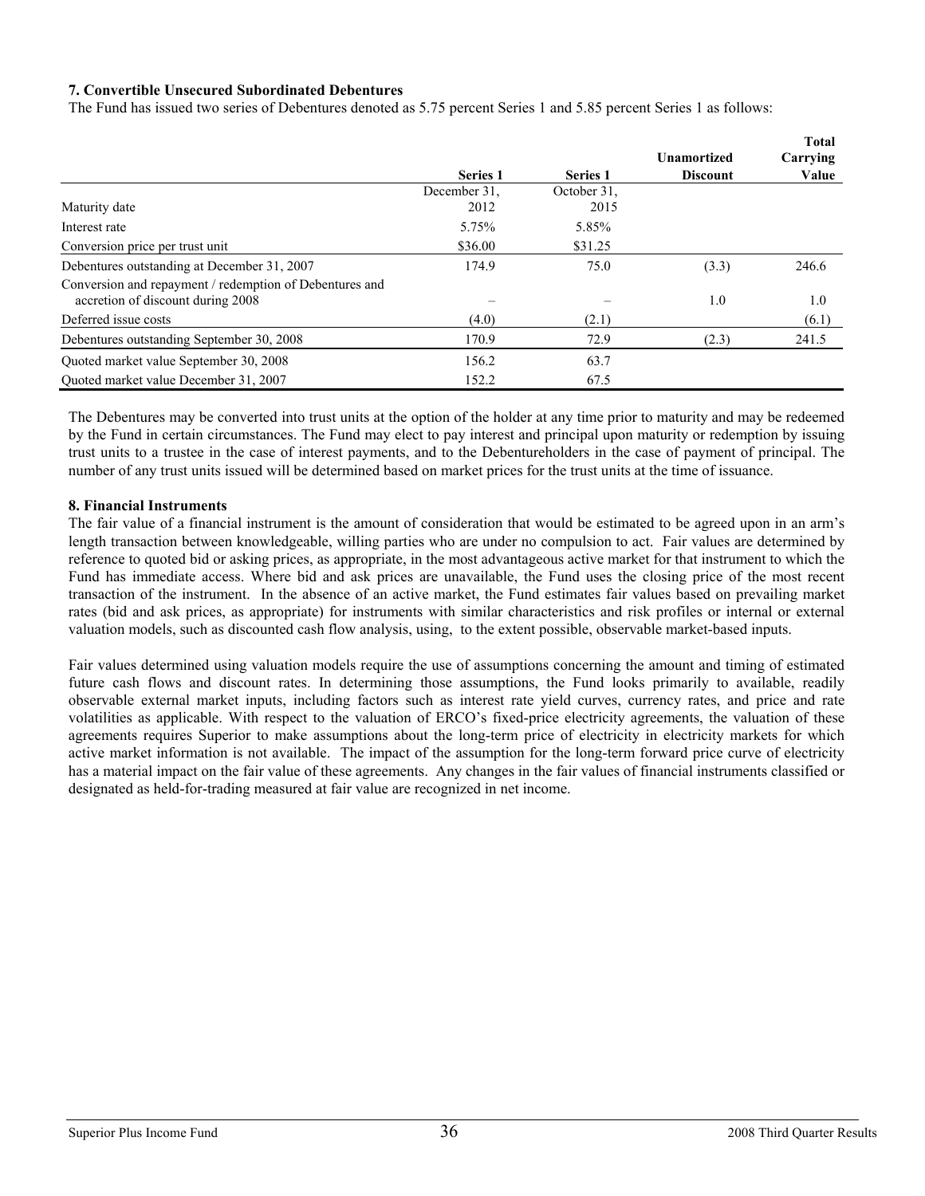**7. Convertible Unsecured Subordinated Debentures**

The Fund has issued two series of Debentures denoted as 5.75 percent Series 1 and 5.85 percent Series 1 as follows:

| | Series 1 | Series 1 | Unamortized Discount | Total Carrying Value |
|---|---|---|---|---|
| Maturity date | December 31, 2012 | October 31, 2015 | | |
| Interest rate | 5.75% | 5.85% | | |
| Conversion price per trust unit | \$36.00 | \$31.25 | | |
| Debentures outstanding at December 31, 2007 | 174.9 | 75.0 | (3.3) | 246.6 |
| Conversion and repayment / redemption of Debentures and accretion of discount during 2008 | – | – | 1.0 | 1.0 |
| Deferred issue costs | (4.0) | (2.1) | | (6.1) |
| Debentures outstanding September 30, 2008 | 170.9 | 72.9 | (2.3) | 241.5 |
| Quoted market value September 30, 2008 | 156.2 | 63.7 | | |
| Quoted market value December 31, 2007 | 152.2 | 67.5 | | |

The Debentures may be converted into trust units at the option of the holder at any time prior to maturity and may be redeemed by the Fund in certain circumstances. The Fund may elect to pay interest and principal upon maturity or redemption by issuing trust units to a trustee in the case of interest payments, and to the Debentureholders in the case of payment of principal. The number of any trust units issued will be determined based on market prices for the trust units at the time of issuance.

**8. Financial Instruments**

The fair value of a financial instrument is the amount of consideration that would be estimated to be agreed upon in an arm's length transaction between knowledgeable, willing parties who are under no compulsion to act. Fair values are determined by reference to quoted bid or asking prices, as appropriate, in the most advantageous active market for that instrument to which the Fund has immediate access. Where bid and ask prices are unavailable, the Fund uses the closing price of the most recent transaction of the instrument. In the absence of an active market, the Fund estimates fair values based on prevailing market rates (bid and ask prices, as appropriate) for instruments with similar characteristics and risk profiles or internal or external valuation models, such as discounted cash flow analysis, using, to the extent possible, observable market-based inputs.

Fair values determined using valuation models require the use of assumptions concerning the amount and timing of estimated future cash flows and discount rates. In determining those assumptions, the Fund looks primarily to available, readily observable external market inputs, including factors such as interest rate yield curves, currency rates, and price and rate volatilities as applicable. With respect to the valuation of ERCO's fixed-price electricity agreements, the valuation of these agreements requires Superior to make assumptions about the long-term price of electricity in electricity markets for which active market information is not available. The impact of the assumption for the long-term forward price curve of electricity has a material impact on the fair value of these agreements. Any changes in the fair values of financial instruments classified or designated as held-for-trading measured at fair value are recognized in net income.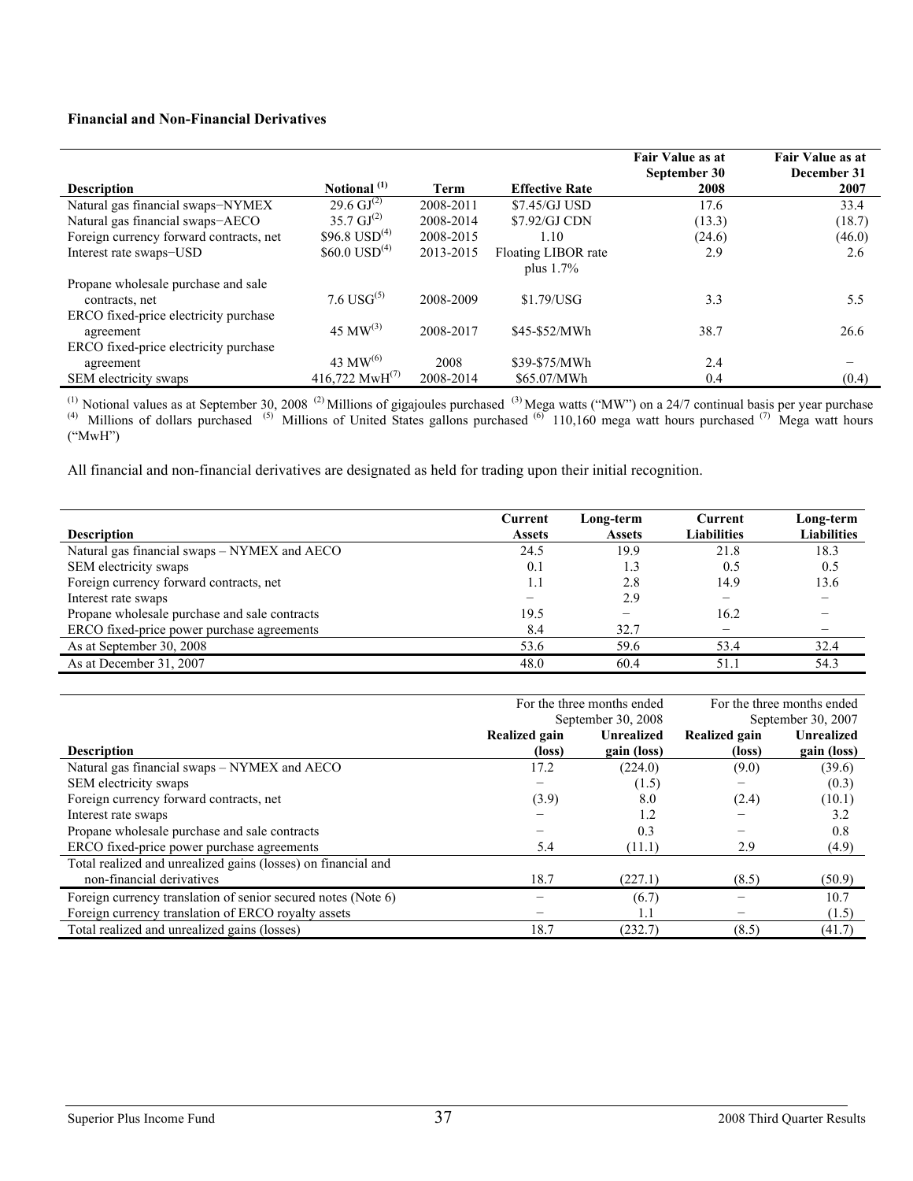**Financial and Non-Financial Derivatives**

| Description | Notional [1] | Term | Effective Rate | Fair Value as at September 30 2008 | Fair Value as at December 31 2007 |
|---|---|---|---|---|---|
| Natural gas financial swaps−NYMEX | 29.6 GJ[2] | 2008-2011 | $7.45/GJ USD | 17.6 | 33.4 |
| Natural gas financial swaps−AECO | 35.7 GJ[2] | 2008-2014 | $7.92/GJ CDN | (13.3) | (18.7) |
| Foreign currency forward contracts, net | $96.8 USD[4] | 2008-2015 | 1.10 | (24.6) | (46.0) |
| Interest rate swaps−USD | $60.0 USD[4] | 2013-2015 | Floating LIBOR rate plus 1.7% | 2.9 | 2.6 |
| Propane wholesale purchase and sale contracts, net | 7.6 USG[5] | 2008-2009 | $1.79/USG | 3.3 | 5.5 |
| ERCO fixed-price electricity purchase agreement | 45 MW[3] | 2008-2017 | $45-$52/MWh | 38.7 | 26.6 |
| ERCO fixed-price electricity purchase agreement | 43 MW[6] | 2008 | $39-$75/MWh | 2.4 | − |
| SEM electricity swaps | 416,722 MwH[7] | 2008-2014 | $65.07/MWh | 0.4 | (0.4) |

[1] Notional values as at September 30, 2008 [2] Millions of gigajoules purchased [3] Mega watts ("MW") on a 24/7 continual basis per year purchase [4] Millions of dollars purchased [5] Millions of United States gallons purchased [6] 110,160 mega watt hours purchased [7] Mega watt hours ("MwH")

All financial and non-financial derivatives are designated as held for trading upon their initial recognition.

| Description | Current Assets | Long-term Assets | Current Liabilities | Long-term Liabilities |
|---|---|---|---|---|
| Natural gas financial swaps – NYMEX and AECO | 24.5 | 19.9 | 21.8 | 18.3 |
| SEM electricity swaps | 0.1 | 1.3 | 0.5 | 0.5 |
| Foreign currency forward contracts, net | 1.1 | 2.8 | 14.9 | 13.6 |
| Interest rate swaps | − | 2.9 | − | − |
| Propane wholesale purchase and sale contracts | 19.5 | − | 16.2 | − |
| ERCO fixed-price power purchase agreements | 8.4 | 32.7 | − | − |
| As at September 30, 2008 | 53.6 | 59.6 | 53.4 | 32.4 |
| As at December 31, 2007 | 48.0 | 60.4 | 51.1 | 54.3 |

| | For the three months ended September 30, 2008 | | For the three months ended September 30, 2007 | |
|---|---|---|---|---|
| Description | Realized gain (loss) | Unrealized gain (loss) | Realized gain (loss) | Unrealized gain (loss) |
| Natural gas financial swaps – NYMEX and AECO | 17.2 | (224.0) | (9.0) | (39.6) |
| SEM electricity swaps | − | (1.5) | − | (0.3) |
| Foreign currency forward contracts, net | (3.9) | 8.0 | (2.4) | (10.1) |
| Interest rate swaps | − | 1.2 | − | 3.2 |
| Propane wholesale purchase and sale contracts | − | 0.3 | − | 0.8 |
| ERCO fixed-price power purchase agreements | 5.4 | (11.1) | 2.9 | (4.9) |
| Total realized and unrealized gains (losses) on financial and non-financial derivatives | 18.7 | (227.1) | (8.5) | (50.9) |
| Foreign currency translation of senior secured notes (Note 6) | − | (6.7) | − | 10.7 |
| Foreign currency translation of ERCO royalty assets | − | 1.1 | − | (1.5) |
| Total realized and unrealized gains (losses) | 18.7 | (232.7) | (8.5) | (41.7) |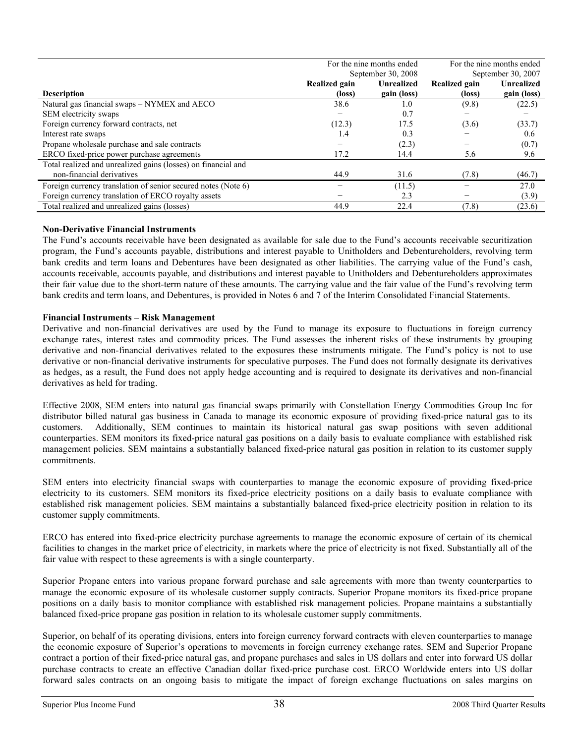| Description | For the nine months ended September 30, 2008 | | For the nine months ended September 30, 2007 | |
|---|---|---|---|---|
| | Realized gain (loss) | Unrealized gain (loss) | Realized gain (loss) | Unrealized gain (loss) |
| Natural gas financial swaps – NYMEX and AECO | 38.6 | 1.0 | (9.8) | (22.5) |
| SEM electricity swaps | – | 0.7 | – | – |
| Foreign currency forward contracts, net | (12.3) | 17.5 | (3.6) | (33.7) |
| Interest rate swaps | 1.4 | 0.3 | – | 0.6 |
| Propane wholesale purchase and sale contracts | – | (2.3) | – | (0.7) |
| ERCO fixed-price power purchase agreements | 17.2 | 14.4 | 5.6 | 9.6 |
| Total realized and unrealized gains (losses) on financial and non-financial derivatives | 44.9 | 31.6 | (7.8) | (46.7) |
| Foreign currency translation of senior secured notes (Note 6) | – | (11.5) | – | 27.0 |
| Foreign currency translation of ERCO royalty assets | – | 2.3 | – | (3.9) |
| Total realized and unrealized gains (losses) | 44.9 | 22.4 | (7.8) | (23.6) |

**Non-Derivative Financial Instruments**

The Fund's accounts receivable have been designated as available for sale due to the Fund's accounts receivable securitization program, the Fund's accounts payable, distributions and interest payable to Unitholders and Debentureholders, revolving term bank credits and term loans and Debentures have been designated as other liabilities. The carrying value of the Fund's cash, accounts receivable, accounts payable, and distributions and interest payable to Unitholders and Debentureholders approximates their fair value due to the short-term nature of these amounts. The carrying value and the fair value of the Fund's revolving term bank credits and term loans, and Debentures, is provided in Notes 6 and 7 of the Interim Consolidated Financial Statements.

**Financial Instruments – Risk Management**

Derivative and non-financial derivatives are used by the Fund to manage its exposure to fluctuations in foreign currency exchange rates, interest rates and commodity prices. The Fund assesses the inherent risks of these instruments by grouping derivative and non-financial derivatives related to the exposures these instruments mitigate. The Fund's policy is not to use derivative or non-financial derivative instruments for speculative purposes. The Fund does not formally designate its derivatives as hedges, as a result, the Fund does not apply hedge accounting and is required to designate its derivatives and non-financial derivatives as held for trading.

Effective 2008, SEM enters into natural gas financial swaps primarily with Constellation Energy Commodities Group Inc for distributor billed natural gas business in Canada to manage its economic exposure of providing fixed-price natural gas to its customers. Additionally, SEM continues to maintain its historical natural gas swap positions with seven additional counterparties. SEM monitors its fixed-price natural gas positions on a daily basis to evaluate compliance with established risk management policies. SEM maintains a substantially balanced fixed-price natural gas position in relation to its customer supply commitments.

SEM enters into electricity financial swaps with counterparties to manage the economic exposure of providing fixed-price electricity to its customers. SEM monitors its fixed-price electricity positions on a daily basis to evaluate compliance with established risk management policies. SEM maintains a substantially balanced fixed-price electricity position in relation to its customer supply commitments.

ERCO has entered into fixed-price electricity purchase agreements to manage the economic exposure of certain of its chemical facilities to changes in the market price of electricity, in markets where the price of electricity is not fixed. Substantially all of the fair value with respect to these agreements is with a single counterparty.

Superior Propane enters into various propane forward purchase and sale agreements with more than twenty counterparties to manage the economic exposure of its wholesale customer supply contracts. Superior Propane monitors its fixed-price propane positions on a daily basis to monitor compliance with established risk management policies. Propane maintains a substantially balanced fixed-price propane gas position in relation to its wholesale customer supply commitments.

Superior, on behalf of its operating divisions, enters into foreign currency forward contracts with eleven counterparties to manage the economic exposure of Superior's operations to movements in foreign currency exchange rates. SEM and Superior Propane contract a portion of their fixed-price natural gas, and propane purchases and sales in US dollars and enter into forward US dollar purchase contracts to create an effective Canadian dollar fixed-price purchase cost. ERCO Worldwide enters into US dollar forward sales contracts on an ongoing basis to mitigate the impact of foreign exchange fluctuations on sales margins on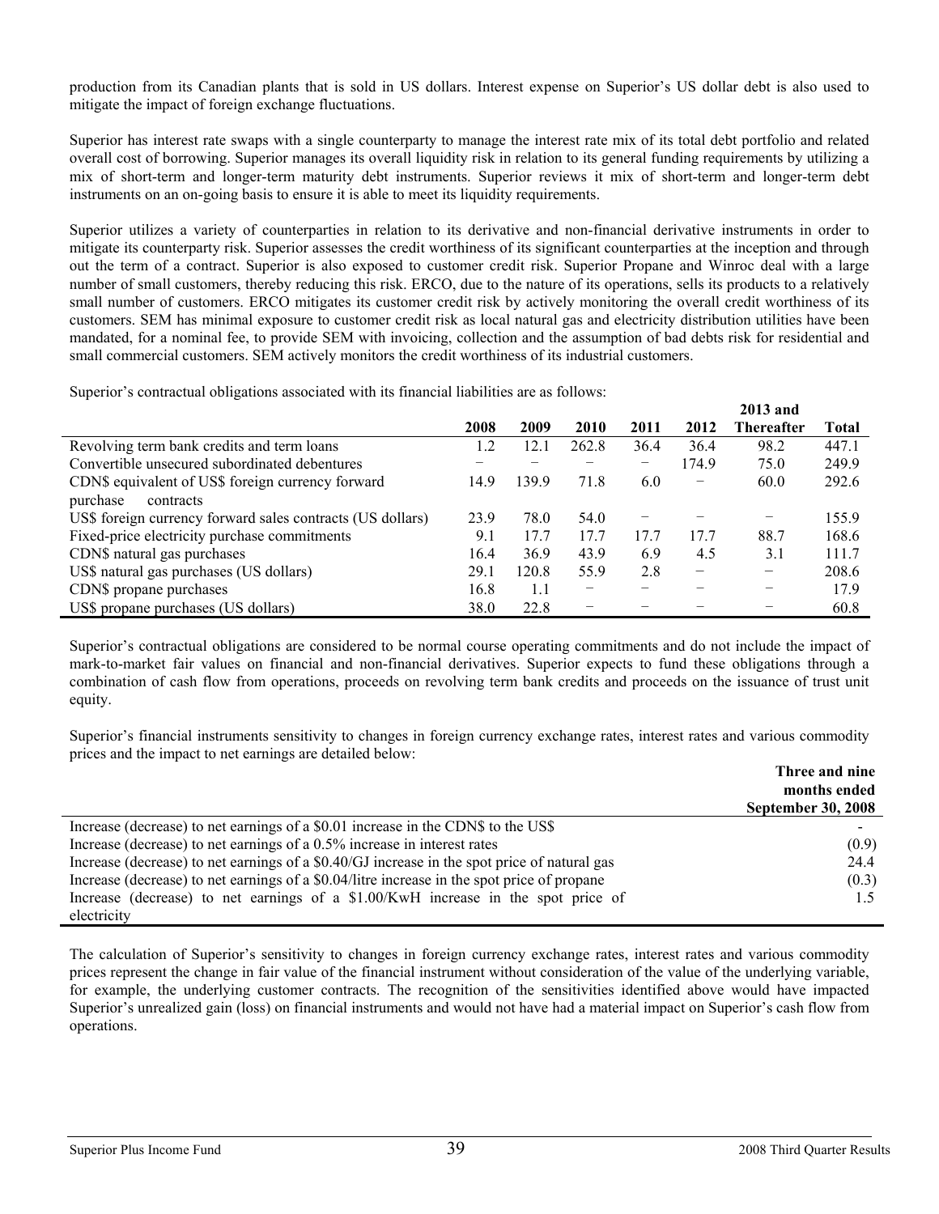production from its Canadian plants that is sold in US dollars. Interest expense on Superior's US dollar debt is also used to mitigate the impact of foreign exchange fluctuations.

Superior has interest rate swaps with a single counterparty to manage the interest rate mix of its total debt portfolio and related overall cost of borrowing. Superior manages its overall liquidity risk in relation to its general funding requirements by utilizing a mix of short-term and longer-term maturity debt instruments. Superior reviews it mix of short-term and longer-term debt instruments on an on-going basis to ensure it is able to meet its liquidity requirements.

Superior utilizes a variety of counterparties in relation to its derivative and non-financial derivative instruments in order to mitigate its counterparty risk. Superior assesses the credit worthiness of its significant counterparties at the inception and through out the term of a contract. Superior is also exposed to customer credit risk. Superior Propane and Winroc deal with a large number of small customers, thereby reducing this risk. ERCO, due to the nature of its operations, sells its products to a relatively small number of customers. ERCO mitigates its customer credit risk by actively monitoring the overall credit worthiness of its customers. SEM has minimal exposure to customer credit risk as local natural gas and electricity distribution utilities have been mandated, for a nominal fee, to provide SEM with invoicing, collection and the assumption of bad debts risk for residential and small commercial customers. SEM actively monitors the credit worthiness of its industrial customers.

Superior's contractual obligations associated with its financial liabilities are as follows:

| | 2008 | 2009 | 2010 | 2011 | 2012 | 2013 and Thereafter | Total |
|---|---|---|---|---|---|---|---|
| Revolving term bank credits and term loans | 1.2 | 12.1 | 262.8 | 36.4 | 36.4 | 98.2 | 447.1 |
| Convertible unsecured subordinated debentures | − | − | − | − | 174.9 | 75.0 | 249.9 |
| CDN$ equivalent of US$ foreign currency forward purchase contracts | 14.9 | 139.9 | 71.8 | 6.0 | − | 60.0 | 292.6 |
| US$ foreign currency forward sales contracts (US dollars) | 23.9 | 78.0 | 54.0 | − | − | − | 155.9 |
| Fixed-price electricity purchase commitments | 9.1 | 17.7 | 17.7 | 17.7 | 17.7 | 88.7 | 168.6 |
| CDN$ natural gas purchases | 16.4 | 36.9 | 43.9 | 6.9 | 4.5 | 3.1 | 111.7 |
| US$ natural gas purchases (US dollars) | 29.1 | 120.8 | 55.9 | 2.8 | − | − | 208.6 |
| CDN$ propane purchases | 16.8 | 1.1 | − | − | − | − | 17.9 |
| US$ propane purchases (US dollars) | 38.0 | 22.8 | − | − | − | − | 60.8 |

Superior's contractual obligations are considered to be normal course operating commitments and do not include the impact of mark-to-market fair values on financial and non-financial derivatives. Superior expects to fund these obligations through a combination of cash flow from operations, proceeds on revolving term bank credits and proceeds on the issuance of trust unit equity.

Superior's financial instruments sensitivity to changes in foreign currency exchange rates, interest rates and various commodity prices and the impact to net earnings are detailed below:

| | Three and nine months ended September 30, 2008 |
|---|---|
| Increase (decrease) to net earnings of a $0.01 increase in the CDN$ to the US$ | - |
| Increase (decrease) to net earnings of a 0.5% increase in interest rates | (0.9) |
| Increase (decrease) to net earnings of a $0.40/GJ increase in the spot price of natural gas | 24.4 |
| Increase (decrease) to net earnings of a $0.04/litre increase in the spot price of propane | (0.3) |
| Increase (decrease) to net earnings of a $1.00/KwH increase in the spot price of electricity | 1.5 |

The calculation of Superior's sensitivity to changes in foreign currency exchange rates, interest rates and various commodity prices represent the change in fair value of the financial instrument without consideration of the value of the underlying variable, for example, the underlying customer contracts. The recognition of the sensitivities identified above would have impacted Superior's unrealized gain (loss) on financial instruments and would not have had a material impact on Superior's cash flow from operations.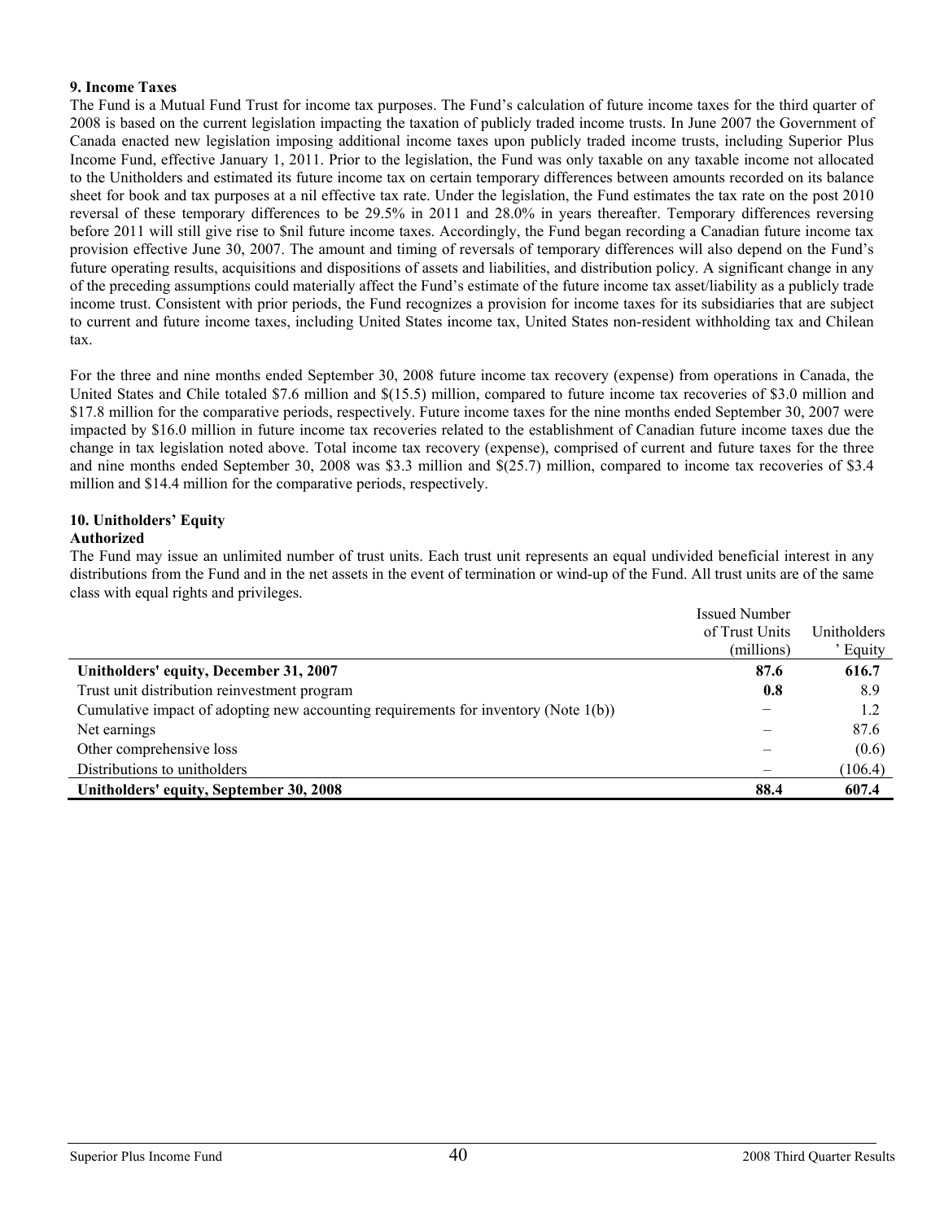**9. Income Taxes**

The Fund is a Mutual Fund Trust for income tax purposes. The Fund's calculation of future income taxes for the third quarter of 2008 is based on the current legislation impacting the taxation of publicly traded income trusts. In June 2007 the Government of Canada enacted new legislation imposing additional income taxes upon publicly traded income trusts, including Superior Plus Income Fund, effective January 1, 2011. Prior to the legislation, the Fund was only taxable on any taxable income not allocated to the Unitholders and estimated its future income tax on certain temporary differences between amounts recorded on its balance sheet for book and tax purposes at a nil effective tax rate. Under the legislation, the Fund estimates the tax rate on the post 2010 reversal of these temporary differences to be 29.5% in 2011 and 28.0% in years thereafter. Temporary differences reversing before 2011 will still give rise to $nil future income taxes. Accordingly, the Fund began recording a Canadian future income tax provision effective June 30, 2007. The amount and timing of reversals of temporary differences will also depend on the Fund's future operating results, acquisitions and dispositions of assets and liabilities, and distribution policy. A significant change in any of the preceding assumptions could materially affect the Fund's estimate of the future income tax asset/liability as a publicly trade income trust. Consistent with prior periods, the Fund recognizes a provision for income taxes for its subsidiaries that are subject to current and future income taxes, including United States income tax, United States non-resident withholding tax and Chilean tax.

For the three and nine months ended September 30, 2008 future income tax recovery (expense) from operations in Canada, the United States and Chile totaled $7.6 million and $(15.5) million, compared to future income tax recoveries of $3.0 million and $17.8 million for the comparative periods, respectively. Future income taxes for the nine months ended September 30, 2007 were impacted by $16.0 million in future income tax recoveries related to the establishment of Canadian future income taxes due the change in tax legislation noted above. Total income tax recovery (expense), comprised of current and future taxes for the three and nine months ended September 30, 2008 was $3.3 million and $(25.7) million, compared to income tax recoveries of $3.4 million and $14.4 million for the comparative periods, respectively.

**10. Unitholders' Equity**

**Authorized**

The Fund may issue an unlimited number of trust units. Each trust unit represents an equal undivided beneficial interest in any distributions from the Fund and in the net assets in the event of termination or wind-up of the Fund. All trust units are of the same class with equal rights and privileges.

| | Issued Number of Trust Units (millions) | Unitholders' Equity |
|---|---|---|
| **Unitholders' equity, December 31, 2007** | **87.6** | **616.7** |
| Trust unit distribution reinvestment program | **0.8** | 8.9 |
| Cumulative impact of adopting new accounting requirements for inventory (Note 1(b)) | – | 1.2 |
| Net earnings | – | 87.6 |
| Other comprehensive loss | – | (0.6) |
| Distributions to unitholders | – | (106.4) |
| **Unitholders' equity, September 30, 2008** | **88.4** | **607.4** |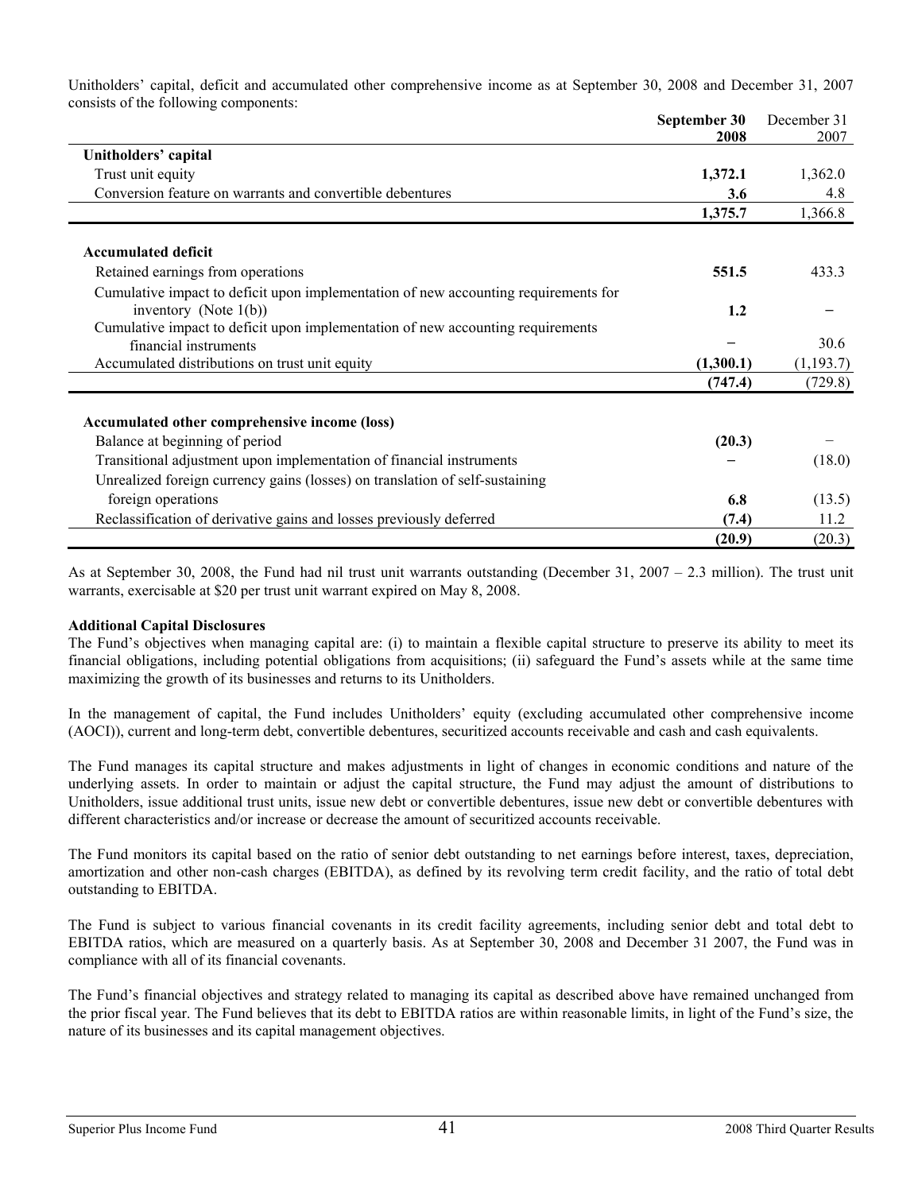Unitholders' capital, deficit and accumulated other comprehensive income as at September 30, 2008 and December 31, 2007 consists of the following components:

| | **September 30 2008** | December 31 2007 |
|---|---|---|
| **Unitholders' capital** | | |
| Trust unit equity | **1,372.1** | 1,362.0 |
| Conversion feature on warrants and convertible debentures | **3.6** | 4.8 |
| | **1,375.7** | 1,366.8 |
| **Accumulated deficit** | | |
| Retained earnings from operations | **551.5** | 433.3 |
| Cumulative impact to deficit upon implementation of new accounting requirements for inventory (Note 1(b)) | **1.2** | – |
| Cumulative impact to deficit upon implementation of new accounting requirements financial instruments | – | 30.6 |
| Accumulated distributions on trust unit equity | **(1,300.1)** | (1,193.7) |
| | **(747.4)** | (729.8) |
| **Accumulated other comprehensive income (loss)** | | |
| Balance at beginning of period | **(20.3)** | – |
| Transitional adjustment upon implementation of financial instruments | – | (18.0) |
| Unrealized foreign currency gains (losses) on translation of self-sustaining foreign operations | **6.8** | (13.5) |
| Reclassification of derivative gains and losses previously deferred | **(7.4)** | 11.2 |
| | **(20.9)** | (20.3) |

As at September 30, 2008, the Fund had nil trust unit warrants outstanding (December 31, 2007 – 2.3 million). The trust unit warrants, exercisable at $20 per trust unit warrant expired on May 8, 2008.

**Additional Capital Disclosures**

The Fund's objectives when managing capital are: (i) to maintain a flexible capital structure to preserve its ability to meet its financial obligations, including potential obligations from acquisitions; (ii) safeguard the Fund's assets while at the same time maximizing the growth of its businesses and returns to its Unitholders.

In the management of capital, the Fund includes Unitholders' equity (excluding accumulated other comprehensive income (AOCI)), current and long-term debt, convertible debentures, securitized accounts receivable and cash and cash equivalents.

The Fund manages its capital structure and makes adjustments in light of changes in economic conditions and nature of the underlying assets. In order to maintain or adjust the capital structure, the Fund may adjust the amount of distributions to Unitholders, issue additional trust units, issue new debt or convertible debentures, issue new debt or convertible debentures with different characteristics and/or increase or decrease the amount of securitized accounts receivable.

The Fund monitors its capital based on the ratio of senior debt outstanding to net earnings before interest, taxes, depreciation, amortization and other non-cash charges (EBITDA), as defined by its revolving term credit facility, and the ratio of total debt outstanding to EBITDA.

The Fund is subject to various financial covenants in its credit facility agreements, including senior debt and total debt to EBITDA ratios, which are measured on a quarterly basis. As at September 30, 2008 and December 31 2007, the Fund was in compliance with all of its financial covenants.

The Fund's financial objectives and strategy related to managing its capital as described above have remained unchanged from the prior fiscal year. The Fund believes that its debt to EBITDA ratios are within reasonable limits, in light of the Fund's size, the nature of its businesses and its capital management objectives.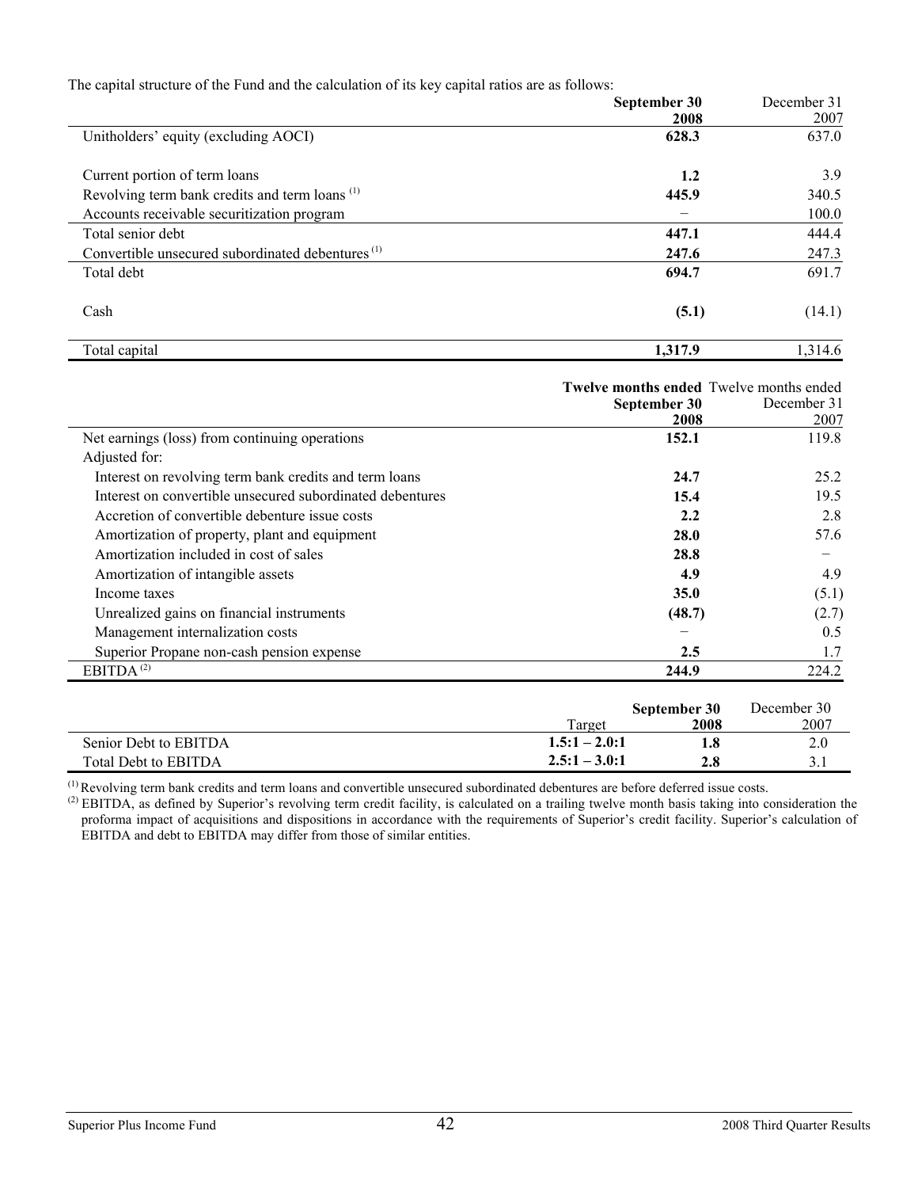The capital structure of the Fund and the calculation of its key capital ratios are as follows:

| | September 30 2008 | December 31 2007 |
|---|---|---|
| Unitholders' equity (excluding AOCI) | **628.3** | 637.0 |
| | | |
| Current portion of term loans | **1.2** | 3.9 |
| Revolving term bank credits and term loans [(1)] | **445.9** | 340.5 |
| Accounts receivable securitization program | **–** | 100.0 |
| Total senior debt | **447.1** | 444.4 |
| Convertible unsecured subordinated debentures [(1)] | **247.6** | 247.3 |
| Total debt | **694.7** | 691.7 |
| | | |
| Cash | **(5.1)** | (14.1) |
| | | |
| Total capital | **1,317.9** | 1,314.6 |

| | Twelve months ended September 30 2008 | Twelve months ended December 31 2007 |
|---|---|---|
| Net earnings (loss) from continuing operations | **152.1** | 119.8 |
| Adjusted for: | | |
| Interest on revolving term bank credits and term loans | **24.7** | 25.2 |
| Interest on convertible unsecured subordinated debentures | **15.4** | 19.5 |
| Accretion of convertible debenture issue costs | **2.2** | 2.8 |
| Amortization of property, plant and equipment | **28.0** | 57.6 |
| Amortization included in cost of sales | **28.8** | – |
| Amortization of intangible assets | **4.9** | 4.9 |
| Income taxes | **35.0** | (5.1) |
| Unrealized gains on financial instruments | **(48.7)** | (2.7) |
| Management internalization costs | **–** | 0.5 |
| Superior Propane non-cash pension expense | **2.5** | 1.7 |
| EBITDA [(2)] | **244.9** | 224.2 |

| | Target | September 30 2008 | December 30 2007 |
|---|---|---|---|
| Senior Debt to EBITDA | **1.5:1 – 2.0:1** | **1.8** | 2.0 |
| Total Debt to EBITDA | **2.5:1 – 3.0:1** | **2.8** | 3.1 |

[(1)] Revolving term bank credits and term loans and convertible unsecured subordinated debentures are before deferred issue costs.

[(2)] EBITDA, as defined by Superior's revolving term credit facility, is calculated on a trailing twelve month basis taking into consideration the proforma impact of acquisitions and dispositions in accordance with the requirements of Superior's credit facility. Superior's calculation of EBITDA and debt to EBITDA may differ from those of similar entities.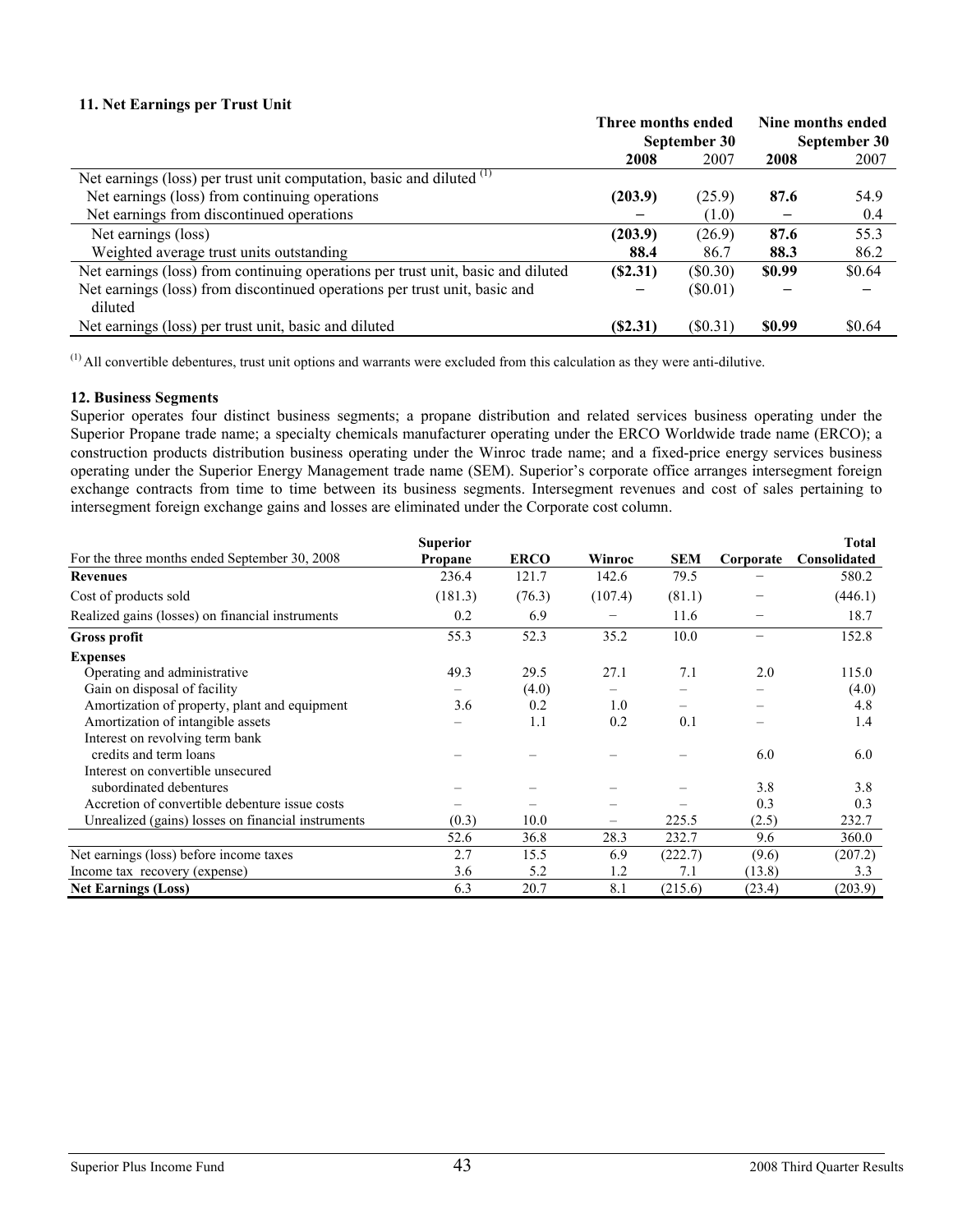#### 11. Net Earnings per Trust Unit

| | Three months ended September 30 | | Nine months ended September 30 | |
|---|---|---|---|---|
| | **2008** | 2007 | **2008** | 2007 |
| Net earnings (loss) per trust unit computation, basic and diluted [(1)] | | | | |
| Net earnings (loss) from continuing operations | **(203.9)** | (25.9) | **87.6** | 54.9 |
| Net earnings from discontinued operations | **–** | (1.0) | **–** | 0.4 |
| Net earnings (loss) | **(203.9)** | (26.9) | **87.6** | 55.3 |
| Weighted average trust units outstanding | **88.4** | 86.7 | **88.3** | 86.2 |
| Net earnings (loss) from continuing operations per trust unit, basic and diluted | **($2.31)** | ($0.30) | **$0.99** | $0.64 |
| Net earnings (loss) from discontinued operations per trust unit, basic and diluted | **–** | ($0.01) | **–** | – |
| Net earnings (loss) per trust unit, basic and diluted | **($2.31)** | ($0.31) | **$0.99** | $0.64 |

[(1)] All convertible debentures, trust unit options and warrants were excluded from this calculation as they were anti-dilutive.

#### 12. Business Segments

Superior operates four distinct business segments; a propane distribution and related services business operating under the Superior Propane trade name; a specialty chemicals manufacturer operating under the ERCO Worldwide trade name (ERCO); a construction products distribution business operating under the Winroc trade name; and a fixed-price energy services business operating under the Superior Energy Management trade name (SEM). Superior's corporate office arranges intersegment foreign exchange contracts from time to time between its business segments. Intersegment revenues and cost of sales pertaining to intersegment foreign exchange gains and losses are eliminated under the Corporate cost column.

| For the three months ended September 30, 2008 | Superior Propane | ERCO | Winroc | SEM | Corporate | Total Consolidated |
|---|---|---|---|---|---|---|
| **Revenues** | 236.4 | 121.7 | 142.6 | 79.5 | – | 580.2 |
| Cost of products sold | (181.3) | (76.3) | (107.4) | (81.1) | – | (446.1) |
| Realized gains (losses) on financial instruments | 0.2 | 6.9 | – | 11.6 | – | 18.7 |
| **Gross profit** | 55.3 | 52.3 | 35.2 | 10.0 | – | 152.8 |
| **Expenses** | | | | | | |
| Operating and administrative | 49.3 | 29.5 | 27.1 | 7.1 | 2.0 | 115.0 |
| Gain on disposal of facility | – | (4.0) | – | – | – | (4.0) |
| Amortization of property, plant and equipment | 3.6 | 0.2 | 1.0 | – | – | 4.8 |
| Amortization of intangible assets | – | 1.1 | 0.2 | 0.1 | – | 1.4 |
| Interest on revolving term bank credits and term loans | – | – | – | – | 6.0 | 6.0 |
| Interest on convertible unsecured subordinated debentures | – | – | – | – | 3.8 | 3.8 |
| Accretion of convertible debenture issue costs | – | – | – | – | 0.3 | 0.3 |
| Unrealized (gains) losses on financial instruments | (0.3) | 10.0 | – | 225.5 | (2.5) | 232.7 |
| | 52.6 | 36.8 | 28.3 | 232.7 | 9.6 | 360.0 |
| Net earnings (loss) before income taxes | 2.7 | 15.5 | 6.9 | (222.7) | (9.6) | (207.2) |
| Income tax recovery (expense) | 3.6 | 5.2 | 1.2 | 7.1 | (13.8) | 3.3 |
| **Net Earnings (Loss)** | 6.3 | 20.7 | 8.1 | (215.6) | (23.4) | (203.9) |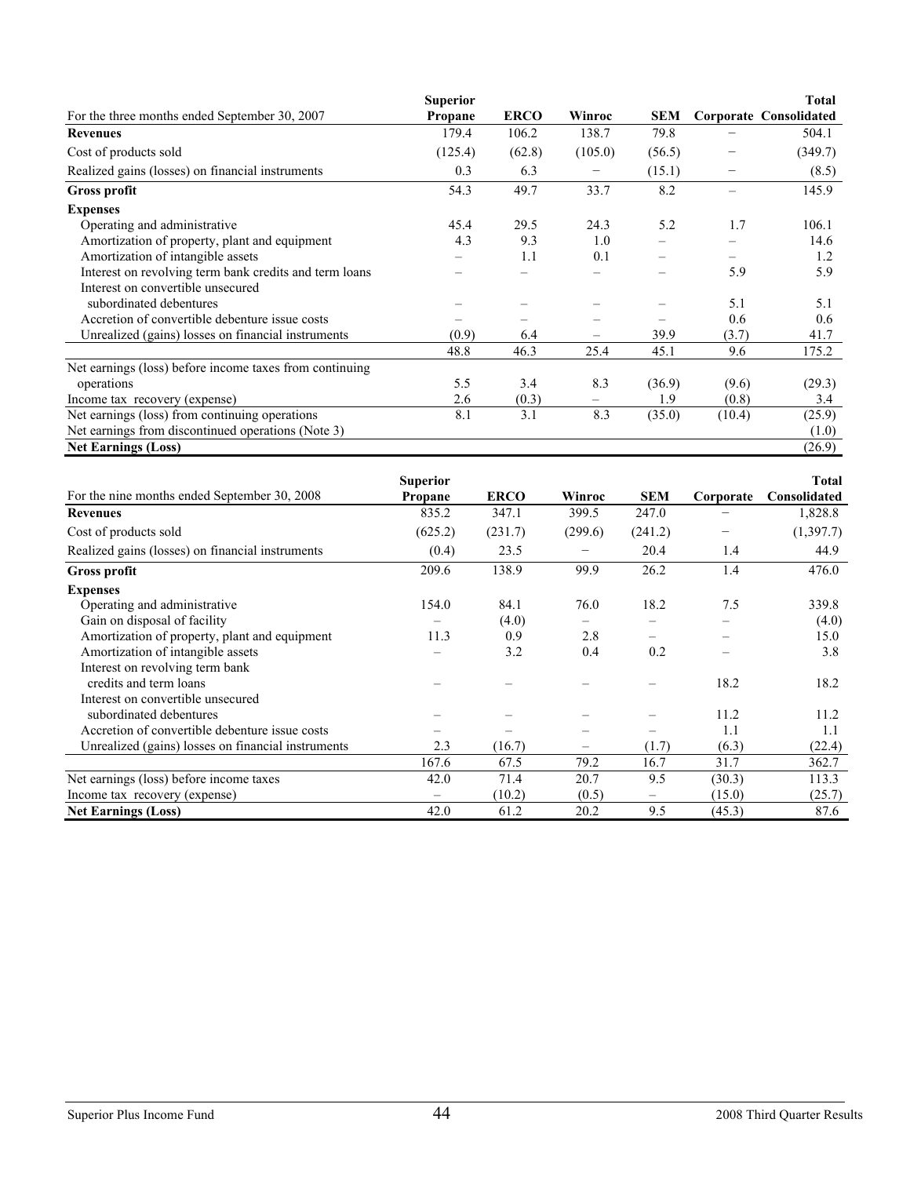| For the three months ended September 30, 2007 | Superior Propane | ERCO | Winroc | SEM | Corporate | Total Consolidated |
|---|---|---|---|---|---|---|
| **Revenues** | 179.4 | 106.2 | 138.7 | 79.8 | – | 504.1 |
| Cost of products sold | (125.4) | (62.8) | (105.0) | (56.5) | – | (349.7) |
| Realized gains (losses) on financial instruments | 0.3 | 6.3 | – | (15.1) | – | (8.5) |
| **Gross profit** | 54.3 | 49.7 | 33.7 | 8.2 | – | 145.9 |
| **Expenses** | | | | | | |
| Operating and administrative | 45.4 | 29.5 | 24.3 | 5.2 | 1.7 | 106.1 |
| Amortization of property, plant and equipment | 4.3 | 9.3 | 1.0 | – | – | 14.6 |
| Amortization of intangible assets | – | 1.1 | 0.1 | – | – | 1.2 |
| Interest on revolving term bank credits and term loans | – | – | – | – | 5.9 | 5.9 |
| Interest on convertible unsecured subordinated debentures | – | – | – | – | 5.1 | 5.1 |
| Accretion of convertible debenture issue costs | – | – | – | – | 0.6 | 0.6 |
| Unrealized (gains) losses on financial instruments | (0.9) | 6.4 | – | 39.9 | (3.7) | 41.7 |
| | 48.8 | 46.3 | 25.4 | 45.1 | 9.6 | 175.2 |
| Net earnings (loss) before income taxes from continuing operations | 5.5 | 3.4 | 8.3 | (36.9) | (9.6) | (29.3) |
| Income tax recovery (expense) | 2.6 | (0.3) | – | 1.9 | (0.8) | 3.4 |
| Net earnings (loss) from continuing operations | 8.1 | 3.1 | 8.3 | (35.0) | (10.4) | (25.9) |
| Net earnings from discontinued operations (Note 3) | | | | | | (1.0) |
| **Net Earnings (Loss)** | | | | | | (26.9) |

| For the nine months ended September 30, 2008 | Superior Propane | ERCO | Winroc | SEM | Corporate | Total Consolidated |
|---|---|---|---|---|---|---|
| **Revenues** | 835.2 | 347.1 | 399.5 | 247.0 | – | 1,828.8 |
| Cost of products sold | (625.2) | (231.7) | (299.6) | (241.2) | – | (1,397.7) |
| Realized gains (losses) on financial instruments | (0.4) | 23.5 | – | 20.4 | 1.4 | 44.9 |
| **Gross profit** | 209.6 | 138.9 | 99.9 | 26.2 | 1.4 | 476.0 |
| **Expenses** | | | | | | |
| Operating and administrative | 154.0 | 84.1 | 76.0 | 18.2 | 7.5 | 339.8 |
| Gain on disposal of facility | – | (4.0) | – | – | – | (4.0) |
| Amortization of property, plant and equipment | 11.3 | 0.9 | 2.8 | – | – | 15.0 |
| Amortization of intangible assets | – | 3.2 | 0.4 | 0.2 | – | 3.8 |
| Interest on revolving term bank credits and term loans | – | – | – | – | 18.2 | 18.2 |
| Interest on convertible unsecured subordinated debentures | – | – | – | – | 11.2 | 11.2 |
| Accretion of convertible debenture issue costs | – | – | – | – | 1.1 | 1.1 |
| Unrealized (gains) losses on financial instruments | 2.3 | (16.7) | – | (1.7) | (6.3) | (22.4) |
| | 167.6 | 67.5 | 79.2 | 16.7 | 31.7 | 362.7 |
| Net earnings (loss) before income taxes | 42.0 | 71.4 | 20.7 | 9.5 | (30.3) | 113.3 |
| Income tax recovery (expense) | – | (10.2) | (0.5) | – | (15.0) | (25.7) |
| **Net Earnings (Loss)** | 42.0 | 61.2 | 20.2 | 9.5 | (45.3) | 87.6 |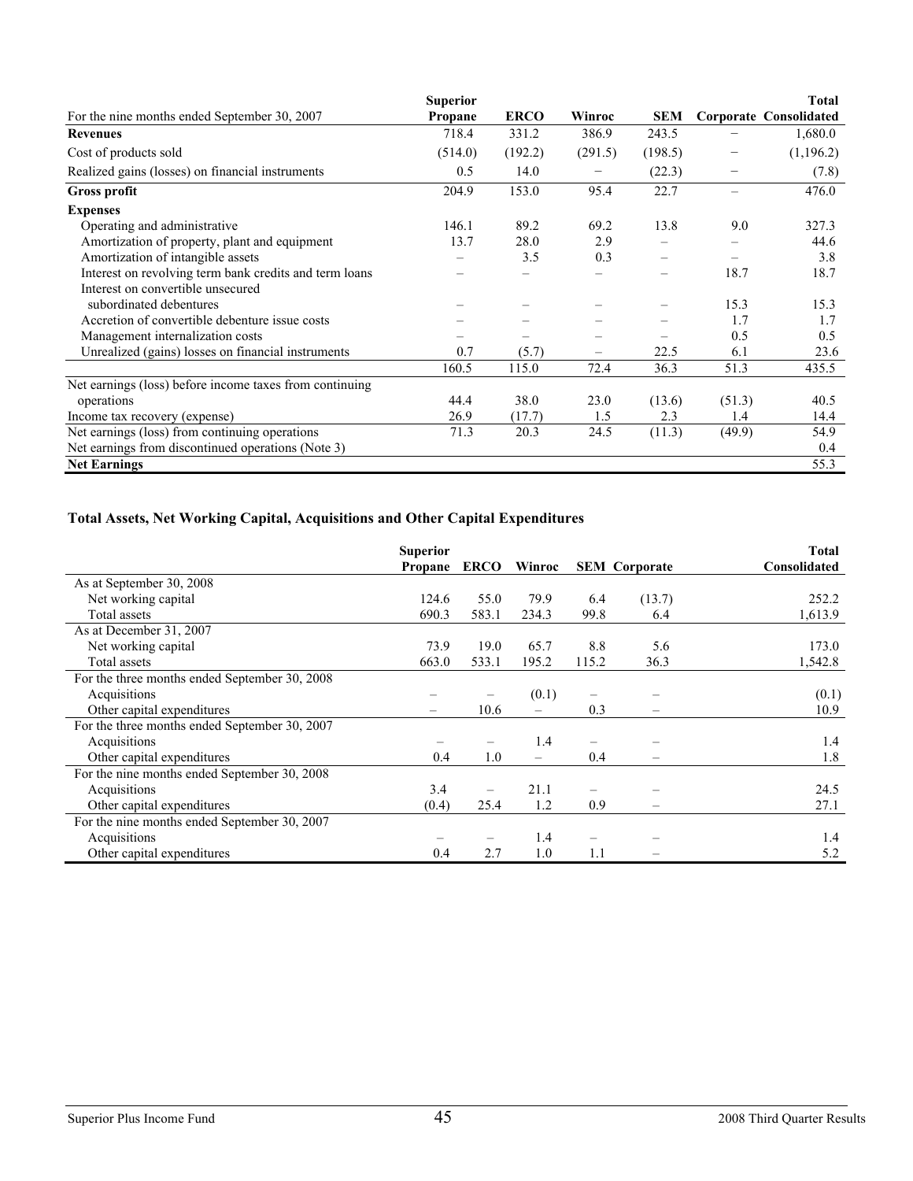| For the nine months ended September 30, 2007 | Superior Propane | ERCO | Winroc | SEM | Corporate | Total Consolidated |
|---|---|---|---|---|---|---|
| **Revenues** | 718.4 | 331.2 | 386.9 | 243.5 | – | 1,680.0 |
| Cost of products sold | (514.0) | (192.2) | (291.5) | (198.5) | – | (1,196.2) |
| Realized gains (losses) on financial instruments | 0.5 | 14.0 | – | (22.3) | – | (7.8) |
| **Gross profit** | 204.9 | 153.0 | 95.4 | 22.7 | – | 476.0 |
| **Expenses** | | | | | | |
| Operating and administrative | 146.1 | 89.2 | 69.2 | 13.8 | 9.0 | 327.3 |
| Amortization of property, plant and equipment | 13.7 | 28.0 | 2.9 | – | – | 44.6 |
| Amortization of intangible assets | – | 3.5 | 0.3 | – | – | 3.8 |
| Interest on revolving term bank credits and term loans | – | – | – | – | 18.7 | 18.7 |
| Interest on convertible unsecured subordinated debentures | – | – | – | – | 15.3 | 15.3 |
| Accretion of convertible debenture issue costs | – | – | – | – | 1.7 | 1.7 |
| Management internalization costs | – | – | – | – | 0.5 | 0.5 |
| Unrealized (gains) losses on financial instruments | 0.7 | (5.7) | – | 22.5 | 6.1 | 23.6 |
| | 160.5 | 115.0 | 72.4 | 36.3 | 51.3 | 435.5 |
| Net earnings (loss) before income taxes from continuing operations | 44.4 | 38.0 | 23.0 | (13.6) | (51.3) | 40.5 |
| Income tax recovery (expense) | 26.9 | (17.7) | 1.5 | 2.3 | 1.4 | 14.4 |
| Net earnings (loss) from continuing operations | 71.3 | 20.3 | 24.5 | (11.3) | (49.9) | 54.9 |
| Net earnings from discontinued operations (Note 3) | | | | | | 0.4 |
| **Net Earnings** | | | | | | 55.3 |

### Total Assets, Net Working Capital, Acquisitions and Other Capital Expenditures

| | Superior Propane | ERCO | Winroc | SEM | Corporate | Total Consolidated |
|---|---|---|---|---|---|---|
| As at September 30, 2008 | | | | | | |
| Net working capital | 124.6 | 55.0 | 79.9 | 6.4 | (13.7) | 252.2 |
| Total assets | 690.3 | 583.1 | 234.3 | 99.8 | 6.4 | 1,613.9 |
| As at December 31, 2007 | | | | | | |
| Net working capital | 73.9 | 19.0 | 65.7 | 8.8 | 5.6 | 173.0 |
| Total assets | 663.0 | 533.1 | 195.2 | 115.2 | 36.3 | 1,542.8 |
| For the three months ended September 30, 2008 | | | | | | |
| Acquisitions | – | – | (0.1) | – | – | (0.1) |
| Other capital expenditures | – | 10.6 | – | 0.3 | – | 10.9 |
| For the three months ended September 30, 2007 | | | | | | |
| Acquisitions | – | – | 1.4 | – | – | 1.4 |
| Other capital expenditures | 0.4 | 1.0 | – | 0.4 | – | 1.8 |
| For the nine months ended September 30, 2008 | | | | | | |
| Acquisitions | 3.4 | – | 21.1 | – | – | 24.5 |
| Other capital expenditures | (0.4) | 25.4 | 1.2 | 0.9 | – | 27.1 |
| For the nine months ended September 30, 2007 | | | | | | |
| Acquisitions | – | – | 1.4 | – | – | 1.4 |
| Other capital expenditures | 0.4 | 2.7 | 1.0 | 1.1 | – | 5.2 |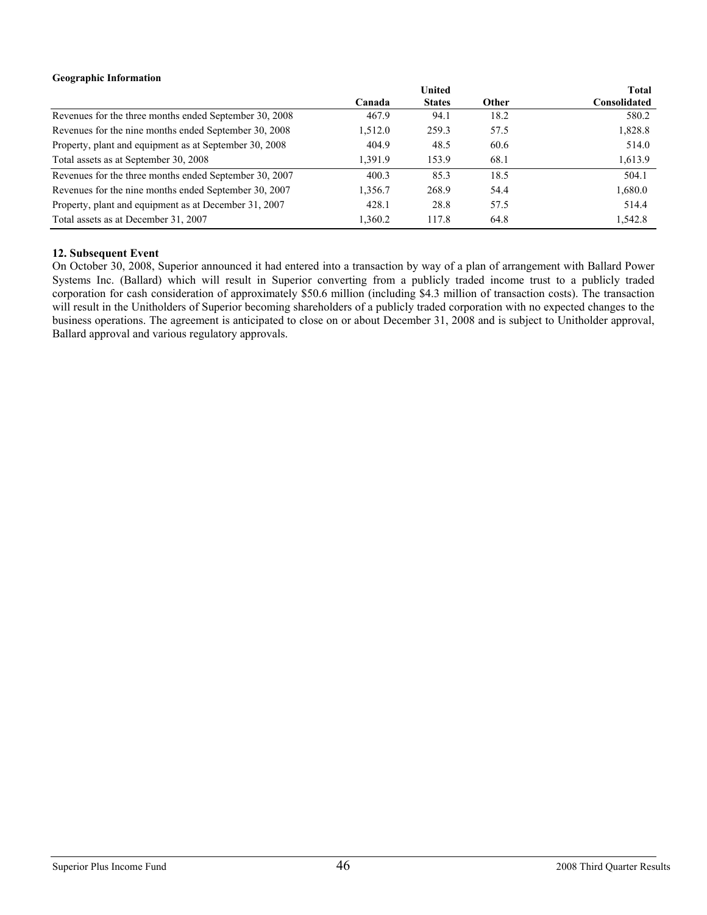**Geographic Information**

| | Canada | United States | Other | Total Consolidated |
|---|---|---|---|---|
| Revenues for the three months ended September 30, 2008 | 467.9 | 94.1 | 18.2 | 580.2 |
| Revenues for the nine months ended September 30, 2008 | 1,512.0 | 259.3 | 57.5 | 1,828.8 |
| Property, plant and equipment as at September 30, 2008 | 404.9 | 48.5 | 60.6 | 514.0 |
| Total assets as at September 30, 2008 | 1,391.9 | 153.9 | 68.1 | 1,613.9 |
| Revenues for the three months ended September 30, 2007 | 400.3 | 85.3 | 18.5 | 504.1 |
| Revenues for the nine months ended September 30, 2007 | 1,356.7 | 268.9 | 54.4 | 1,680.0 |
| Property, plant and equipment as at December 31, 2007 | 428.1 | 28.8 | 57.5 | 514.4 |
| Total assets as at December 31, 2007 | 1,360.2 | 117.8 | 64.8 | 1,542.8 |

**12. Subsequent Event**

On October 30, 2008, Superior announced it had entered into a transaction by way of a plan of arrangement with Ballard Power Systems Inc. (Ballard) which will result in Superior converting from a publicly traded income trust to a publicly traded corporation for cash consideration of approximately $50.6 million (including $4.3 million of transaction costs). The transaction will result in the Unitholders of Superior becoming shareholders of a publicly traded corporation with no expected changes to the business operations. The agreement is anticipated to close on or about December 31, 2008 and is subject to Unitholder approval, Ballard approval and various regulatory approvals.